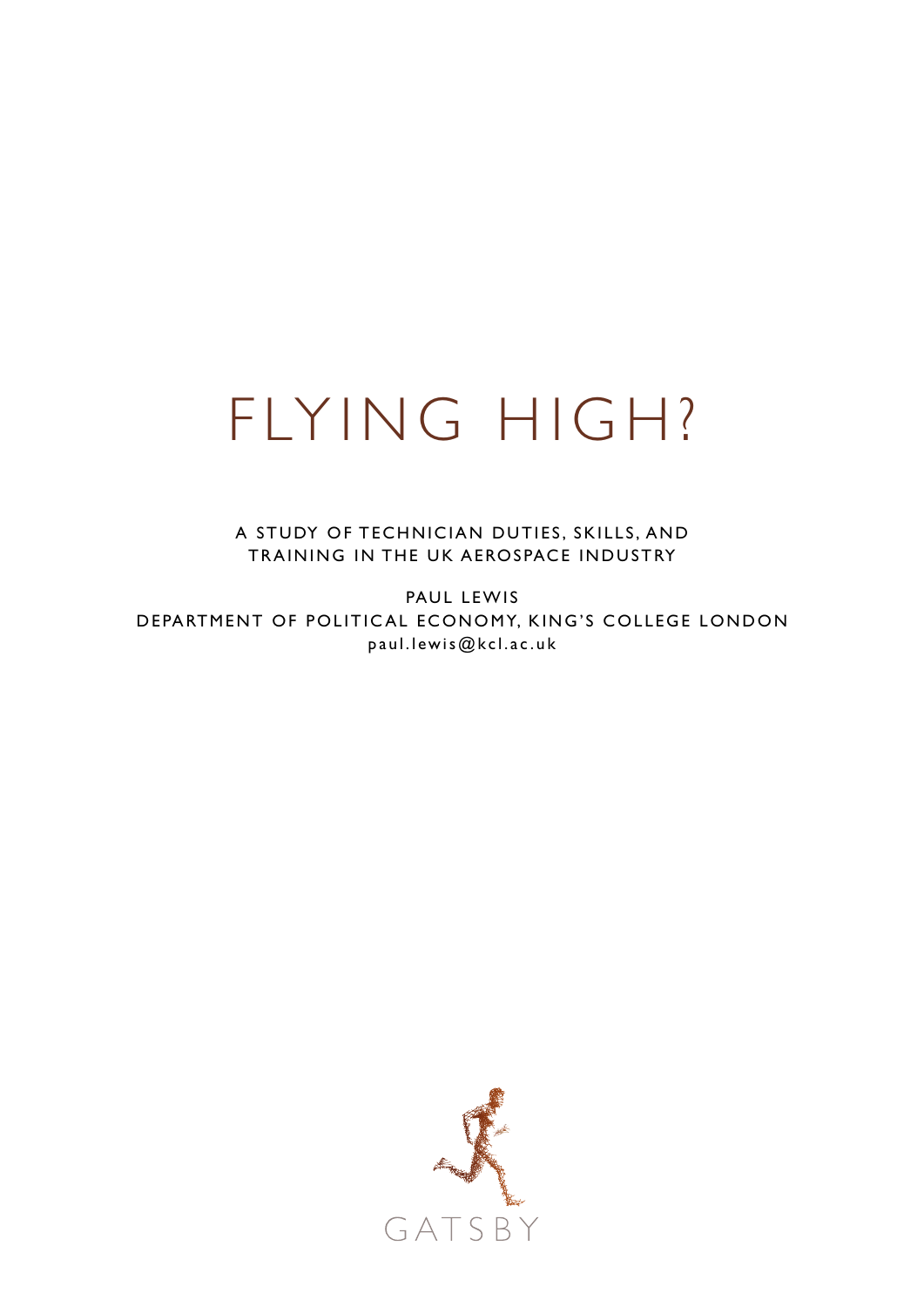# FLYING HIGH?

A STUDY OF TECHNICIAN DUTIES, SKILLS, AND TRAINING IN THE UK AEROSPACE INDUSTRY

PAUL LEWIS

DEPARTMENT OF POLITICAL ECONOMY, KING'S COLLEGE LONDON

paul.lewis@kcl.ac.uk

GATSBY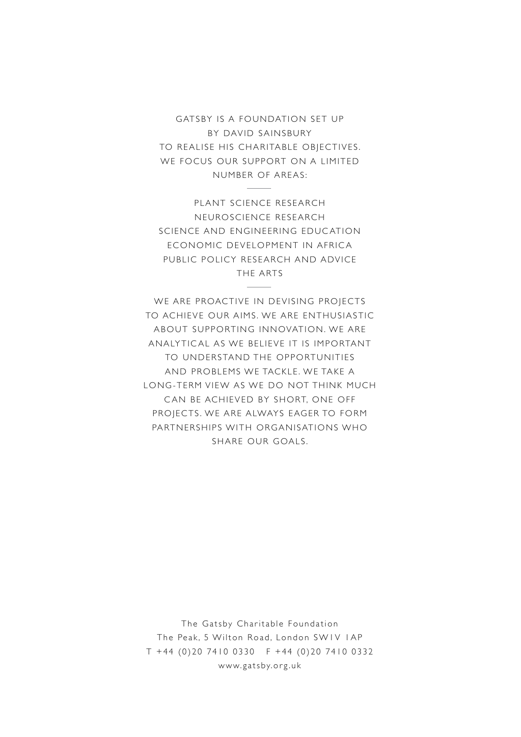GATSBY IS A FOUNDATION SET UP BY DAVID SAINSBURY TO REALISE HIS CHARITABLE OBJECTIVES. WE FOCUS OUR SUPPORT ON A LIMITED NUMBER OF AREAS:

---

PLANT SCIENCE RESEARCH
NEUROSCIENCE RESEARCH
SCIENCE AND ENGINEERING EDUCATION
ECONOMIC DEVELOPMENT IN AFRICA
PUBLIC POLICY RESEARCH AND ADVICE
THE ARTS

---

WE ARE PROACTIVE IN DEVISING PROJECTS TO ACHIEVE OUR AIMS. WE ARE ENTHUSIASTIC ABOUT SUPPORTING INNOVATION. WE ARE ANALYTICAL AS WE BELIEVE IT IS IMPORTANT TO UNDERSTAND THE OPPORTUNITIES AND PROBLEMS WE TACKLE. WE TAKE A LONG-TERM VIEW AS WE DO NOT THINK MUCH CAN BE ACHIEVED BY SHORT, ONE OFF PROJECTS. WE ARE ALWAYS EAGER TO FORM PARTNERSHIPS WITH ORGANISATIONS WHO SHARE OUR GOALS.

The Gatsby Charitable Foundation
The Peak, 5 Wilton Road, London SW1V 1AP
T +44 (0)20 7410 0330 F +44 (0)20 7410 0332
www.gatsby.org.uk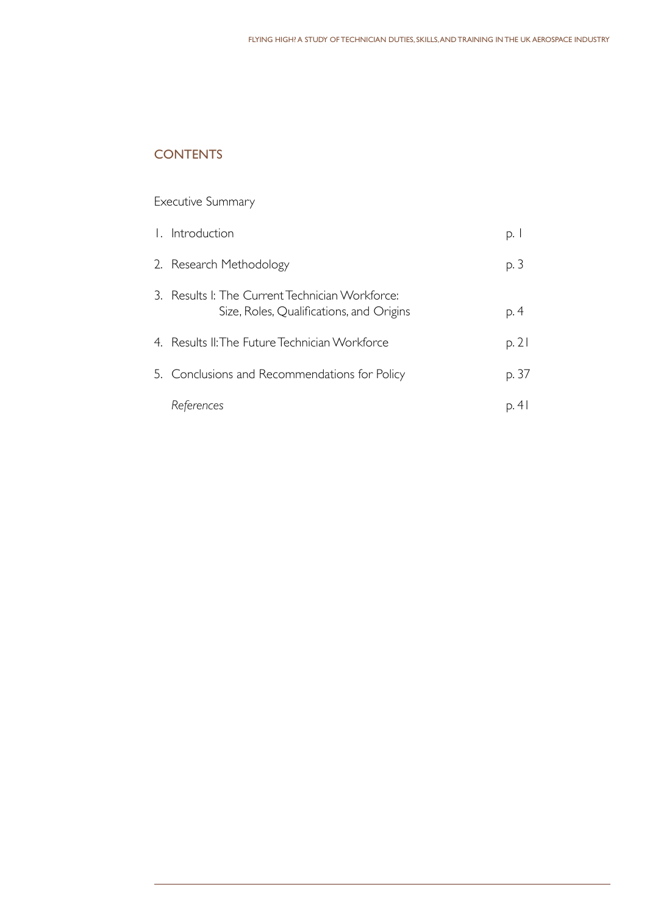## CONTENTS

Executive Summary

1. Introduction p. 1
2. Research Methodology p. 3
3. Results I: The Current Technician Workforce: Size, Roles, Qualifications, and Origins p. 4
4. Results II: The Future Technician Workforce p. 21
5. Conclusions and Recommendations for Policy p. 37

*References* p. 41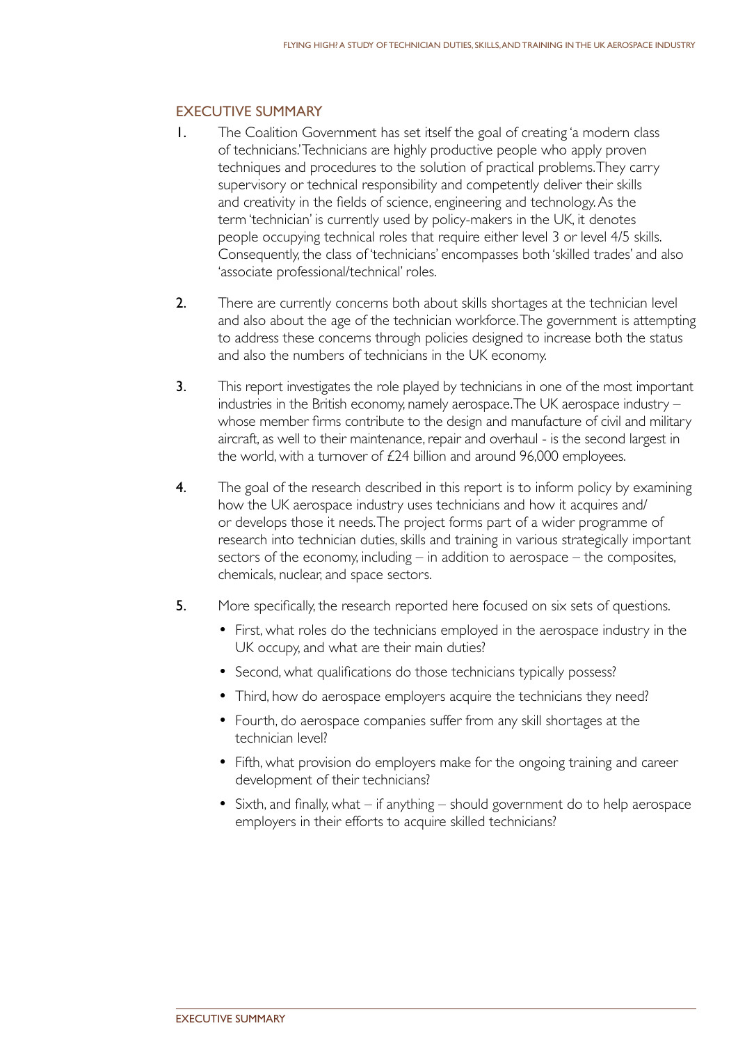## EXECUTIVE SUMMARY

1. The Coalition Government has set itself the goal of creating 'a modern class of technicians.' Technicians are highly productive people who apply proven techniques and procedures to the solution of practical problems. They carry supervisory or technical responsibility and competently deliver their skills and creativity in the fields of science, engineering and technology. As the term 'technician' is currently used by policy-makers in the UK, it denotes people occupying technical roles that require either level 3 or level 4/5 skills. Consequently, the class of 'technicians' encompasses both 'skilled trades' and also 'associate professional/technical' roles.

2. There are currently concerns both about skills shortages at the technician level and also about the age of the technician workforce. The government is attempting to address these concerns through policies designed to increase both the status and also the numbers of technicians in the UK economy.

3. This report investigates the role played by technicians in one of the most important industries in the British economy, namely aerospace. The UK aerospace industry – whose member firms contribute to the design and manufacture of civil and military aircraft, as well to their maintenance, repair and overhaul - is the second largest in the world, with a turnover of £24 billion and around 96,000 employees.

4. The goal of the research described in this report is to inform policy by examining how the UK aerospace industry uses technicians and how it acquires and/or develops those it needs. The project forms part of a wider programme of research into technician duties, skills and training in various strategically important sectors of the economy, including – in addition to aerospace – the composites, chemicals, nuclear, and space sectors.

5. More specifically, the research reported here focused on six sets of questions.
   - First, what roles do the technicians employed in the aerospace industry in the UK occupy, and what are their main duties?
   - Second, what qualifications do those technicians typically possess?
   - Third, how do aerospace employers acquire the technicians they need?
   - Fourth, do aerospace companies suffer from any skill shortages at the technician level?
   - Fifth, what provision do employers make for the ongoing training and career development of their technicians?
   - Sixth, and finally, what – if anything – should government do to help aerospace employers in their efforts to acquire skilled technicians?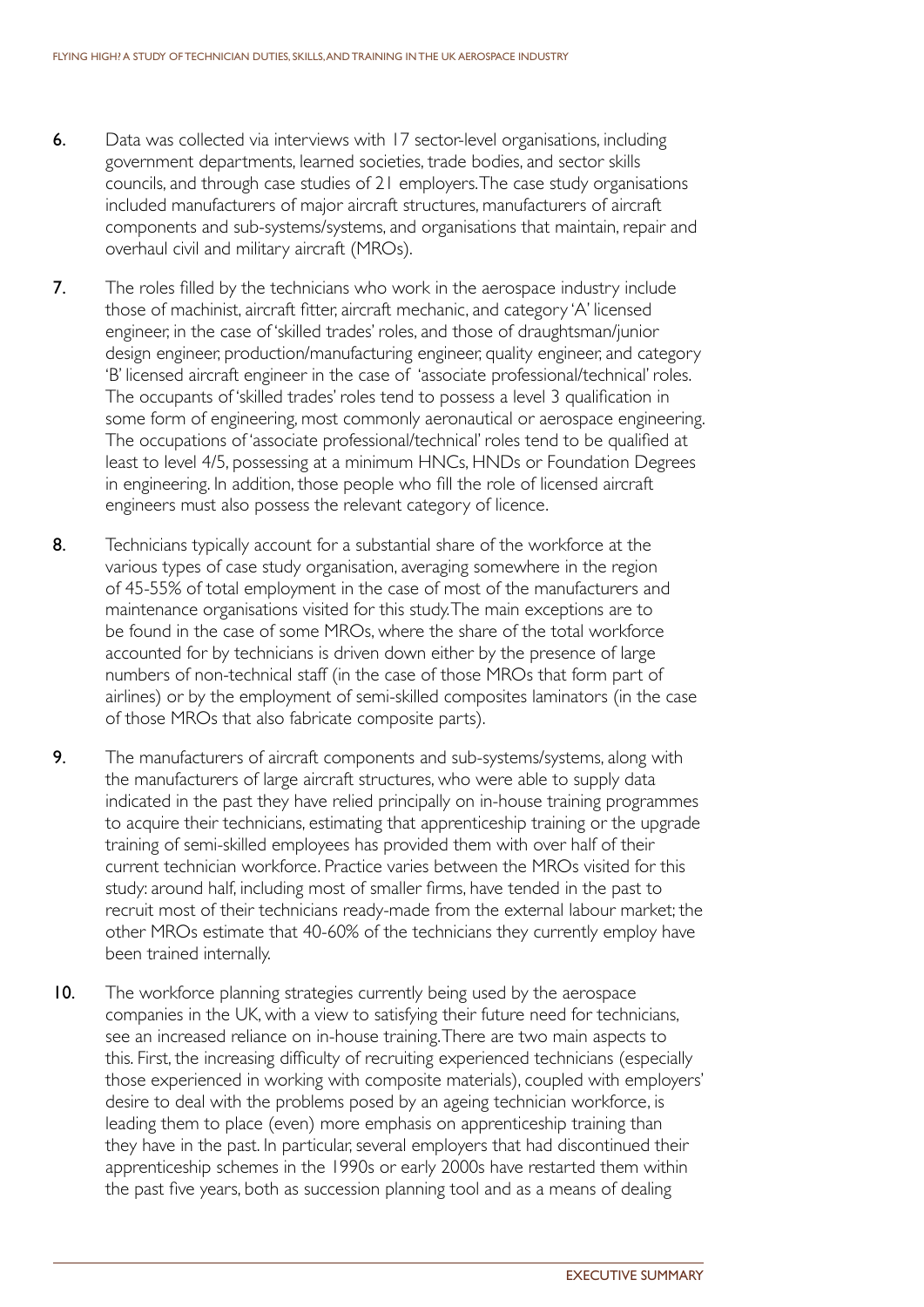6. Data was collected via interviews with 17 sector-level organisations, including government departments, learned societies, trade bodies, and sector skills councils, and through case studies of 21 employers. The case study organisations included manufacturers of major aircraft structures, manufacturers of aircraft components and sub-systems/systems, and organisations that maintain, repair and overhaul civil and military aircraft (MROs).

7. The roles filled by the technicians who work in the aerospace industry include those of machinist, aircraft fitter, aircraft mechanic, and category 'A' licensed engineer, in the case of 'skilled trades' roles, and those of draughtsman/junior design engineer, production/manufacturing engineer, quality engineer, and category 'B' licensed aircraft engineer in the case of 'associate professional/technical' roles. The occupants of 'skilled trades' roles tend to possess a level 3 qualification in some form of engineering, most commonly aeronautical or aerospace engineering. The occupations of 'associate professional/technical' roles tend to be qualified at least to level 4/5, possessing at a minimum HNCs, HNDs or Foundation Degrees in engineering. In addition, those people who fill the role of licensed aircraft engineers must also possess the relevant category of licence.

8. Technicians typically account for a substantial share of the workforce at the various types of case study organisation, averaging somewhere in the region of 45-55% of total employment in the case of most of the manufacturers and maintenance organisations visited for this study. The main exceptions are to be found in the case of some MROs, where the share of the total workforce accounted for by technicians is driven down either by the presence of large numbers of non-technical staff (in the case of those MROs that form part of airlines) or by the employment of semi-skilled composites laminators (in the case of those MROs that also fabricate composite parts).

9. The manufacturers of aircraft components and sub-systems/systems, along with the manufacturers of large aircraft structures, who were able to supply data indicated in the past they have relied principally on in-house training programmes to acquire their technicians, estimating that apprenticeship training or the upgrade training of semi-skilled employees has provided them with over half of their current technician workforce. Practice varies between the MROs visited for this study: around half, including most of smaller firms, have tended in the past to recruit most of their technicians ready-made from the external labour market; the other MROs estimate that 40-60% of the technicians they currently employ have been trained internally.

10. The workforce planning strategies currently being used by the aerospace companies in the UK, with a view to satisfying their future need for technicians, see an increased reliance on in-house training. There are two main aspects to this. First, the increasing difficulty of recruiting experienced technicians (especially those experienced in working with composite materials), coupled with employers' desire to deal with the problems posed by an ageing technician workforce, is leading them to place (even) more emphasis on apprenticeship training than they have in the past. In particular, several employers that had discontinued their apprenticeship schemes in the 1990s or early 2000s have restarted them within the past five years, both as succession planning tool and as a means of dealing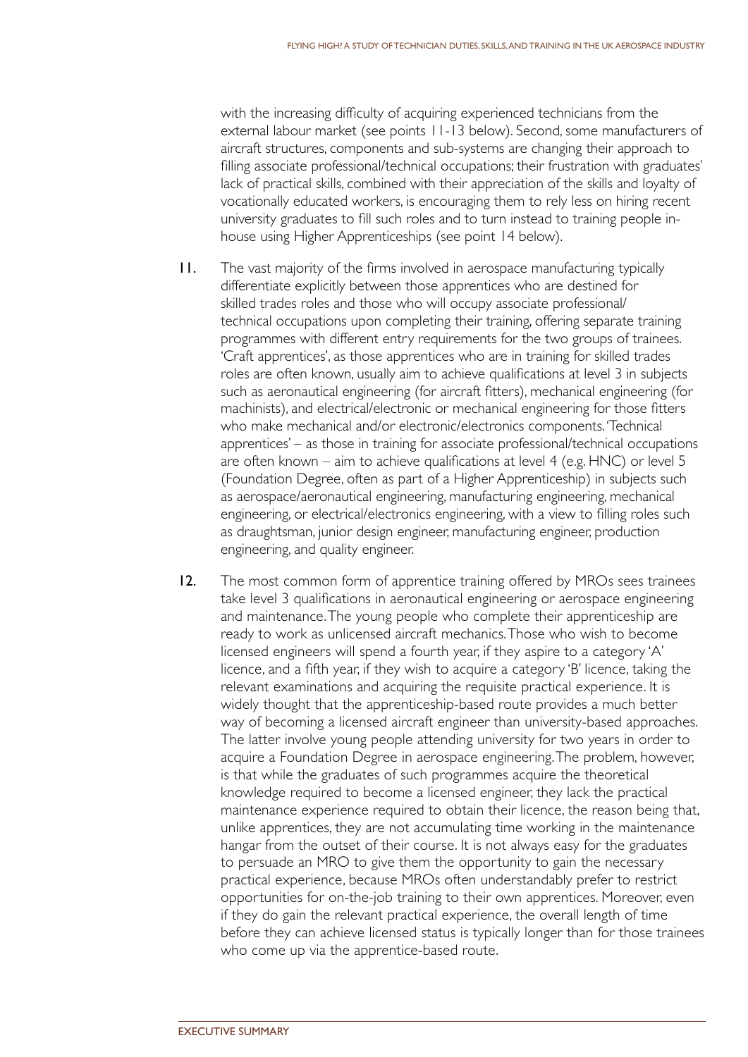with the increasing difficulty of acquiring experienced technicians from the external labour market (see points 11-13 below). Second, some manufacturers of aircraft structures, components and sub-systems are changing their approach to filling associate professional/technical occupations; their frustration with graduates' lack of practical skills, combined with their appreciation of the skills and loyalty of vocationally educated workers, is encouraging them to rely less on hiring recent university graduates to fill such roles and to turn instead to training people in-house using Higher Apprenticeships (see point 14 below).

11. The vast majority of the firms involved in aerospace manufacturing typically differentiate explicitly between those apprentices who are destined for skilled trades roles and those who will occupy associate professional/technical occupations upon completing their training, offering separate training programmes with different entry requirements for the two groups of trainees. 'Craft apprentices', as those apprentices who are in training for skilled trades roles are often known, usually aim to achieve qualifications at level 3 in subjects such as aeronautical engineering (for aircraft fitters), mechanical engineering (for machinists), and electrical/electronic or mechanical engineering for those fitters who make mechanical and/or electronic/electronics components. 'Technical apprentices' – as those in training for associate professional/technical occupations are often known – aim to achieve qualifications at level 4 (e.g. HNC) or level 5 (Foundation Degree, often as part of a Higher Apprenticeship) in subjects such as aerospace/aeronautical engineering, manufacturing engineering, mechanical engineering, or electrical/electronics engineering, with a view to filling roles such as draughtsman, junior design engineer, manufacturing engineer, production engineering, and quality engineer.

12. The most common form of apprentice training offered by MROs sees trainees take level 3 qualifications in aeronautical engineering or aerospace engineering and maintenance. The young people who complete their apprenticeship are ready to work as unlicensed aircraft mechanics. Those who wish to become licensed engineers will spend a fourth year, if they aspire to a category 'A' licence, and a fifth year, if they wish to acquire a category 'B' licence, taking the relevant examinations and acquiring the requisite practical experience. It is widely thought that the apprenticeship-based route provides a much better way of becoming a licensed aircraft engineer than university-based approaches. The latter involve young people attending university for two years in order to acquire a Foundation Degree in aerospace engineering. The problem, however, is that while the graduates of such programmes acquire the theoretical knowledge required to become a licensed engineer, they lack the practical maintenance experience required to obtain their licence, the reason being that, unlike apprentices, they are not accumulating time working in the maintenance hangar from the outset of their course. It is not always easy for the graduates to persuade an MRO to give them the opportunity to gain the necessary practical experience, because MROs often understandably prefer to restrict opportunities for on-the-job training to their own apprentices. Moreover, even if they do gain the relevant practical experience, the overall length of time before they can achieve licensed status is typically longer than for those trainees who come up via the apprentice-based route.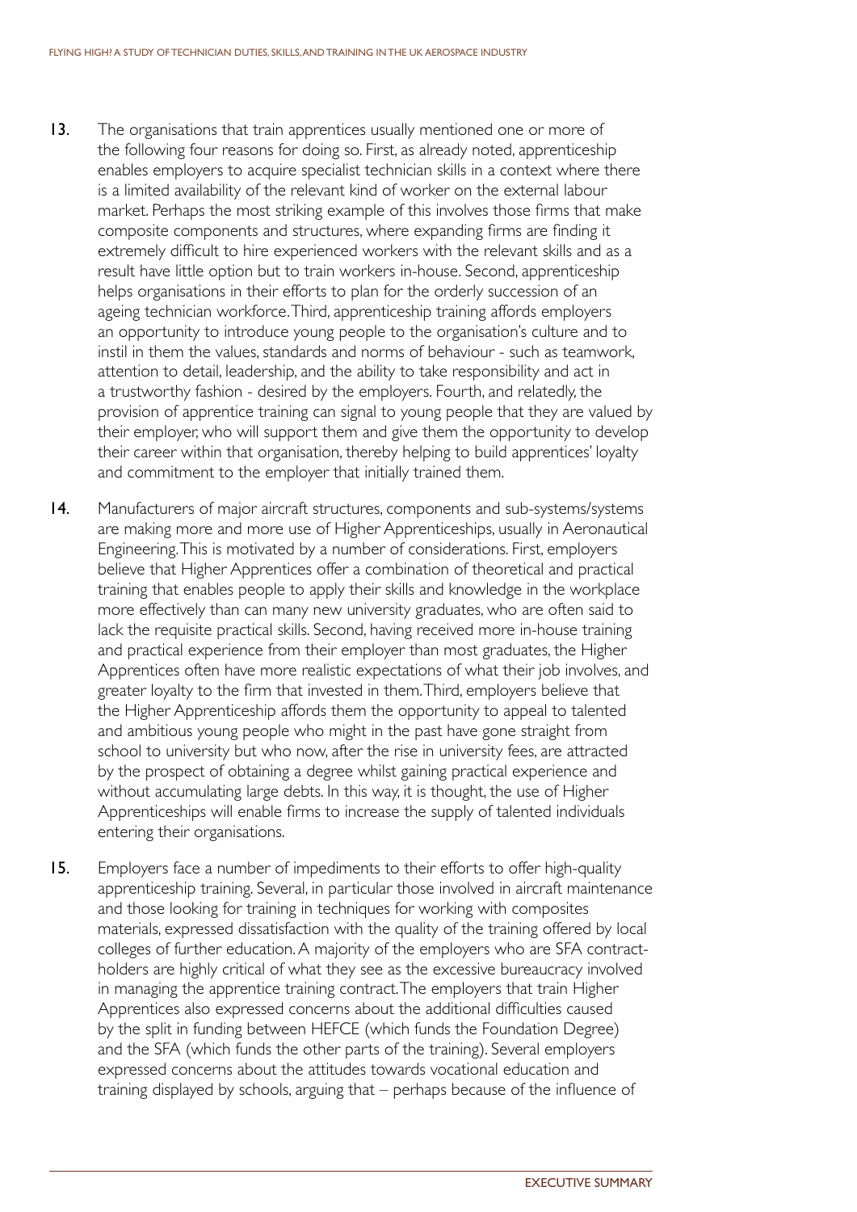13. The organisations that train apprentices usually mentioned one or more of the following four reasons for doing so. First, as already noted, apprenticeship enables employers to acquire specialist technician skills in a context where there is a limited availability of the relevant kind of worker on the external labour market. Perhaps the most striking example of this involves those firms that make composite components and structures, where expanding firms are finding it extremely difficult to hire experienced workers with the relevant skills and as a result have little option but to train workers in-house. Second, apprenticeship helps organisations in their efforts to plan for the orderly succession of an ageing technician workforce. Third, apprenticeship training affords employers an opportunity to introduce young people to the organisation's culture and to instil in them the values, standards and norms of behaviour - such as teamwork, attention to detail, leadership, and the ability to take responsibility and act in a trustworthy fashion - desired by the employers. Fourth, and relatedly, the provision of apprentice training can signal to young people that they are valued by their employer, who will support them and give them the opportunity to develop their career within that organisation, thereby helping to build apprentices' loyalty and commitment to the employer that initially trained them.

14. Manufacturers of major aircraft structures, components and sub-systems/systems are making more and more use of Higher Apprenticeships, usually in Aeronautical Engineering. This is motivated by a number of considerations. First, employers believe that Higher Apprentices offer a combination of theoretical and practical training that enables people to apply their skills and knowledge in the workplace more effectively than can many new university graduates, who are often said to lack the requisite practical skills. Second, having received more in-house training and practical experience from their employer than most graduates, the Higher Apprentices often have more realistic expectations of what their job involves, and greater loyalty to the firm that invested in them. Third, employers believe that the Higher Apprenticeship affords them the opportunity to appeal to talented and ambitious young people who might in the past have gone straight from school to university but who now, after the rise in university fees, are attracted by the prospect of obtaining a degree whilst gaining practical experience and without accumulating large debts. In this way, it is thought, the use of Higher Apprenticeships will enable firms to increase the supply of talented individuals entering their organisations.

15. Employers face a number of impediments to their efforts to offer high-quality apprenticeship training. Several, in particular those involved in aircraft maintenance and those looking for training in techniques for working with composites materials, expressed dissatisfaction with the quality of the training offered by local colleges of further education. A majority of the employers who are SFA contract-holders are highly critical of what they see as the excessive bureaucracy involved in managing the apprentice training contract. The employers that train Higher Apprentices also expressed concerns about the additional difficulties caused by the split in funding between HEFCE (which funds the Foundation Degree) and the SFA (which funds the other parts of the training). Several employers expressed concerns about the attitudes towards vocational education and training displayed by schools, arguing that – perhaps because of the influence of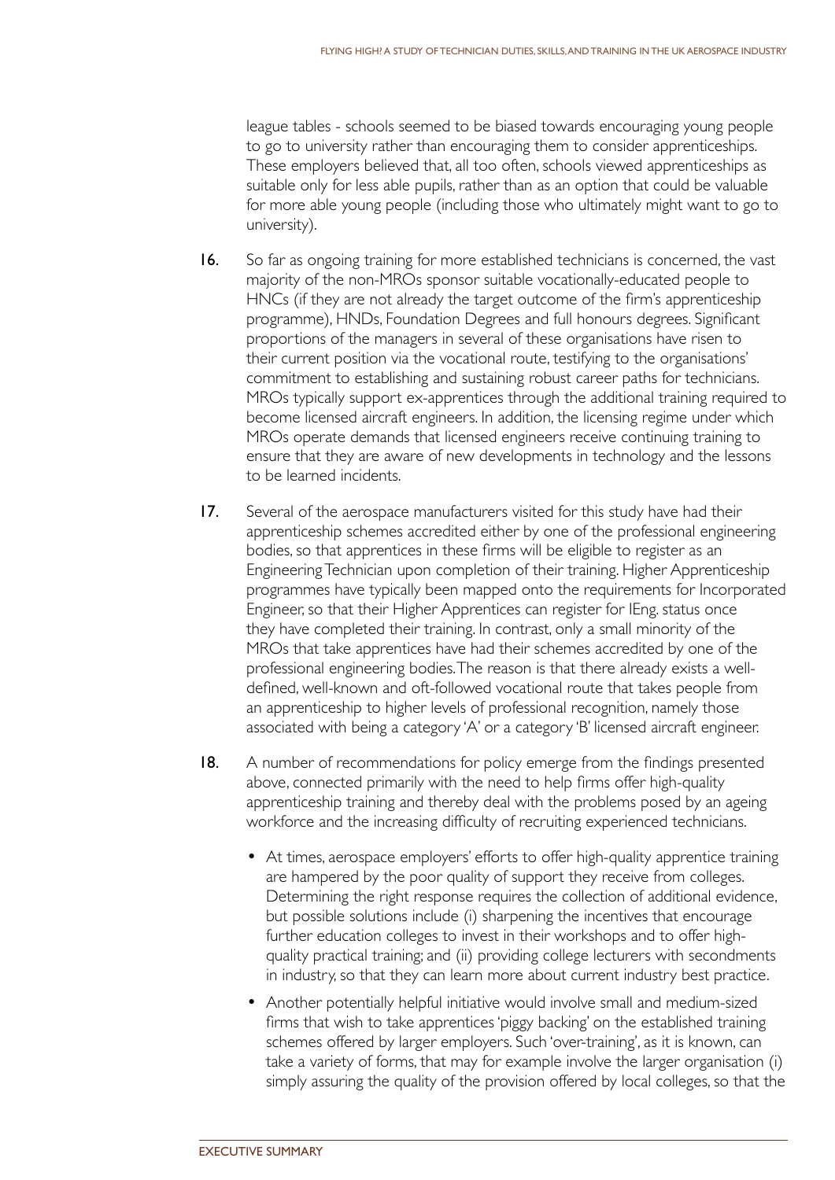league tables - schools seemed to be biased towards encouraging young people to go to university rather than encouraging them to consider apprenticeships. These employers believed that, all too often, schools viewed apprenticeships as suitable only for less able pupils, rather than as an option that could be valuable for more able young people (including those who ultimately might want to go to university).

16. So far as ongoing training for more established technicians is concerned, the vast majority of the non-MROs sponsor suitable vocationally-educated people to HNCs (if they are not already the target outcome of the firm's apprenticeship programme), HNDs, Foundation Degrees and full honours degrees. Significant proportions of the managers in several of these organisations have risen to their current position via the vocational route, testifying to the organisations' commitment to establishing and sustaining robust career paths for technicians. MROs typically support ex-apprentices through the additional training required to become licensed aircraft engineers. In addition, the licensing regime under which MROs operate demands that licensed engineers receive continuing training to ensure that they are aware of new developments in technology and the lessons to be learned incidents.

17. Several of the aerospace manufacturers visited for this study have had their apprenticeship schemes accredited either by one of the professional engineering bodies, so that apprentices in these firms will be eligible to register as an Engineering Technician upon completion of their training. Higher Apprenticeship programmes have typically been mapped onto the requirements for Incorporated Engineer, so that their Higher Apprentices can register for IEng. status once they have completed their training. In contrast, only a small minority of the MROs that take apprentices have had their schemes accredited by one of the professional engineering bodies. The reason is that there already exists a well-defined, well-known and oft-followed vocational route that takes people from an apprenticeship to higher levels of professional recognition, namely those associated with being a category 'A' or a category 'B' licensed aircraft engineer.

18. A number of recommendations for policy emerge from the findings presented above, connected primarily with the need to help firms offer high-quality apprenticeship training and thereby deal with the problems posed by an ageing workforce and the increasing difficulty of recruiting experienced technicians.

   - At times, aerospace employers' efforts to offer high-quality apprentice training are hampered by the poor quality of support they receive from colleges. Determining the right response requires the collection of additional evidence, but possible solutions include (i) sharpening the incentives that encourage further education colleges to invest in their workshops and to offer high-quality practical training; and (ii) providing college lecturers with secondments in industry, so that they can learn more about current industry best practice.

   - Another potentially helpful initiative would involve small and medium-sized firms that wish to take apprentices 'piggy backing' on the established training schemes offered by larger employers. Such 'over-training', as it is known, can take a variety of forms, that may for example involve the larger organisation (i) simply assuring the quality of the provision offered by local colleges, so that the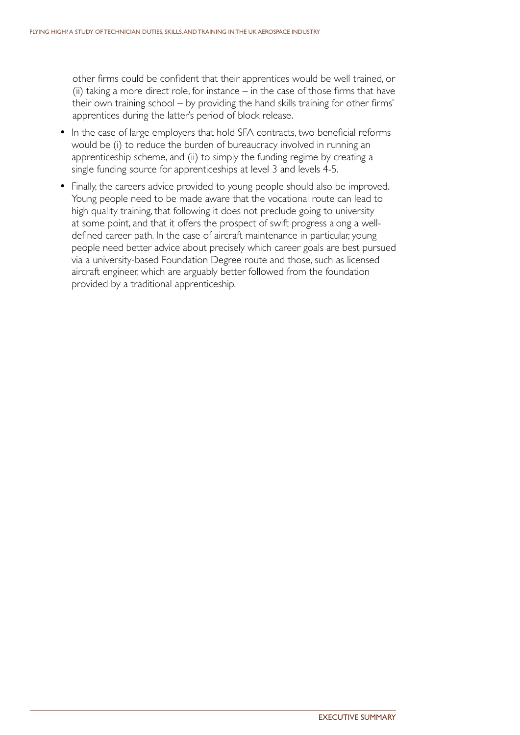other firms could be confident that their apprentices would be well trained, or (ii) taking a more direct role, for instance – in the case of those firms that have their own training school – by providing the hand skills training for other firms' apprentices during the latter's period of block release.

- In the case of large employers that hold SFA contracts, two beneficial reforms would be (i) to reduce the burden of bureaucracy involved in running an apprenticeship scheme, and (ii) to simply the funding regime by creating a single funding source for apprenticeships at level 3 and levels 4-5.
- Finally, the careers advice provided to young people should also be improved. Young people need to be made aware that the vocational route can lead to high quality training, that following it does not preclude going to university at some point, and that it offers the prospect of swift progress along a well-defined career path. In the case of aircraft maintenance in particular, young people need better advice about precisely which career goals are best pursued via a university-based Foundation Degree route and those, such as licensed aircraft engineer, which are arguably better followed from the foundation provided by a traditional apprenticeship.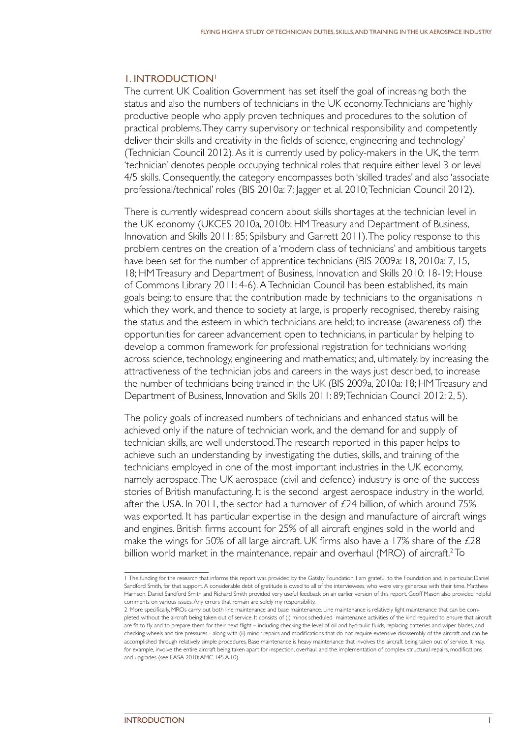# 1. INTRODUCTION[1]

The current UK Coalition Government has set itself the goal of increasing both the status and also the numbers of technicians in the UK economy. Technicians are 'highly productive people who apply proven techniques and procedures to the solution of practical problems. They carry supervisory or technical responsibility and competently deliver their skills and creativity in the fields of science, engineering and technology' (Technician Council 2012). As it is currently used by policy-makers in the UK, the term 'technician' denotes people occupying technical roles that require either level 3 or level 4/5 skills. Consequently, the category encompasses both 'skilled trades' and also 'associate professional/technical' roles (BIS 2010a: 7; Jagger et al. 2010; Technician Council 2012).

There is currently widespread concern about skills shortages at the technician level in the UK economy (UKCES 2010a, 2010b; HM Treasury and Department of Business, Innovation and Skills 2011: 85; Spilsbury and Garrett 2011). The policy response to this problem centres on the creation of a 'modern class of technicians' and ambitious targets have been set for the number of apprentice technicians (BIS 2009a: 18, 2010a: 7, 15, 18; HM Treasury and Department of Business, Innovation and Skills 2010: 18-19; House of Commons Library 2011: 4-6). A Technician Council has been established, its main goals being: to ensure that the contribution made by technicians to the organisations in which they work, and thence to society at large, is properly recognised, thereby raising the status and the esteem in which technicians are held; to increase (awareness of) the opportunities for career advancement open to technicians, in particular by helping to develop a common framework for professional registration for technicians working across science, technology, engineering and mathematics; and, ultimately, by increasing the attractiveness of the technician jobs and careers in the ways just described, to increase the number of technicians being trained in the UK (BIS 2009a, 2010a: 18; HM Treasury and Department of Business, Innovation and Skills 2011: 89; Technician Council 2012: 2, 5).

The policy goals of increased numbers of technicians and enhanced status will be achieved only if the nature of technician work, and the demand for and supply of technician skills, are well understood. The research reported in this paper helps to achieve such an understanding by investigating the duties, skills, and training of the technicians employed in one of the most important industries in the UK economy, namely aerospace. The UK aerospace (civil and defence) industry is one of the success stories of British manufacturing. It is the second largest aerospace industry in the world, after the USA. In 2011, the sector had a turnover of £24 billion, of which around 75% was exported. It has particular expertise in the design and manufacture of aircraft wings and engines. British firms account for 25% of all aircraft engines sold in the world and make the wings for 50% of all large aircraft. UK firms also have a 17% share of the £28 billion world market in the maintenance, repair and overhaul (MRO) of aircraft.[2] To

---

[1] The funding for the research that informs this report was provided by the Gatsby Foundation. I am grateful to the Foundation and, in particular, Daniel Sandford Smith, for that support. A considerable debt of gratitude is owed to all of the interviewees, who were very generous with their time. Matthew Harrison, Daniel Sandford Smith and Richard Smith provided very useful feedback on an earlier version of this report. Geoff Mason also provided helpful comments on various issues. Any errors that remain are solely my responsibility.

[2] More specifically, MROs carry out both line maintenance and base maintenance. Line maintenance is relatively light maintenance that can be completed without the aircraft being taken out of service. It consists of (i) minor, scheduled maintenance activities of the kind required to ensure that aircraft are fit to fly and to prepare them for their next flight – including checking the level of oil and hydraulic fluids, replacing batteries and wiper blades, and checking wheels and tire pressures - along with (ii) minor repairs and modifications that do not require extensive disassembly of the aircraft and can be accomplished through relatively simple procedures. Base maintenance is heavy maintenance that involves the aircraft being taken out of service. It may, for example, involve the entire aircraft being taken apart for inspection, overhaul, and the implementation of complex structural repairs, modifications and upgrades (see EASA 2010: AMC 145.A.10).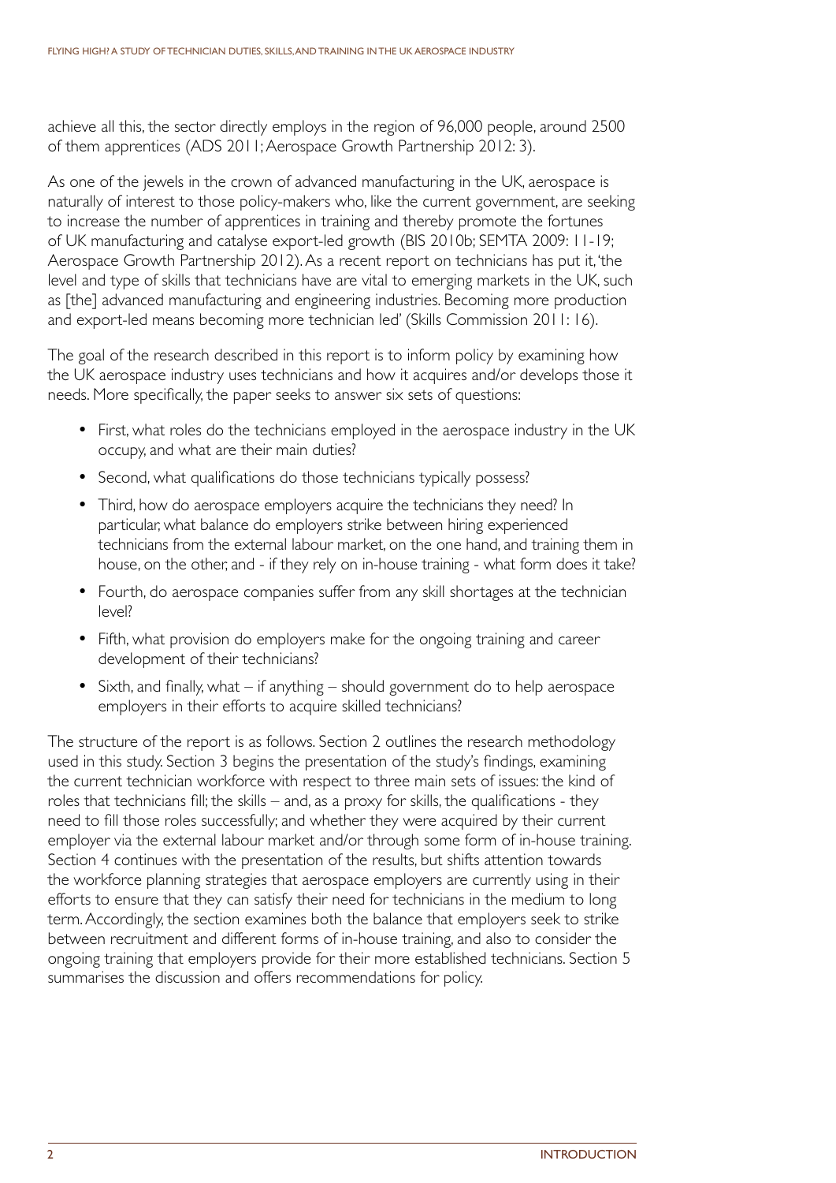achieve all this, the sector directly employs in the region of 96,000 people, around 2500 of them apprentices (ADS 2011; Aerospace Growth Partnership 2012: 3).

As one of the jewels in the crown of advanced manufacturing in the UK, aerospace is naturally of interest to those policy-makers who, like the current government, are seeking to increase the number of apprentices in training and thereby promote the fortunes of UK manufacturing and catalyse export-led growth (BIS 2010b; SEMTA 2009: 11-19; Aerospace Growth Partnership 2012). As a recent report on technicians has put it, 'the level and type of skills that technicians have are vital to emerging markets in the UK, such as [the] advanced manufacturing and engineering industries. Becoming more production and export-led means becoming more technician led' (Skills Commission 2011: 16).

The goal of the research described in this report is to inform policy by examining how the UK aerospace industry uses technicians and how it acquires and/or develops those it needs. More specifically, the paper seeks to answer six sets of questions:

- First, what roles do the technicians employed in the aerospace industry in the UK occupy, and what are their main duties?
- Second, what qualifications do those technicians typically possess?
- Third, how do aerospace employers acquire the technicians they need? In particular, what balance do employers strike between hiring experienced technicians from the external labour market, on the one hand, and training them in house, on the other, and - if they rely on in-house training - what form does it take?
- Fourth, do aerospace companies suffer from any skill shortages at the technician level?
- Fifth, what provision do employers make for the ongoing training and career development of their technicians?
- Sixth, and finally, what – if anything – should government do to help aerospace employers in their efforts to acquire skilled technicians?

The structure of the report is as follows. Section 2 outlines the research methodology used in this study. Section 3 begins the presentation of the study's findings, examining the current technician workforce with respect to three main sets of issues: the kind of roles that technicians fill; the skills – and, as a proxy for skills, the qualifications - they need to fill those roles successfully; and whether they were acquired by their current employer via the external labour market and/or through some form of in-house training. Section 4 continues with the presentation of the results, but shifts attention towards the workforce planning strategies that aerospace employers are currently using in their efforts to ensure that they can satisfy their need for technicians in the medium to long term. Accordingly, the section examines both the balance that employers seek to strike between recruitment and different forms of in-house training, and also to consider the ongoing training that employers provide for their more established technicians. Section 5 summarises the discussion and offers recommendations for policy.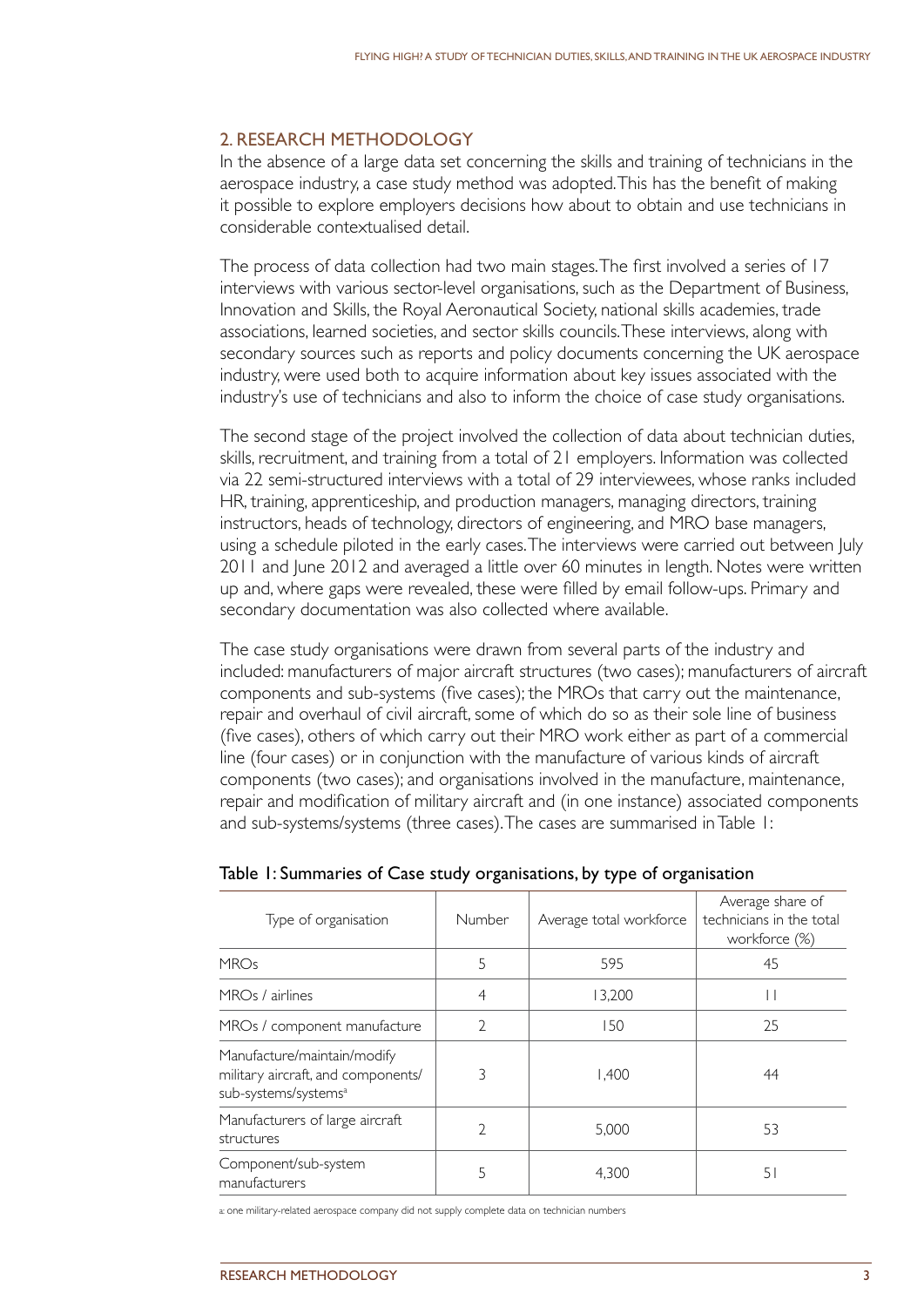## 2. RESEARCH METHODOLOGY

In the absence of a large data set concerning the skills and training of technicians in the aerospace industry, a case study method was adopted. This has the benefit of making it possible to explore employers decisions how about to obtain and use technicians in considerable contextualised detail.

The process of data collection had two main stages. The first involved a series of 17 interviews with various sector-level organisations, such as the Department of Business, Innovation and Skills, the Royal Aeronautical Society, national skills academies, trade associations, learned societies, and sector skills councils. These interviews, along with secondary sources such as reports and policy documents concerning the UK aerospace industry, were used both to acquire information about key issues associated with the industry's use of technicians and also to inform the choice of case study organisations.

The second stage of the project involved the collection of data about technician duties, skills, recruitment, and training from a total of 21 employers. Information was collected via 22 semi-structured interviews with a total of 29 interviewees, whose ranks included HR, training, apprenticeship, and production managers, managing directors, training instructors, heads of technology, directors of engineering, and MRO base managers, using a schedule piloted in the early cases. The interviews were carried out between July 2011 and June 2012 and averaged a little over 60 minutes in length. Notes were written up and, where gaps were revealed, these were filled by email follow-ups. Primary and secondary documentation was also collected where available.

The case study organisations were drawn from several parts of the industry and included: manufacturers of major aircraft structures (two cases); manufacturers of aircraft components and sub-systems (five cases); the MROs that carry out the maintenance, repair and overhaul of civil aircraft, some of which do so as their sole line of business (five cases), others of which carry out their MRO work either as part of a commercial line (four cases) or in conjunction with the manufacture of various kinds of aircraft components (two cases); and organisations involved in the manufacture, maintenance, repair and modification of military aircraft and (in one instance) associated components and sub-systems/systems (three cases). The cases are summarised in Table 1:

Table 1: Summaries of Case study organisations, by type of organisation

| Type of organisation | Number | Average total workforce | Average share of technicians in the total workforce (%) |
|---|---|---|---|
| MROs | 5 | 595 | 45 |
| MROs / airlines | 4 | 13,200 | 11 |
| MROs / component manufacture | 2 | 150 | 25 |
| Manufacture/maintain/modify military aircraft, and components/ sub-systems/systems[a] | 3 | 1,400 | 44 |
| Manufacturers of large aircraft structures | 2 | 5,000 | 53 |
| Component/sub-system manufacturers | 5 | 4,300 | 51 |

a: one military-related aerospace company did not supply complete data on technician numbers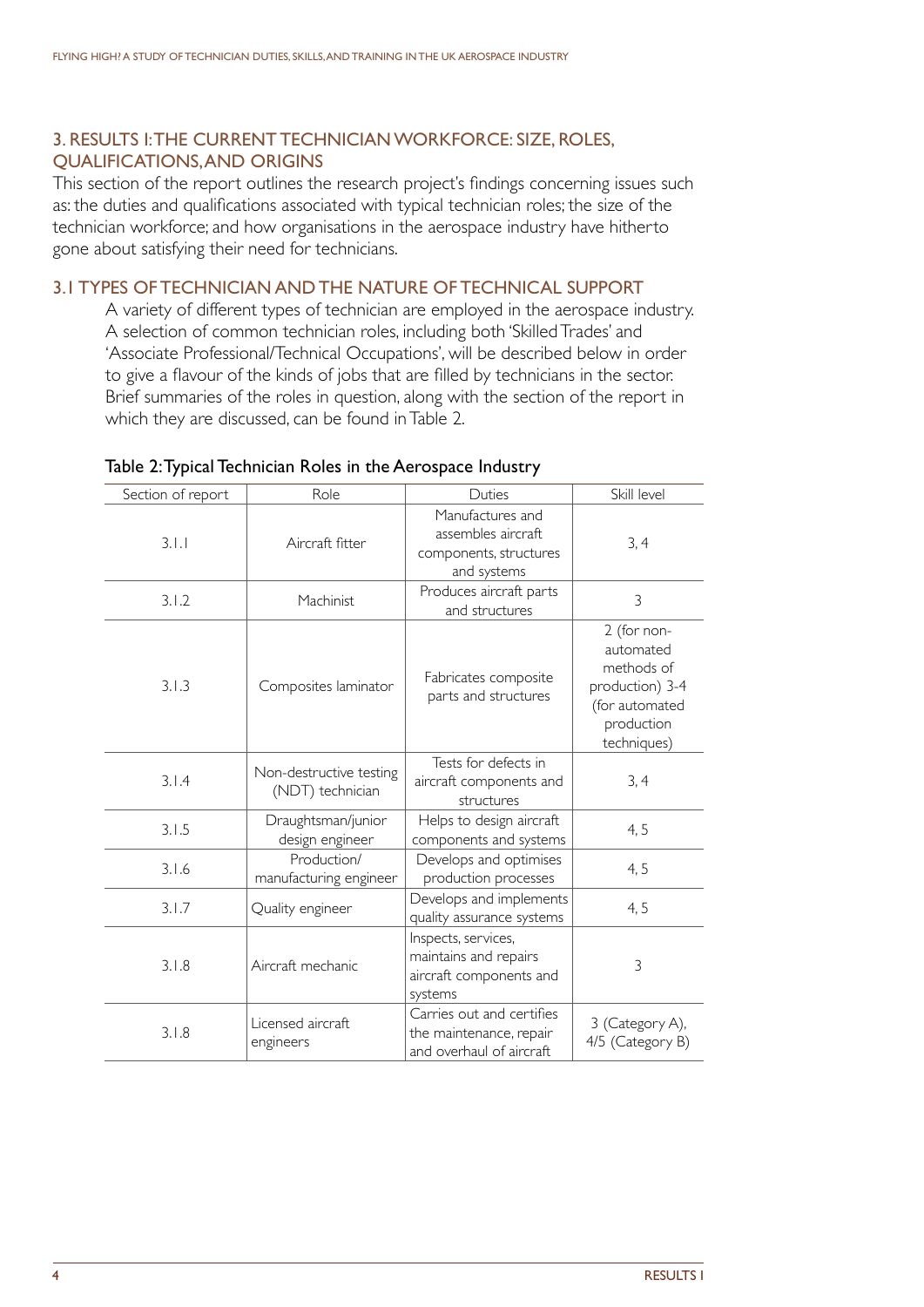## 3. RESULTS I: THE CURRENT TECHNICIAN WORKFORCE: SIZE, ROLES, QUALIFICATIONS, AND ORIGINS

This section of the report outlines the research project's findings concerning issues such as: the duties and qualifications associated with typical technician roles; the size of the technician workforce; and how organisations in the aerospace industry have hitherto gone about satisfying their need for technicians.

### 3.1 TYPES OF TECHNICIAN AND THE NATURE OF TECHNICAL SUPPORT

A variety of different types of technician are employed in the aerospace industry. A selection of common technician roles, including both 'Skilled Trades' and 'Associate Professional/Technical Occupations', will be described below in order to give a flavour of the kinds of jobs that are filled by technicians in the sector. Brief summaries of the roles in question, along with the section of the report in which they are discussed, can be found in Table 2.

Table 2: Typical Technician Roles in the Aerospace Industry

| Section of report | Role | Duties | Skill level |
|---|---|---|---|
| 3.1.1 | Aircraft fitter | Manufactures and assembles aircraft components, structures and systems | 3, 4 |
| 3.1.2 | Machinist | Produces aircraft parts and structures | 3 |
| 3.1.3 | Composites laminator | Fabricates composite parts and structures | 2 (for non-automated methods of production) 3-4 (for automated production techniques) |
| 3.1.4 | Non-destructive testing (NDT) technician | Tests for defects in aircraft components and structures | 3, 4 |
| 3.1.5 | Draughtsman/junior design engineer | Helps to design aircraft components and systems | 4, 5 |
| 3.1.6 | Production/ manufacturing engineer | Develops and optimises production processes | 4, 5 |
| 3.1.7 | Quality engineer | Develops and implements quality assurance systems | 4, 5 |
| 3.1.8 | Aircraft mechanic | Inspects, services, maintains and repairs aircraft components and systems | 3 |
| 3.1.8 | Licensed aircraft engineers | Carries out and certifies the maintenance, repair and overhaul of aircraft | 3 (Category A), 4/5 (Category B) |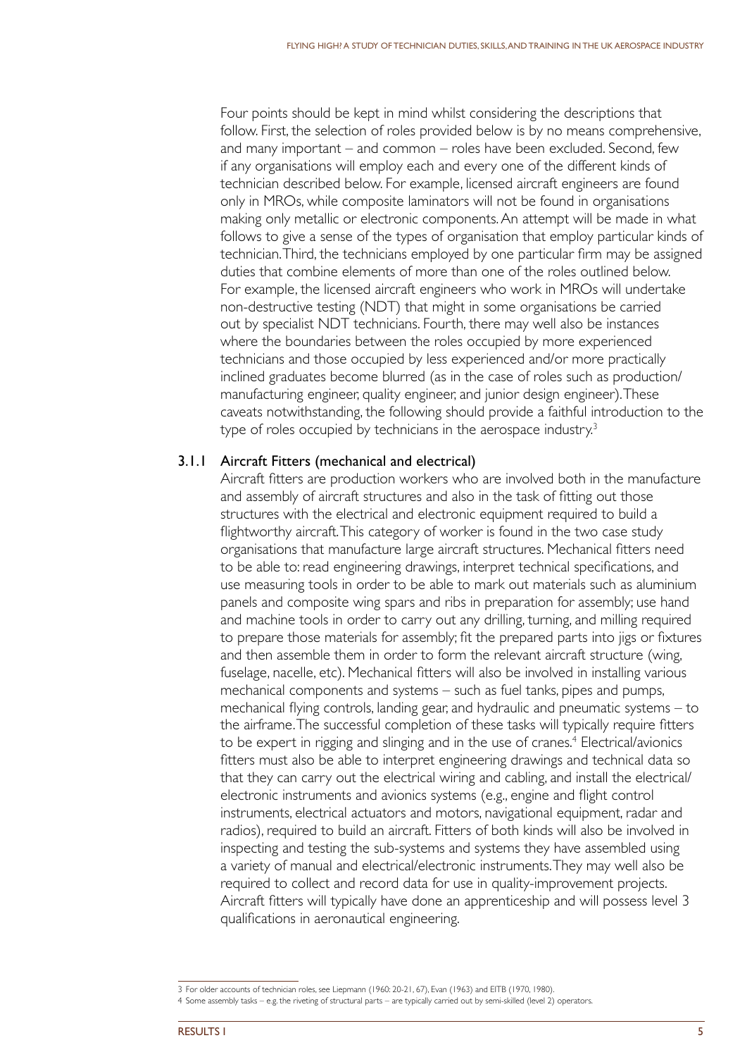Four points should be kept in mind whilst considering the descriptions that follow. First, the selection of roles provided below is by no means comprehensive, and many important – and common – roles have been excluded. Second, few if any organisations will employ each and every one of the different kinds of technician described below. For example, licensed aircraft engineers are found only in MROs, while composite laminators will not be found in organisations making only metallic or electronic components. An attempt will be made in what follows to give a sense of the types of organisation that employ particular kinds of technician. Third, the technicians employed by one particular firm may be assigned duties that combine elements of more than one of the roles outlined below. For example, the licensed aircraft engineers who work in MROs will undertake non-destructive testing (NDT) that might in some organisations be carried out by specialist NDT technicians. Fourth, there may well also be instances where the boundaries between the roles occupied by more experienced technicians and those occupied by less experienced and/or more practically inclined graduates become blurred (as in the case of roles such as production/manufacturing engineer, quality engineer, and junior design engineer). These caveats notwithstanding, the following should provide a faithful introduction to the type of roles occupied by technicians in the aerospace industry.[3]

### 3.1.1 Aircraft Fitters (mechanical and electrical)

Aircraft fitters are production workers who are involved both in the manufacture and assembly of aircraft structures and also in the task of fitting out those structures with the electrical and electronic equipment required to build a flightworthy aircraft. This category of worker is found in the two case study organisations that manufacture large aircraft structures. Mechanical fitters need to be able to: read engineering drawings, interpret technical specifications, and use measuring tools in order to be able to mark out materials such as aluminium panels and composite wing spars and ribs in preparation for assembly; use hand and machine tools in order to carry out any drilling, turning, and milling required to prepare those materials for assembly; fit the prepared parts into jigs or fixtures and then assemble them in order to form the relevant aircraft structure (wing, fuselage, nacelle, etc). Mechanical fitters will also be involved in installing various mechanical components and systems – such as fuel tanks, pipes and pumps, mechanical flying controls, landing gear, and hydraulic and pneumatic systems – to the airframe. The successful completion of these tasks will typically require fitters to be expert in rigging and slinging and in the use of cranes.[4] Electrical/avionics fitters must also be able to interpret engineering drawings and technical data so that they can carry out the electrical wiring and cabling, and install the electrical/electronic instruments and avionics systems (e.g., engine and flight control instruments, electrical actuators and motors, navigational equipment, radar and radios), required to build an aircraft. Fitters of both kinds will also be involved in inspecting and testing the sub-systems and systems they have assembled using a variety of manual and electrical/electronic instruments. They may well also be required to collect and record data for use in quality-improvement projects. Aircraft fitters will typically have done an apprenticeship and will possess level 3 qualifications in aeronautical engineering.

---

3 For older accounts of technician roles, see Liepmann (1960: 20-21, 67), Evan (1963) and EITB (1970, 1980).

4 Some assembly tasks – e.g. the riveting of structural parts – are typically carried out by semi-skilled (level 2) operators.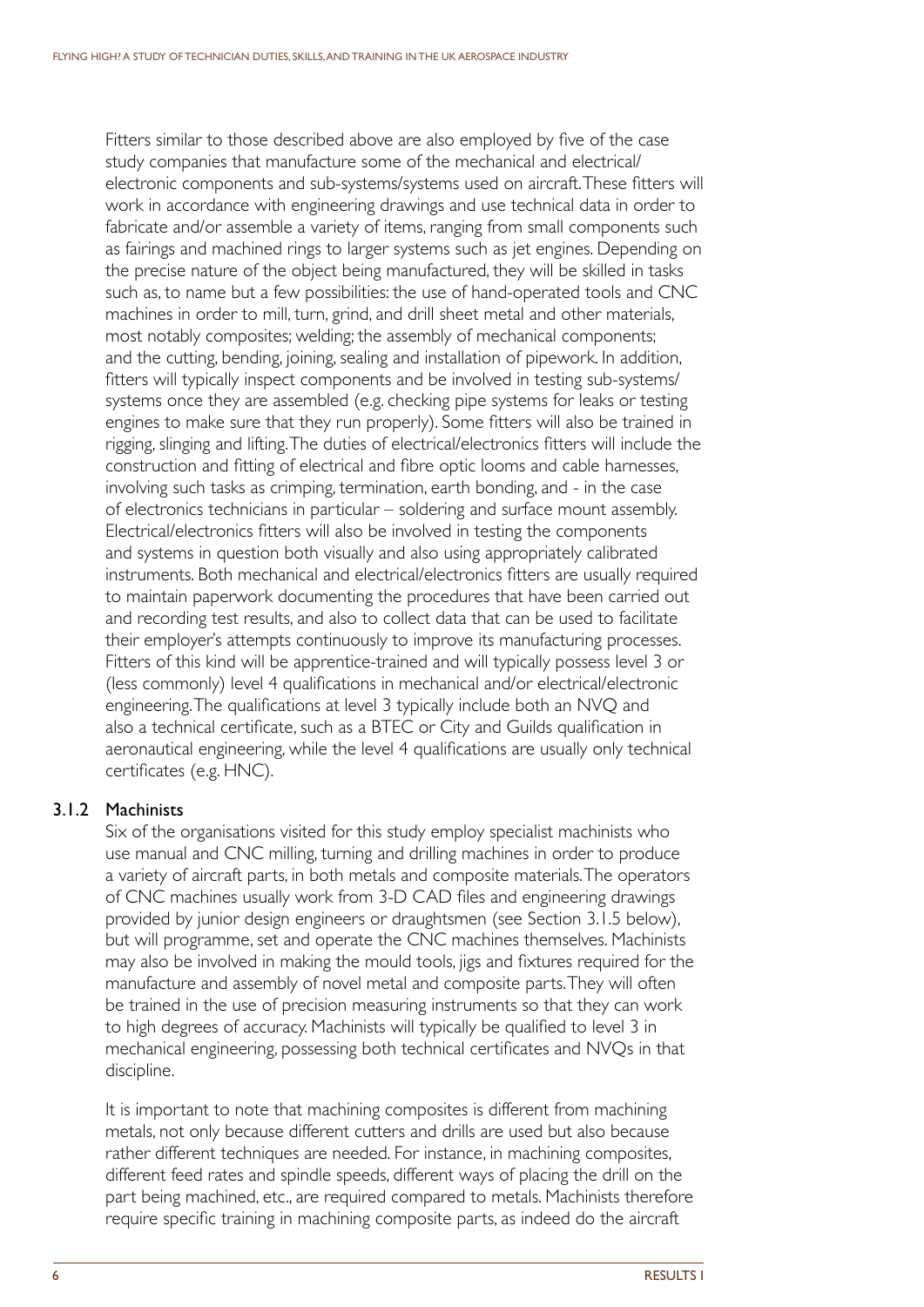Fitters similar to those described above are also employed by five of the case study companies that manufacture some of the mechanical and electrical/ electronic components and sub-systems/systems used on aircraft. These fitters will work in accordance with engineering drawings and use technical data in order to fabricate and/or assemble a variety of items, ranging from small components such as fairings and machined rings to larger systems such as jet engines. Depending on the precise nature of the object being manufactured, they will be skilled in tasks such as, to name but a few possibilities: the use of hand-operated tools and CNC machines in order to mill, turn, grind, and drill sheet metal and other materials, most notably composites; welding; the assembly of mechanical components; and the cutting, bending, joining, sealing and installation of pipework. In addition, fitters will typically inspect components and be involved in testing sub-systems/ systems once they are assembled (e.g. checking pipe systems for leaks or testing engines to make sure that they run properly). Some fitters will also be trained in rigging, slinging and lifting. The duties of electrical/electronics fitters will include the construction and fitting of electrical and fibre optic looms and cable harnesses, involving such tasks as crimping, termination, earth bonding, and - in the case of electronics technicians in particular – soldering and surface mount assembly. Electrical/electronics fitters will also be involved in testing the components and systems in question both visually and also using appropriately calibrated instruments. Both mechanical and electrical/electronics fitters are usually required to maintain paperwork documenting the procedures that have been carried out and recording test results, and also to collect data that can be used to facilitate their employer's attempts continuously to improve its manufacturing processes. Fitters of this kind will be apprentice-trained and will typically possess level 3 or (less commonly) level 4 qualifications in mechanical and/or electrical/electronic engineering. The qualifications at level 3 typically include both an NVQ and also a technical certificate, such as a BTEC or City and Guilds qualification in aeronautical engineering, while the level 4 qualifications are usually only technical certificates (e.g. HNC).

### 3.1.2 Machinists

Six of the organisations visited for this study employ specialist machinists who use manual and CNC milling, turning and drilling machines in order to produce a variety of aircraft parts, in both metals and composite materials. The operators of CNC machines usually work from 3-D CAD files and engineering drawings provided by junior design engineers or draughtsmen (see Section 3.1.5 below), but will programme, set and operate the CNC machines themselves. Machinists may also be involved in making the mould tools, jigs and fixtures required for the manufacture and assembly of novel metal and composite parts. They will often be trained in the use of precision measuring instruments so that they can work to high degrees of accuracy. Machinists will typically be qualified to level 3 in mechanical engineering, possessing both technical certificates and NVQs in that discipline.

It is important to note that machining composites is different from machining metals, not only because different cutters and drills are used but also because rather different techniques are needed. For instance, in machining composites, different feed rates and spindle speeds, different ways of placing the drill on the part being machined, etc., are required compared to metals. Machinists therefore require specific training in machining composite parts, as indeed do the aircraft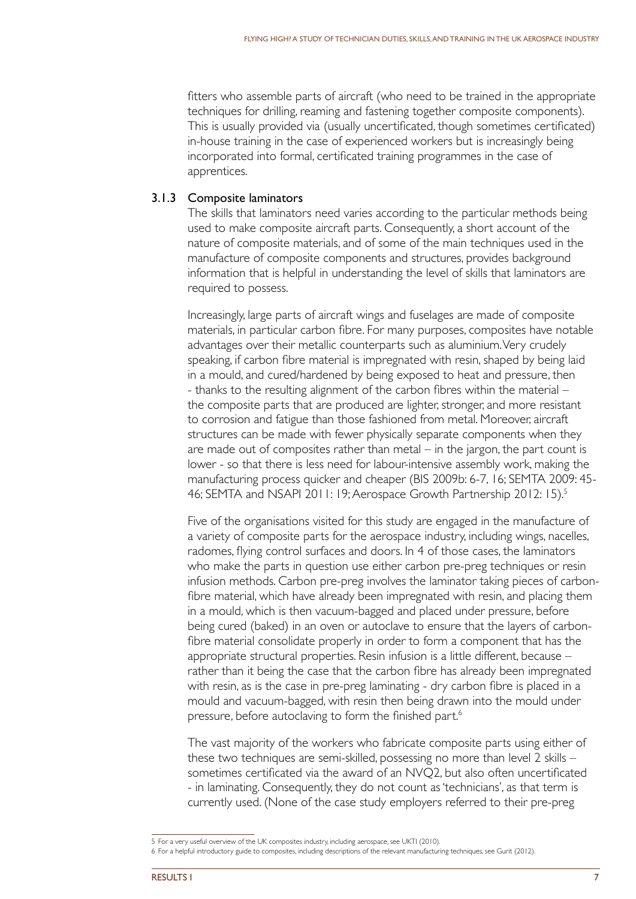fitters who assemble parts of aircraft (who need to be trained in the appropriate techniques for drilling, reaming and fastening together composite components). This is usually provided via (usually uncertificated, though sometimes certificated) in-house training in the case of experienced workers but is increasingly being incorporated into formal, certificated training programmes in the case of apprentices.

### 3.1.3 Composite laminators

The skills that laminators need varies according to the particular methods being used to make composite aircraft parts. Consequently, a short account of the nature of composite materials, and of some of the main techniques used in the manufacture of composite components and structures, provides background information that is helpful in understanding the level of skills that laminators are required to possess.

Increasingly, large parts of aircraft wings and fuselages are made of composite materials, in particular carbon fibre. For many purposes, composites have notable advantages over their metallic counterparts such as aluminium. Very crudely speaking, if carbon fibre material is impregnated with resin, shaped by being laid in a mould, and cured/hardened by being exposed to heat and pressure, then - thanks to the resulting alignment of the carbon fibres within the material – the composite parts that are produced are lighter, stronger, and more resistant to corrosion and fatigue than those fashioned from metal. Moreover, aircraft structures can be made with fewer physically separate components when they are made out of composites rather than metal – in the jargon, the part count is lower - so that there is less need for labour-intensive assembly work, making the manufacturing process quicker and cheaper (BIS 2009b: 6-7, 16; SEMTA 2009: 45-46; SEMTA and NSAPI 2011: 19; Aerospace Growth Partnership 2012: 15).[5]

Five of the organisations visited for this study are engaged in the manufacture of a variety of composite parts for the aerospace industry, including wings, nacelles, radomes, flying control surfaces and doors. In 4 of those cases, the laminators who make the parts in question use either carbon pre-preg techniques or resin infusion methods. Carbon pre-preg involves the laminator taking pieces of carbon-fibre material, which have already been impregnated with resin, and placing them in a mould, which is then vacuum-bagged and placed under pressure, before being cured (baked) in an oven or autoclave to ensure that the layers of carbon-fibre material consolidate properly in order to form a component that has the appropriate structural properties. Resin infusion is a little different, because – rather than it being the case that the carbon fibre has already been impregnated with resin, as is the case in pre-preg laminating - dry carbon fibre is placed in a mould and vacuum-bagged, with resin then being drawn into the mould under pressure, before autoclaving to form the finished part.[6]

The vast majority of the workers who fabricate composite parts using either of these two techniques are semi-skilled, possessing no more than level 2 skills – sometimes certificated via the award of an NVQ2, but also often uncertificated - in laminating. Consequently, they do not count as 'technicians', as that term is currently used. (None of the case study employers referred to their pre-preg

---

5 For a very useful overview of the UK composites industry, including aerospace, see UKTI (2010).

6 For a helpful introductory guide to composites, including descriptions of the relevant manufacturing techniques, see Gurit (2012).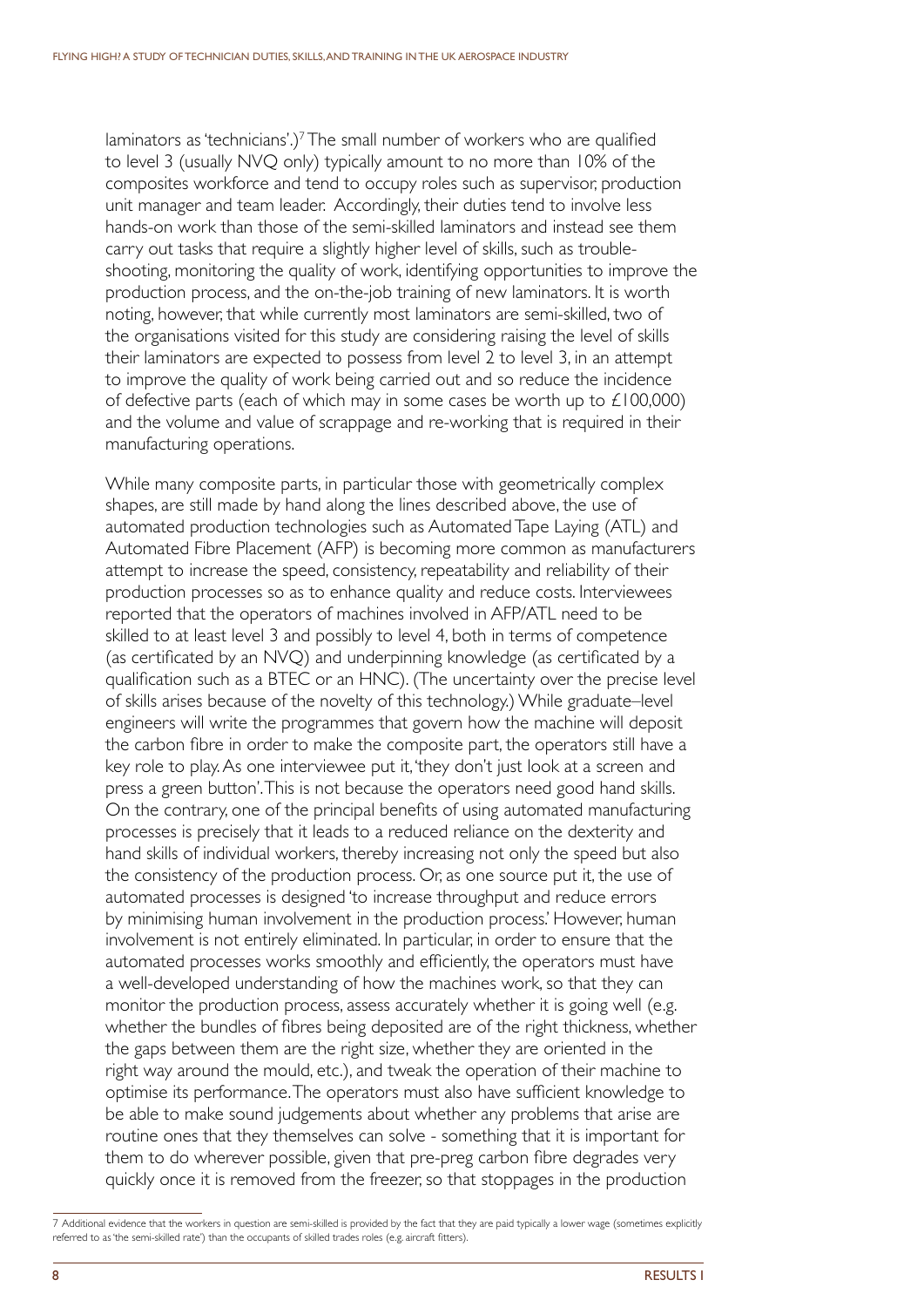laminators as 'technicians'.)[7] The small number of workers who are qualified to level 3 (usually NVQ only) typically amount to no more than 10% of the composites workforce and tend to occupy roles such as supervisor, production unit manager and team leader. Accordingly, their duties tend to involve less hands-on work than those of the semi-skilled laminators and instead see them carry out tasks that require a slightly higher level of skills, such as trouble-shooting, monitoring the quality of work, identifying opportunities to improve the production process, and the on-the-job training of new laminators. It is worth noting, however, that while currently most laminators are semi-skilled, two of the organisations visited for this study are considering raising the level of skills their laminators are expected to possess from level 2 to level 3, in an attempt to improve the quality of work being carried out and so reduce the incidence of defective parts (each of which may in some cases be worth up to £100,000) and the volume and value of scrappage and re-working that is required in their manufacturing operations.

While many composite parts, in particular those with geometrically complex shapes, are still made by hand along the lines described above, the use of automated production technologies such as Automated Tape Laying (ATL) and Automated Fibre Placement (AFP) is becoming more common as manufacturers attempt to increase the speed, consistency, repeatability and reliability of their production processes so as to enhance quality and reduce costs. Interviewees reported that the operators of machines involved in AFP/ATL need to be skilled to at least level 3 and possibly to level 4, both in terms of competence (as certificated by an NVQ) and underpinning knowledge (as certificated by a qualification such as a BTEC or an HNC). (The uncertainty over the precise level of skills arises because of the novelty of this technology.) While graduate–level engineers will write the programmes that govern how the machine will deposit the carbon fibre in order to make the composite part, the operators still have a key role to play. As one interviewee put it, 'they don't just look at a screen and press a green button'. This is not because the operators need good hand skills. On the contrary, one of the principal benefits of using automated manufacturing processes is precisely that it leads to a reduced reliance on the dexterity and hand skills of individual workers, thereby increasing not only the speed but also the consistency of the production process. Or, as one source put it, the use of automated processes is designed 'to increase throughput and reduce errors by minimising human involvement in the production process.' However, human involvement is not entirely eliminated. In particular, in order to ensure that the automated processes works smoothly and efficiently, the operators must have a well-developed understanding of how the machines work, so that they can monitor the production process, assess accurately whether it is going well (e.g. whether the bundles of fibres being deposited are of the right thickness, whether the gaps between them are the right size, whether they are oriented in the right way around the mould, etc.), and tweak the operation of their machine to optimise its performance. The operators must also have sufficient knowledge to be able to make sound judgements about whether any problems that arise are routine ones that they themselves can solve - something that it is important for them to do wherever possible, given that pre-preg carbon fibre degrades very quickly once it is removed from the freezer, so that stoppages in the production

[7] Additional evidence that the workers in question are semi-skilled is provided by the fact that they are paid typically a lower wage (sometimes explicitly referred to as 'the semi-skilled rate') than the occupants of skilled trades roles (e.g. aircraft fitters).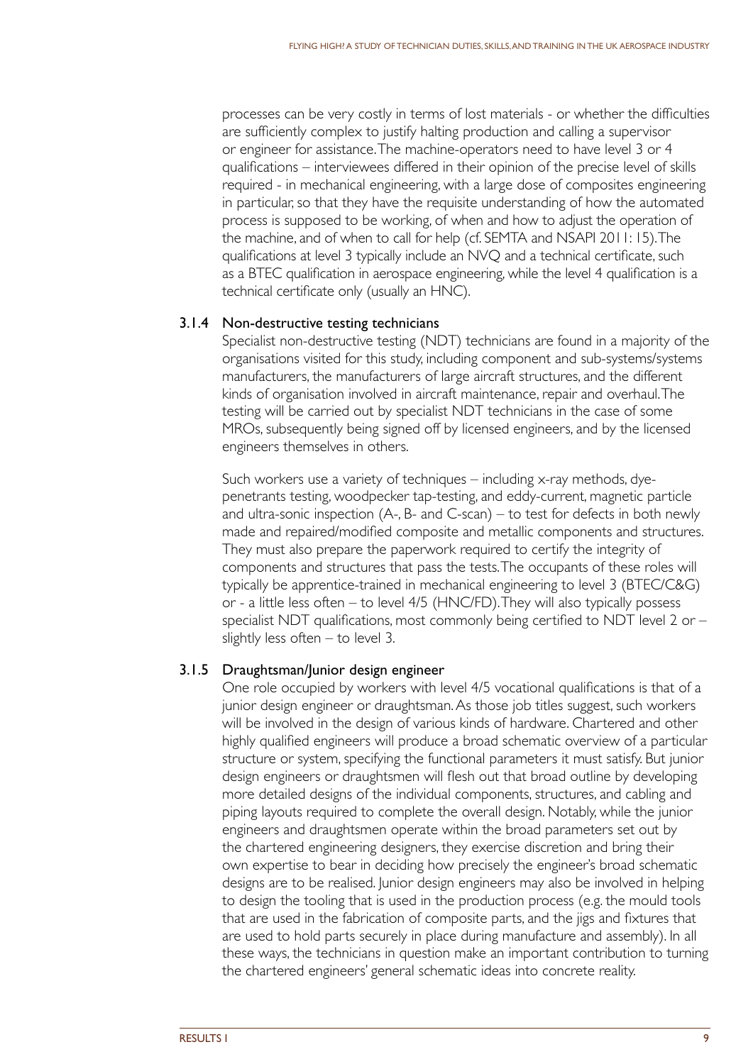processes can be very costly in terms of lost materials - or whether the difficulties are sufficiently complex to justify halting production and calling a supervisor or engineer for assistance. The machine-operators need to have level 3 or 4 qualifications – interviewees differed in their opinion of the precise level of skills required - in mechanical engineering, with a large dose of composites engineering in particular, so that they have the requisite understanding of how the automated process is supposed to be working, of when and how to adjust the operation of the machine, and of when to call for help (cf. SEMTA and NSAPI 2011: 15). The qualifications at level 3 typically include an NVQ and a technical certificate, such as a BTEC qualification in aerospace engineering, while the level 4 qualification is a technical certificate only (usually an HNC).

### 3.1.4 Non-destructive testing technicians

Specialist non-destructive testing (NDT) technicians are found in a majority of the organisations visited for this study, including component and sub-systems/systems manufacturers, the manufacturers of large aircraft structures, and the different kinds of organisation involved in aircraft maintenance, repair and overhaul. The testing will be carried out by specialist NDT technicians in the case of some MROs, subsequently being signed off by licensed engineers, and by the licensed engineers themselves in others.

Such workers use a variety of techniques – including x-ray methods, dye-penetrants testing, woodpecker tap-testing, and eddy-current, magnetic particle and ultra-sonic inspection (A-, B- and C-scan) – to test for defects in both newly made and repaired/modified composite and metallic components and structures. They must also prepare the paperwork required to certify the integrity of components and structures that pass the tests. The occupants of these roles will typically be apprentice-trained in mechanical engineering to level 3 (BTEC/C&G) or - a little less often – to level 4/5 (HNC/FD). They will also typically possess specialist NDT qualifications, most commonly being certified to NDT level 2 or – slightly less often – to level 3.

### 3.1.5 Draughtsman/Junior design engineer

One role occupied by workers with level 4/5 vocational qualifications is that of a junior design engineer or draughtsman. As those job titles suggest, such workers will be involved in the design of various kinds of hardware. Chartered and other highly qualified engineers will produce a broad schematic overview of a particular structure or system, specifying the functional parameters it must satisfy. But junior design engineers or draughtsmen will flesh out that broad outline by developing more detailed designs of the individual components, structures, and cabling and piping layouts required to complete the overall design. Notably, while the junior engineers and draughtsmen operate within the broad parameters set out by the chartered engineering designers, they exercise discretion and bring their own expertise to bear in deciding how precisely the engineer's broad schematic designs are to be realised. Junior design engineers may also be involved in helping to design the tooling that is used in the production process (e.g. the mould tools that are used in the fabrication of composite parts, and the jigs and fixtures that are used to hold parts securely in place during manufacture and assembly). In all these ways, the technicians in question make an important contribution to turning the chartered engineers' general schematic ideas into concrete reality.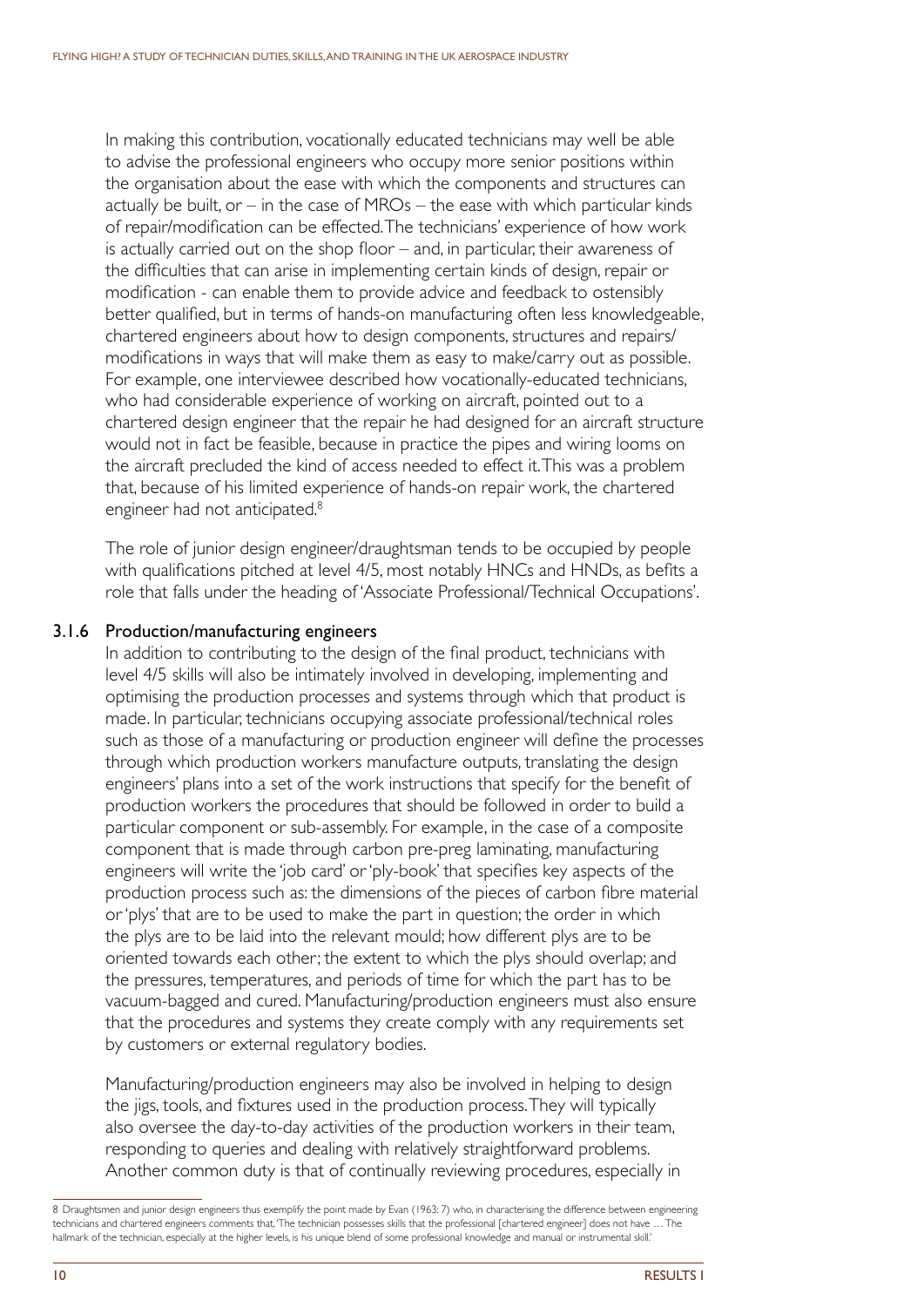In making this contribution, vocationally educated technicians may well be able to advise the professional engineers who occupy more senior positions within the organisation about the ease with which the components and structures can actually be built, or – in the case of MROs – the ease with which particular kinds of repair/modification can be effected. The technicians' experience of how work is actually carried out on the shop floor – and, in particular, their awareness of the difficulties that can arise in implementing certain kinds of design, repair or modification - can enable them to provide advice and feedback to ostensibly better qualified, but in terms of hands-on manufacturing often less knowledgeable, chartered engineers about how to design components, structures and repairs/modifications in ways that will make them as easy to make/carry out as possible. For example, one interviewee described how vocationally-educated technicians, who had considerable experience of working on aircraft, pointed out to a chartered design engineer that the repair he had designed for an aircraft structure would not in fact be feasible, because in practice the pipes and wiring looms on the aircraft precluded the kind of access needed to effect it. This was a problem that, because of his limited experience of hands-on repair work, the chartered engineer had not anticipated.[8]

The role of junior design engineer/draughtsman tends to be occupied by people with qualifications pitched at level 4/5, most notably HNCs and HNDs, as befits a role that falls under the heading of 'Associate Professional/Technical Occupations'.

### 3.1.6 Production/manufacturing engineers

In addition to contributing to the design of the final product, technicians with level 4/5 skills will also be intimately involved in developing, implementing and optimising the production processes and systems through which that product is made. In particular, technicians occupying associate professional/technical roles such as those of a manufacturing or production engineer will define the processes through which production workers manufacture outputs, translating the design engineers' plans into a set of the work instructions that specify for the benefit of production workers the procedures that should be followed in order to build a particular component or sub-assembly. For example, in the case of a composite component that is made through carbon pre-preg laminating, manufacturing engineers will write the 'job card' or 'ply-book' that specifies key aspects of the production process such as: the dimensions of the pieces of carbon fibre material or 'plys' that are to be used to make the part in question; the order in which the plys are to be laid into the relevant mould; how different plys are to be oriented towards each other; the extent to which the plys should overlap; and the pressures, temperatures, and periods of time for which the part has to be vacuum-bagged and cured. Manufacturing/production engineers must also ensure that the procedures and systems they create comply with any requirements set by customers or external regulatory bodies.

Manufacturing/production engineers may also be involved in helping to design the jigs, tools, and fixtures used in the production process. They will typically also oversee the day-to-day activities of the production workers in their team, responding to queries and dealing with relatively straightforward problems. Another common duty is that of continually reviewing procedures, especially in

[8] Draughtsmen and junior design engineers thus exemplify the point made by Evan (1963: 7) who, in characterising the difference between engineering technicians and chartered engineers comments that, 'The technician possesses skills that the professional [chartered engineer] does not have … The hallmark of the technician, especially at the higher levels, is his unique blend of some professional knowledge and manual or instrumental skill.'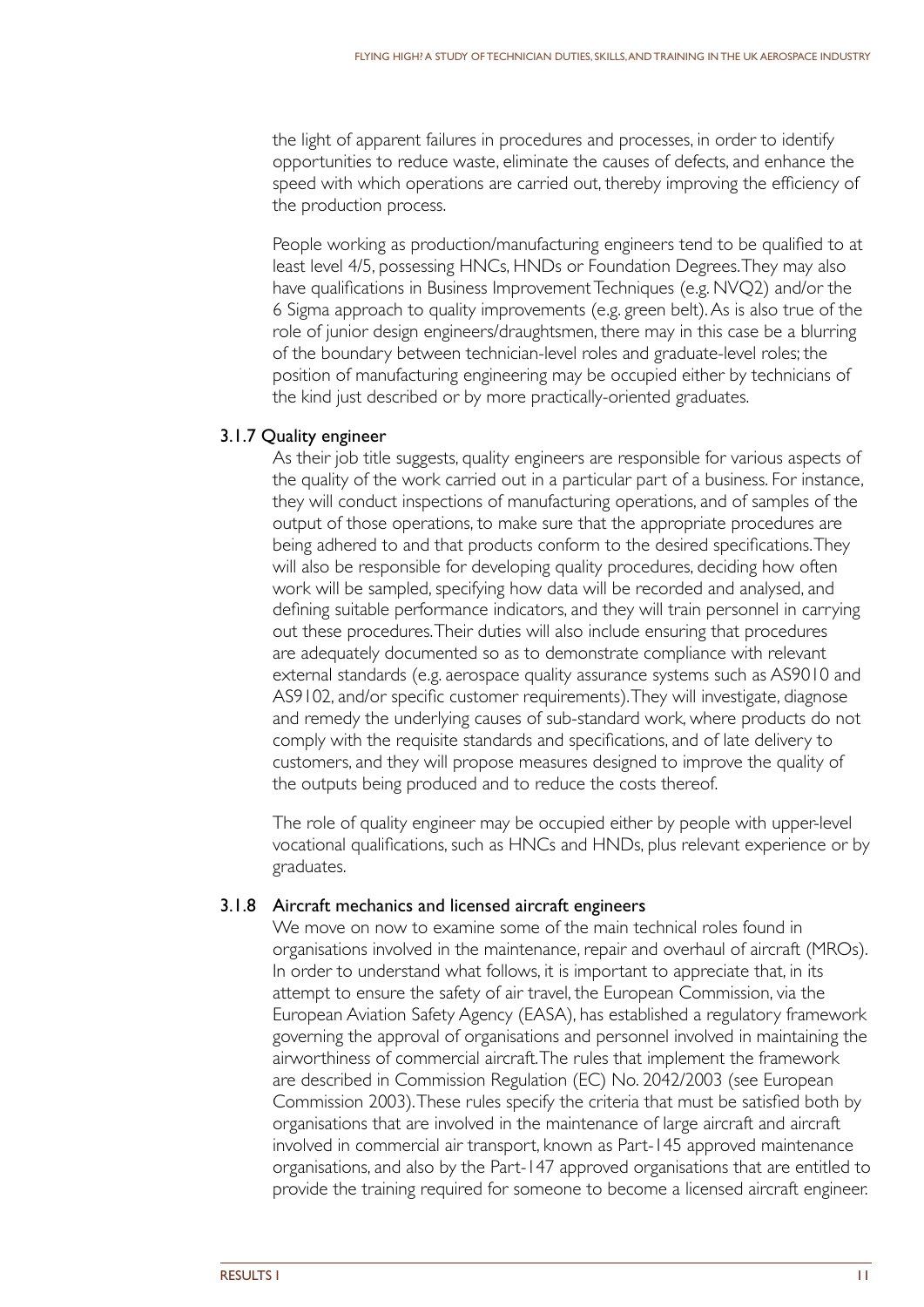the light of apparent failures in procedures and processes, in order to identify opportunities to reduce waste, eliminate the causes of defects, and enhance the speed with which operations are carried out, thereby improving the efficiency of the production process.

People working as production/manufacturing engineers tend to be qualified to at least level 4/5, possessing HNCs, HNDs or Foundation Degrees. They may also have qualifications in Business Improvement Techniques (e.g. NVQ2) and/or the 6 Sigma approach to quality improvements (e.g. green belt). As is also true of the role of junior design engineers/draughtsmen, there may in this case be a blurring of the boundary between technician-level roles and graduate-level roles; the position of manufacturing engineering may be occupied either by technicians of the kind just described or by more practically-oriented graduates.

### 3.1.7 Quality engineer

As their job title suggests, quality engineers are responsible for various aspects of the quality of the work carried out in a particular part of a business. For instance, they will conduct inspections of manufacturing operations, and of samples of the output of those operations, to make sure that the appropriate procedures are being adhered to and that products conform to the desired specifications. They will also be responsible for developing quality procedures, deciding how often work will be sampled, specifying how data will be recorded and analysed, and defining suitable performance indicators, and they will train personnel in carrying out these procedures. Their duties will also include ensuring that procedures are adequately documented so as to demonstrate compliance with relevant external standards (e.g. aerospace quality assurance systems such as AS9010 and AS9102, and/or specific customer requirements). They will investigate, diagnose and remedy the underlying causes of sub-standard work, where products do not comply with the requisite standards and specifications, and of late delivery to customers, and they will propose measures designed to improve the quality of the outputs being produced and to reduce the costs thereof.

The role of quality engineer may be occupied either by people with upper-level vocational qualifications, such as HNCs and HNDs, plus relevant experience or by graduates.

### 3.1.8 Aircraft mechanics and licensed aircraft engineers

We move on now to examine some of the main technical roles found in organisations involved in the maintenance, repair and overhaul of aircraft (MROs). In order to understand what follows, it is important to appreciate that, in its attempt to ensure the safety of air travel, the European Commission, via the European Aviation Safety Agency (EASA), has established a regulatory framework governing the approval of organisations and personnel involved in maintaining the airworthiness of commercial aircraft. The rules that implement the framework are described in Commission Regulation (EC) No. 2042/2003 (see European Commission 2003). These rules specify the criteria that must be satisfied both by organisations that are involved in the maintenance of large aircraft and aircraft involved in commercial air transport, known as Part-145 approved maintenance organisations, and also by the Part-147 approved organisations that are entitled to provide the training required for someone to become a licensed aircraft engineer.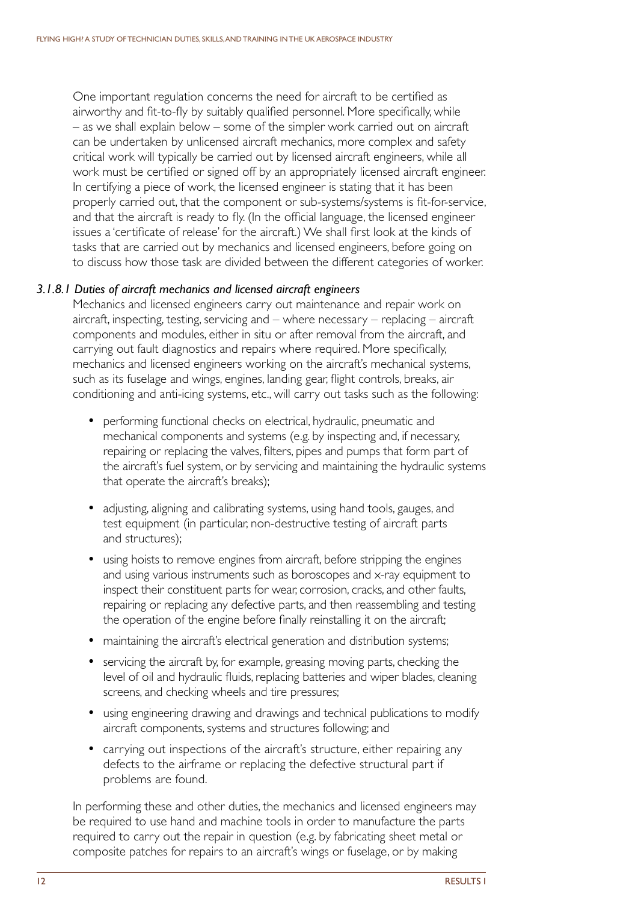One important regulation concerns the need for aircraft to be certified as airworthy and fit-to-fly by suitably qualified personnel. More specifically, while – as we shall explain below – some of the simpler work carried out on aircraft can be undertaken by unlicensed aircraft mechanics, more complex and safety critical work will typically be carried out by licensed aircraft engineers, while all work must be certified or signed off by an appropriately licensed aircraft engineer. In certifying a piece of work, the licensed engineer is stating that it has been properly carried out, that the component or sub-systems/systems is fit-for-service, and that the aircraft is ready to fly. (In the official language, the licensed engineer issues a 'certificate of release' for the aircraft.) We shall first look at the kinds of tasks that are carried out by mechanics and licensed engineers, before going on to discuss how those task are divided between the different categories of worker.

#### *3.1.8.1 Duties of aircraft mechanics and licensed aircraft engineers*

Mechanics and licensed engineers carry out maintenance and repair work on aircraft, inspecting, testing, servicing and – where necessary – replacing – aircraft components and modules, either in situ or after removal from the aircraft, and carrying out fault diagnostics and repairs where required. More specifically, mechanics and licensed engineers working on the aircraft's mechanical systems, such as its fuselage and wings, engines, landing gear, flight controls, breaks, air conditioning and anti-icing systems, etc., will carry out tasks such as the following:

- performing functional checks on electrical, hydraulic, pneumatic and mechanical components and systems (e.g. by inspecting and, if necessary, repairing or replacing the valves, filters, pipes and pumps that form part of the aircraft's fuel system, or by servicing and maintaining the hydraulic systems that operate the aircraft's breaks);
- adjusting, aligning and calibrating systems, using hand tools, gauges, and test equipment (in particular, non-destructive testing of aircraft parts and structures);
- using hoists to remove engines from aircraft, before stripping the engines and using various instruments such as boroscopes and x-ray equipment to inspect their constituent parts for wear, corrosion, cracks, and other faults, repairing or replacing any defective parts, and then reassembling and testing the operation of the engine before finally reinstalling it on the aircraft;
- maintaining the aircraft's electrical generation and distribution systems;
- servicing the aircraft by, for example, greasing moving parts, checking the level of oil and hydraulic fluids, replacing batteries and wiper blades, cleaning screens, and checking wheels and tire pressures;
- using engineering drawing and drawings and technical publications to modify aircraft components, systems and structures following; and
- carrying out inspections of the aircraft's structure, either repairing any defects to the airframe or replacing the defective structural part if problems are found.

In performing these and other duties, the mechanics and licensed engineers may be required to use hand and machine tools in order to manufacture the parts required to carry out the repair in question (e.g. by fabricating sheet metal or composite patches for repairs to an aircraft's wings or fuselage, or by making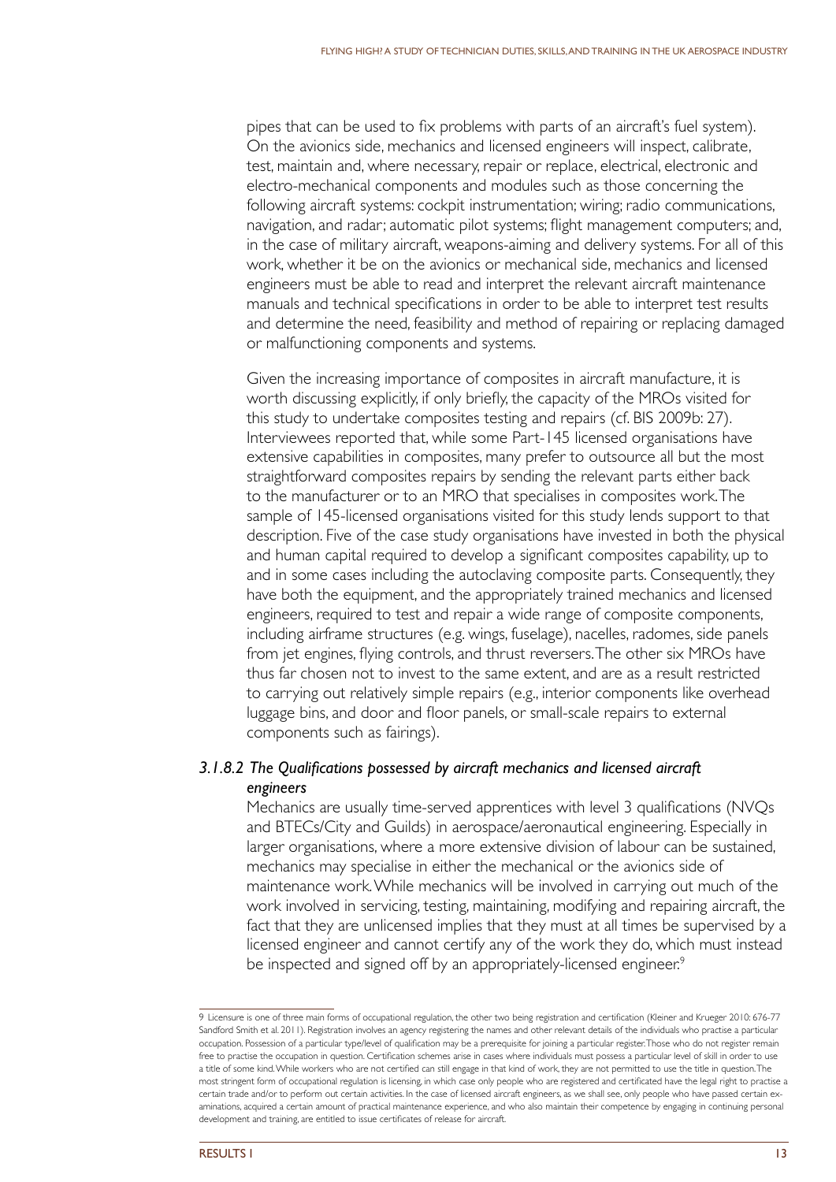pipes that can be used to fix problems with parts of an aircraft's fuel system). On the avionics side, mechanics and licensed engineers will inspect, calibrate, test, maintain and, where necessary, repair or replace, electrical, electronic and electro-mechanical components and modules such as those concerning the following aircraft systems: cockpit instrumentation; wiring; radio communications, navigation, and radar; automatic pilot systems; flight management computers; and, in the case of military aircraft, weapons-aiming and delivery systems. For all of this work, whether it be on the avionics or mechanical side, mechanics and licensed engineers must be able to read and interpret the relevant aircraft maintenance manuals and technical specifications in order to be able to interpret test results and determine the need, feasibility and method of repairing or replacing damaged or malfunctioning components and systems.

Given the increasing importance of composites in aircraft manufacture, it is worth discussing explicitly, if only briefly, the capacity of the MROs visited for this study to undertake composites testing and repairs (cf. BIS 2009b: 27). Interviewees reported that, while some Part-145 licensed organisations have extensive capabilities in composites, many prefer to outsource all but the most straightforward composites repairs by sending the relevant parts either back to the manufacturer or to an MRO that specialises in composites work. The sample of 145-licensed organisations visited for this study lends support to that description. Five of the case study organisations have invested in both the physical and human capital required to develop a significant composites capability, up to and in some cases including the autoclaving composite parts. Consequently, they have both the equipment, and the appropriately trained mechanics and licensed engineers, required to test and repair a wide range of composite components, including airframe structures (e.g. wings, fuselage), nacelles, radomes, side panels from jet engines, flying controls, and thrust reversers. The other six MROs have thus far chosen not to invest to the same extent, and are as a result restricted to carrying out relatively simple repairs (e.g., interior components like overhead luggage bins, and door and floor panels, or small-scale repairs to external components such as fairings).

#### *3.1.8.2 The Qualifications possessed by aircraft mechanics and licensed aircraft engineers*

Mechanics are usually time-served apprentices with level 3 qualifications (NVQs and BTECs/City and Guilds) in aerospace/aeronautical engineering. Especially in larger organisations, where a more extensive division of labour can be sustained, mechanics may specialise in either the mechanical or the avionics side of maintenance work. While mechanics will be involved in carrying out much of the work involved in servicing, testing, maintaining, modifying and repairing aircraft, the fact that they are unlicensed implies that they must at all times be supervised by a licensed engineer and cannot certify any of the work they do, which must instead be inspected and signed off by an appropriately-licensed engineer.[9]

---

9 Licensure is one of three main forms of occupational regulation, the other two being registration and certification (Kleiner and Krueger 2010: 676-77 Sandford Smith et al. 2011). Registration involves an agency registering the names and other relevant details of the individuals who practise a particular occupation. Possession of a particular type/level of qualification may be a prerequisite for joining a particular register. Those who do not register remain free to practise the occupation in question. Certification schemes arise in cases where individuals must possess a particular level of skill in order to use a title of some kind. While workers who are not certified can still engage in that kind of work, they are not permitted to use the title in question. The most stringent form of occupational regulation is licensing, in which case only people who are registered and certificated have the legal right to practise a certain trade and/or to perform out certain activities. In the case of licensed aircraft engineers, as we shall see, only people who have passed certain examinations, acquired a certain amount of practical maintenance experience, and who also maintain their competence by engaging in continuing personal development and training, are entitled to issue certificates of release for aircraft.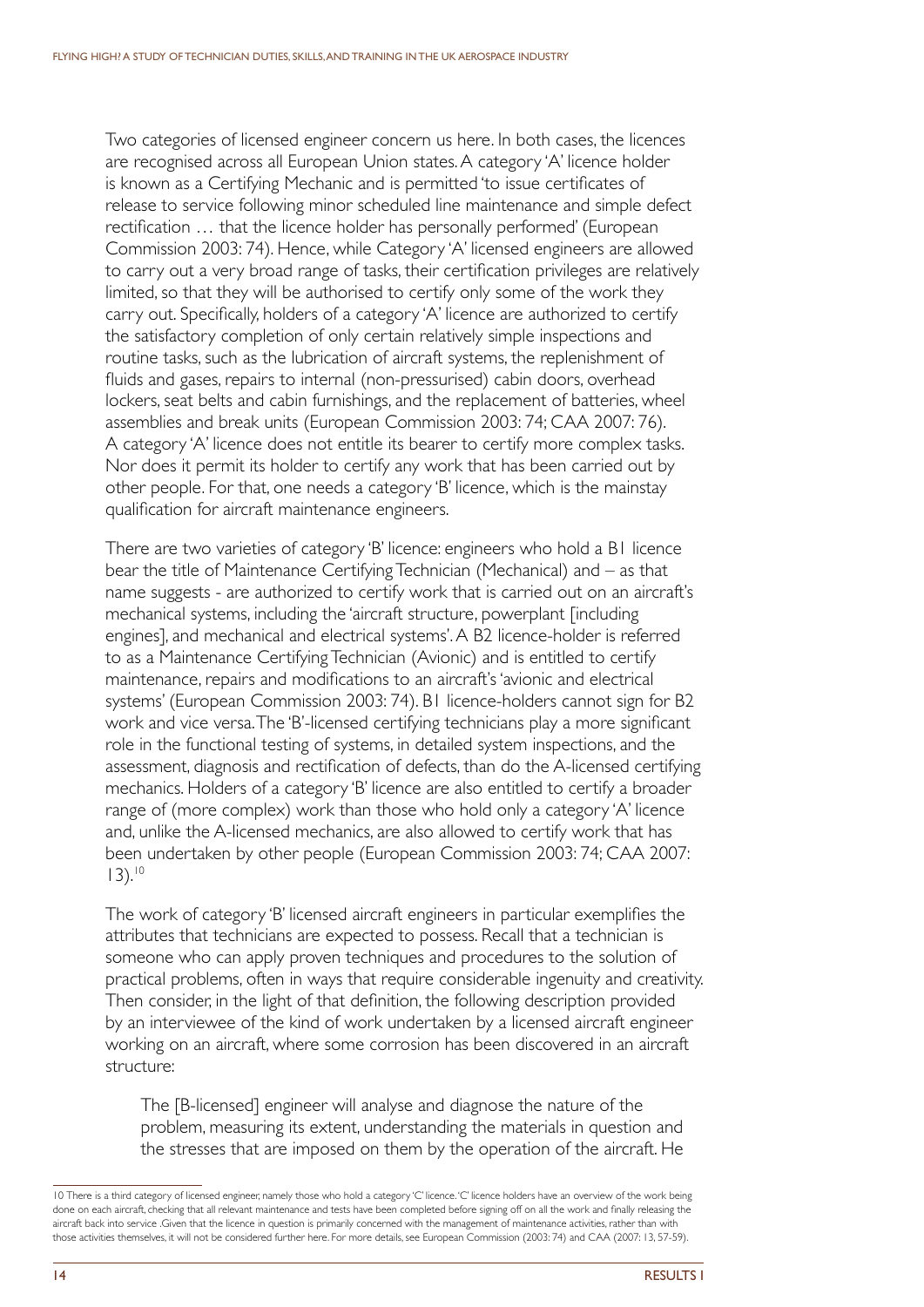Two categories of licensed engineer concern us here. In both cases, the licences are recognised across all European Union states. A category 'A' licence holder is known as a Certifying Mechanic and is permitted 'to issue certificates of release to service following minor scheduled line maintenance and simple defect rectification … that the licence holder has personally performed' (European Commission 2003: 74). Hence, while Category 'A' licensed engineers are allowed to carry out a very broad range of tasks, their certification privileges are relatively limited, so that they will be authorised to certify only some of the work they carry out. Specifically, holders of a category 'A' licence are authorized to certify the satisfactory completion of only certain relatively simple inspections and routine tasks, such as the lubrication of aircraft systems, the replenishment of fluids and gases, repairs to internal (non-pressurised) cabin doors, overhead lockers, seat belts and cabin furnishings, and the replacement of batteries, wheel assemblies and break units (European Commission 2003: 74; CAA 2007: 76). A category 'A' licence does not entitle its bearer to certify more complex tasks. Nor does it permit its holder to certify any work that has been carried out by other people. For that, one needs a category 'B' licence, which is the mainstay qualification for aircraft maintenance engineers.

There are two varieties of category 'B' licence: engineers who hold a B1 licence bear the title of Maintenance Certifying Technician (Mechanical) and – as that name suggests - are authorized to certify work that is carried out on an aircraft's mechanical systems, including the 'aircraft structure, powerplant [including engines], and mechanical and electrical systems'. A B2 licence-holder is referred to as a Maintenance Certifying Technician (Avionic) and is entitled to certify maintenance, repairs and modifications to an aircraft's 'avionic and electrical systems' (European Commission 2003: 74). B1 licence-holders cannot sign for B2 work and vice versa. The 'B'-licensed certifying technicians play a more significant role in the functional testing of systems, in detailed system inspections, and the assessment, diagnosis and rectification of defects, than do the A-licensed certifying mechanics. Holders of a category 'B' licence are also entitled to certify a broader range of (more complex) work than those who hold only a category 'A' licence and, unlike the A-licensed mechanics, are also allowed to certify work that has been undertaken by other people (European Commission 2003: 74; CAA 2007: 13).[10]

The work of category 'B' licensed aircraft engineers in particular exemplifies the attributes that technicians are expected to possess. Recall that a technician is someone who can apply proven techniques and procedures to the solution of practical problems, often in ways that require considerable ingenuity and creativity. Then consider, in the light of that definition, the following description provided by an interviewee of the kind of work undertaken by a licensed aircraft engineer working on an aircraft, where some corrosion has been discovered in an aircraft structure:

> The [B-licensed] engineer will analyse and diagnose the nature of the problem, measuring its extent, understanding the materials in question and the stresses that are imposed on them by the operation of the aircraft. He

---

10 There is a third category of licensed engineer, namely those who hold a category 'C' licence. 'C' licence holders have an overview of the work being done on each aircraft, checking that all relevant maintenance and tests have been completed before signing off on all the work and finally releasing the aircraft back into service .Given that the licence in question is primarily concerned with the management of maintenance activities, rather than with those activities themselves, it will not be considered further here. For more details, see European Commission (2003: 74) and CAA (2007: 13, 57-59).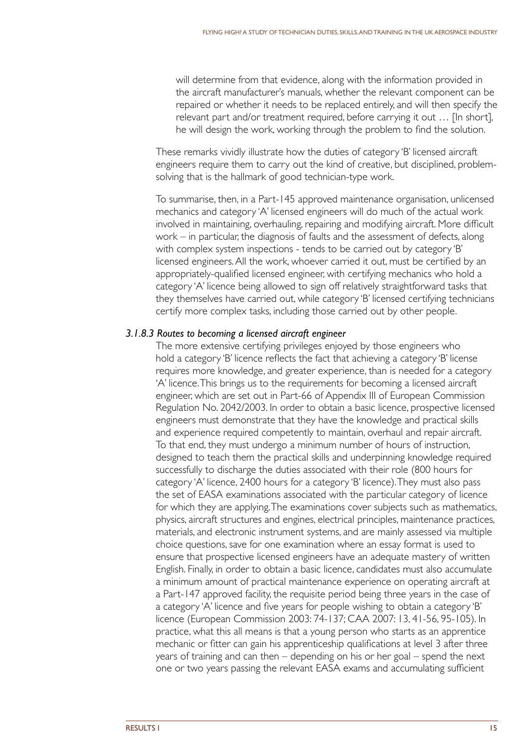> will determine from that evidence, along with the information provided in the aircraft manufacturer's manuals, whether the relevant component can be repaired or whether it needs to be replaced entirely, and will then specify the relevant part and/or treatment required, before carrying it out … [In short], he will design the work, working through the problem to find the solution.

These remarks vividly illustrate how the duties of category 'B' licensed aircraft engineers require them to carry out the kind of creative, but disciplined, problem-solving that is the hallmark of good technician-type work.

To summarise, then, in a Part-145 approved maintenance organisation, unlicensed mechanics and category 'A' licensed engineers will do much of the actual work involved in maintaining, overhauling, repairing and modifying aircraft. More difficult work – in particular, the diagnosis of faults and the assessment of defects, along with complex system inspections - tends to be carried out by category 'B' licensed engineers. All the work, whoever carried it out, must be certified by an appropriately-qualified licensed engineer, with certifying mechanics who hold a category 'A' licence being allowed to sign off relatively straightforward tasks that they themselves have carried out, while category 'B' licensed certifying technicians certify more complex tasks, including those carried out by other people.

#### *3.1.8.3 Routes to becoming a licensed aircraft engineer*

The more extensive certifying privileges enjoyed by those engineers who hold a category 'B' licence reflects the fact that achieving a category 'B' license requires more knowledge, and greater experience, than is needed for a category 'A' licence. This brings us to the requirements for becoming a licensed aircraft engineer, which are set out in Part-66 of Appendix III of European Commission Regulation No. 2042/2003. In order to obtain a basic licence, prospective licensed engineers must demonstrate that they have the knowledge and practical skills and experience required competently to maintain, overhaul and repair aircraft. To that end, they must undergo a minimum number of hours of instruction, designed to teach them the practical skills and underpinning knowledge required successfully to discharge the duties associated with their role (800 hours for category 'A' licence, 2400 hours for a category 'B' licence). They must also pass the set of EASA examinations associated with the particular category of licence for which they are applying. The examinations cover subjects such as mathematics, physics, aircraft structures and engines, electrical principles, maintenance practices, materials, and electronic instrument systems, and are mainly assessed via multiple choice questions, save for one examination where an essay format is used to ensure that prospective licensed engineers have an adequate mastery of written English. Finally, in order to obtain a basic licence, candidates must also accumulate a minimum amount of practical maintenance experience on operating aircraft at a Part-147 approved facility, the requisite period being three years in the case of a category 'A' licence and five years for people wishing to obtain a category 'B' licence (European Commission 2003: 74-137; CAA 2007: 13, 41-56, 95-105). In practice, what this all means is that a young person who starts as an apprentice mechanic or fitter can gain his apprenticeship qualifications at level 3 after three years of training and can then – depending on his or her goal – spend the next one or two years passing the relevant EASA exams and accumulating sufficient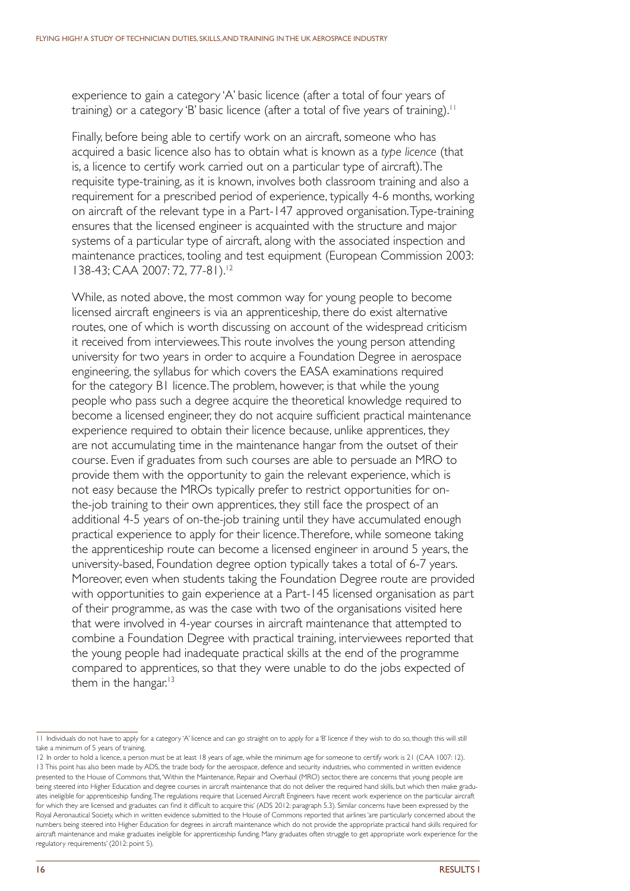experience to gain a category 'A' basic licence (after a total of four years of training) or a category 'B' basic licence (after a total of five years of training).[11]

Finally, before being able to certify work on an aircraft, someone who has acquired a basic licence also has to obtain what is known as a *type licence* (that is, a licence to certify work carried out on a particular type of aircraft). The requisite type-training, as it is known, involves both classroom training and also a requirement for a prescribed period of experience, typically 4-6 months, working on aircraft of the relevant type in a Part-147 approved organisation. Type-training ensures that the licensed engineer is acquainted with the structure and major systems of a particular type of aircraft, along with the associated inspection and maintenance practices, tooling and test equipment (European Commission 2003: 138-43; CAA 2007: 72, 77-81).[12]

While, as noted above, the most common way for young people to become licensed aircraft engineers is via an apprenticeship, there do exist alternative routes, one of which is worth discussing on account of the widespread criticism it received from interviewees. This route involves the young person attending university for two years in order to acquire a Foundation Degree in aerospace engineering, the syllabus for which covers the EASA examinations required for the category B1 licence. The problem, however, is that while the young people who pass such a degree acquire the theoretical knowledge required to become a licensed engineer, they do not acquire sufficient practical maintenance experience required to obtain their licence because, unlike apprentices, they are not accumulating time in the maintenance hangar from the outset of their course. Even if graduates from such courses are able to persuade an MRO to provide them with the opportunity to gain the relevant experience, which is not easy because the MROs typically prefer to restrict opportunities for on-the-job training to their own apprentices, they still face the prospect of an additional 4-5 years of on-the-job training until they have accumulated enough practical experience to apply for their licence. Therefore, while someone taking the apprenticeship route can become a licensed engineer in around 5 years, the university-based, Foundation degree option typically takes a total of 6-7 years. Moreover, even when students taking the Foundation Degree route are provided with opportunities to gain experience at a Part-145 licensed organisation as part of their programme, as was the case with two of the organisations visited here that were involved in 4-year courses in aircraft maintenance that attempted to combine a Foundation Degree with practical training, interviewees reported that the young people had inadequate practical skills at the end of the programme compared to apprentices, so that they were unable to do the jobs expected of them in the hangar.[13]

---

11 Individuals do not have to apply for a category 'A' licence and can go straight on to apply for a 'B' licence if they wish to do so, though this will still take a minimum of 5 years of training.

12 In order to hold a licence, a person must be at least 18 years of age, while the minimum age for someone to certify work is 21 (CAA 1007: 12).

13 This point has also been made by ADS, the trade body for the aerospace, defence and security industries, who commented in written evidence presented to the House of Commons that, 'Within the Maintenance, Repair and Overhaul (MRO) sector, there are concerns that young people are being steered into Higher Education and degree courses in aircraft maintenance that do not deliver the required hand skills, but which then make graduates ineligible for apprenticeship funding. The regulations require that Licensed Aircraft Engineers have recent work experience on the particular aircraft for which they are licensed and graduates can find it difficult to acquire this' (ADS 2012: paragraph 5.3). Similar concerns have been expressed by the Royal Aeronautical Society, which in written evidence submitted to the House of Commons reported that airlines 'are particularly concerned about the numbers being steered into Higher Education for degrees in aircraft maintenance which do not provide the appropriate practical hand skills required for aircraft maintenance and make graduates ineligible for apprenticeship funding. Many graduates often struggle to get appropriate work experience for the regulatory requirements' (2012: point 5).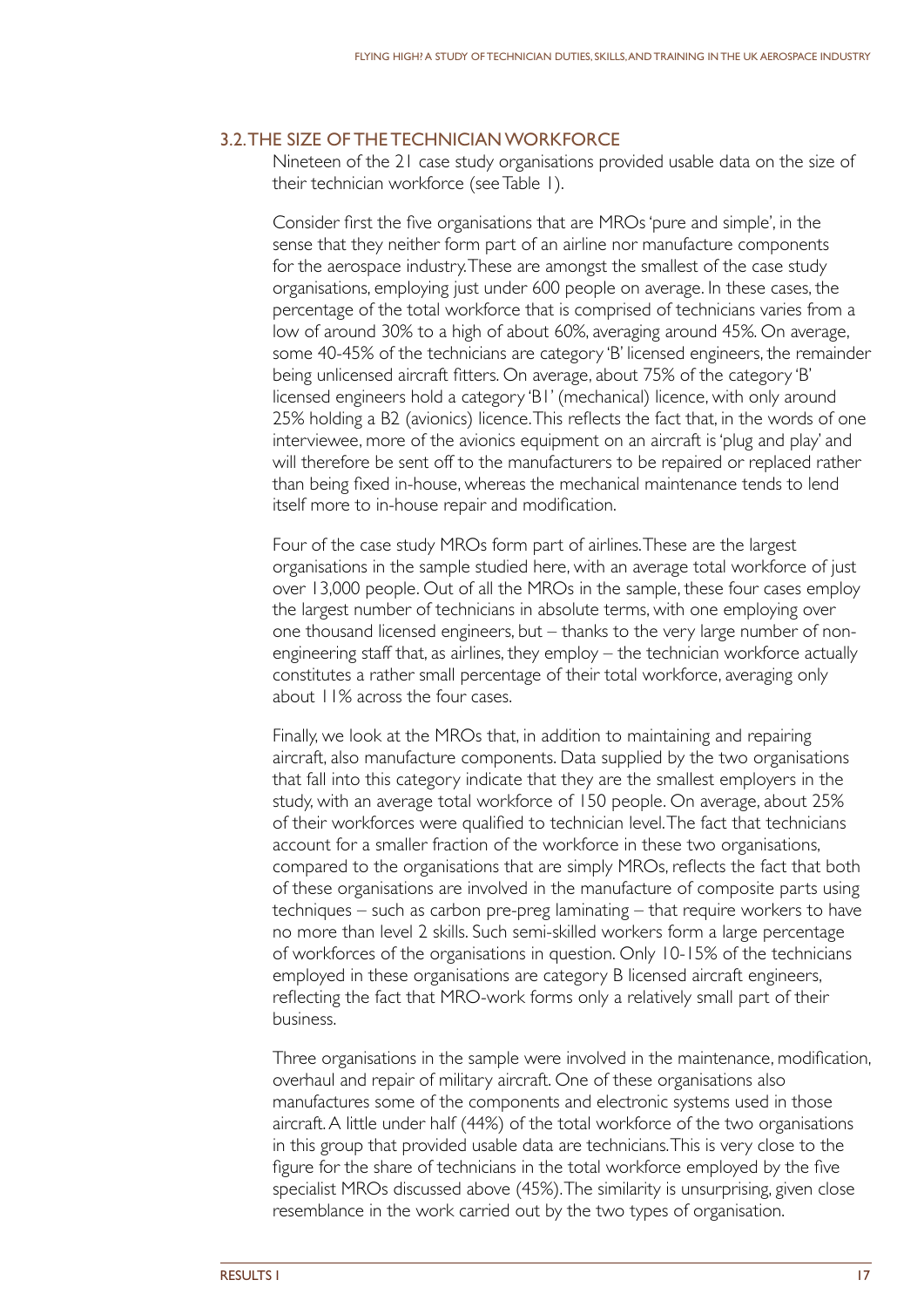### 3.2. THE SIZE OF THE TECHNICIAN WORKFORCE

Nineteen of the 21 case study organisations provided usable data on the size of their technician workforce (see Table 1).

Consider first the five organisations that are MROs 'pure and simple', in the sense that they neither form part of an airline nor manufacture components for the aerospace industry. These are amongst the smallest of the case study organisations, employing just under 600 people on average. In these cases, the percentage of the total workforce that is comprised of technicians varies from a low of around 30% to a high of about 60%, averaging around 45%. On average, some 40-45% of the technicians are category 'B' licensed engineers, the remainder being unlicensed aircraft fitters. On average, about 75% of the category 'B' licensed engineers hold a category 'B1' (mechanical) licence, with only around 25% holding a B2 (avionics) licence. This reflects the fact that, in the words of one interviewee, more of the avionics equipment on an aircraft is 'plug and play' and will therefore be sent off to the manufacturers to be repaired or replaced rather than being fixed in-house, whereas the mechanical maintenance tends to lend itself more to in-house repair and modification.

Four of the case study MROs form part of airlines. These are the largest organisations in the sample studied here, with an average total workforce of just over 13,000 people. Out of all the MROs in the sample, these four cases employ the largest number of technicians in absolute terms, with one employing over one thousand licensed engineers, but – thanks to the very large number of non-engineering staff that, as airlines, they employ – the technician workforce actually constitutes a rather small percentage of their total workforce, averaging only about 11% across the four cases.

Finally, we look at the MROs that, in addition to maintaining and repairing aircraft, also manufacture components. Data supplied by the two organisations that fall into this category indicate that they are the smallest employers in the study, with an average total workforce of 150 people. On average, about 25% of their workforces were qualified to technician level. The fact that technicians account for a smaller fraction of the workforce in these two organisations, compared to the organisations that are simply MROs, reflects the fact that both of these organisations are involved in the manufacture of composite parts using techniques – such as carbon pre-preg laminating – that require workers to have no more than level 2 skills. Such semi-skilled workers form a large percentage of workforces of the organisations in question. Only 10-15% of the technicians employed in these organisations are category B licensed aircraft engineers, reflecting the fact that MRO-work forms only a relatively small part of their business.

Three organisations in the sample were involved in the maintenance, modification, overhaul and repair of military aircraft. One of these organisations also manufactures some of the components and electronic systems used in those aircraft. A little under half (44%) of the total workforce of the two organisations in this group that provided usable data are technicians. This is very close to the figure for the share of technicians in the total workforce employed by the five specialist MROs discussed above (45%). The similarity is unsurprising, given close resemblance in the work carried out by the two types of organisation.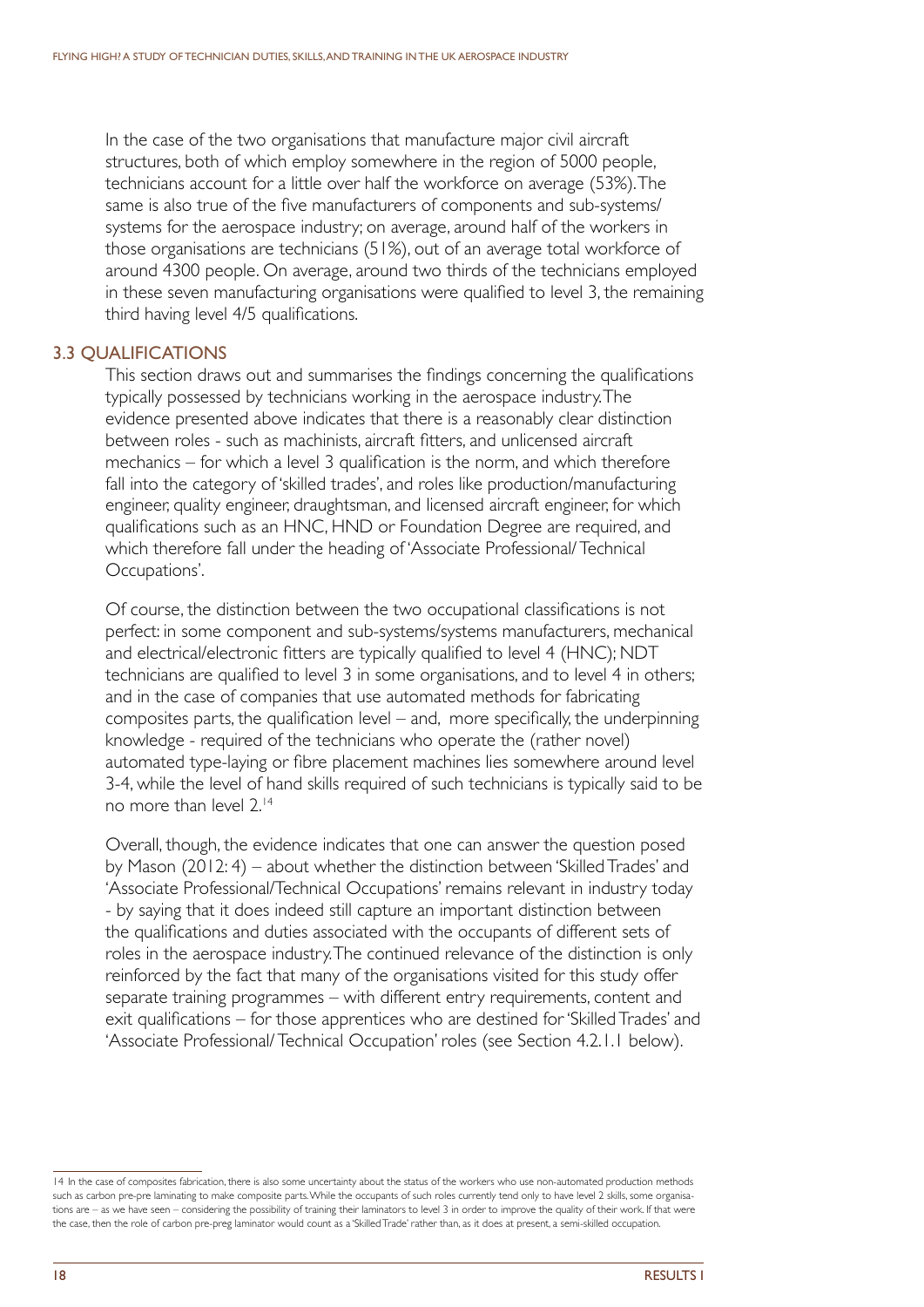In the case of the two organisations that manufacture major civil aircraft structures, both of which employ somewhere in the region of 5000 people, technicians account for a little over half the workforce on average (53%). The same is also true of the five manufacturers of components and sub-systems/systems for the aerospace industry; on average, around half of the workers in those organisations are technicians (51%), out of an average total workforce of around 4300 people. On average, around two thirds of the technicians employed in these seven manufacturing organisations were qualified to level 3, the remaining third having level 4/5 qualifications.

## 3.3 QUALIFICATIONS

This section draws out and summarises the findings concerning the qualifications typically possessed by technicians working in the aerospace industry. The evidence presented above indicates that there is a reasonably clear distinction between roles - such as machinists, aircraft fitters, and unlicensed aircraft mechanics – for which a level 3 qualification is the norm, and which therefore fall into the category of 'skilled trades', and roles like production/manufacturing engineer, quality engineer, draughtsman, and licensed aircraft engineer, for which qualifications such as an HNC, HND or Foundation Degree are required, and which therefore fall under the heading of 'Associate Professional/ Technical Occupations'.

Of course, the distinction between the two occupational classifications is not perfect: in some component and sub-systems/systems manufacturers, mechanical and electrical/electronic fitters are typically qualified to level 4 (HNC); NDT technicians are qualified to level 3 in some organisations, and to level 4 in others; and in the case of companies that use automated methods for fabricating composites parts, the qualification level – and, more specifically, the underpinning knowledge - required of the technicians who operate the (rather novel) automated type-laying or fibre placement machines lies somewhere around level 3-4, while the level of hand skills required of such technicians is typically said to be no more than level 2.[14]

Overall, though, the evidence indicates that one can answer the question posed by Mason (2012: 4) – about whether the distinction between 'Skilled Trades' and 'Associate Professional/Technical Occupations' remains relevant in industry today - by saying that it does indeed still capture an important distinction between the qualifications and duties associated with the occupants of different sets of roles in the aerospace industry. The continued relevance of the distinction is only reinforced by the fact that many of the organisations visited for this study offer separate training programmes – with different entry requirements, content and exit qualifications – for those apprentices who are destined for 'Skilled Trades' and 'Associate Professional/ Technical Occupation' roles (see Section 4.2.1.1 below).

---

[14] In the case of composites fabrication, there is also some uncertainty about the status of the workers who use non-automated production methods such as carbon pre-pre laminating to make composite parts. While the occupants of such roles currently tend only to have level 2 skills, some organisations are – as we have seen – considering the possibility of training their laminators to level 3 in order to improve the quality of their work. If that were the case, then the role of carbon pre-preg laminator would count as a 'Skilled Trade' rather than, as it does at present, a semi-skilled occupation.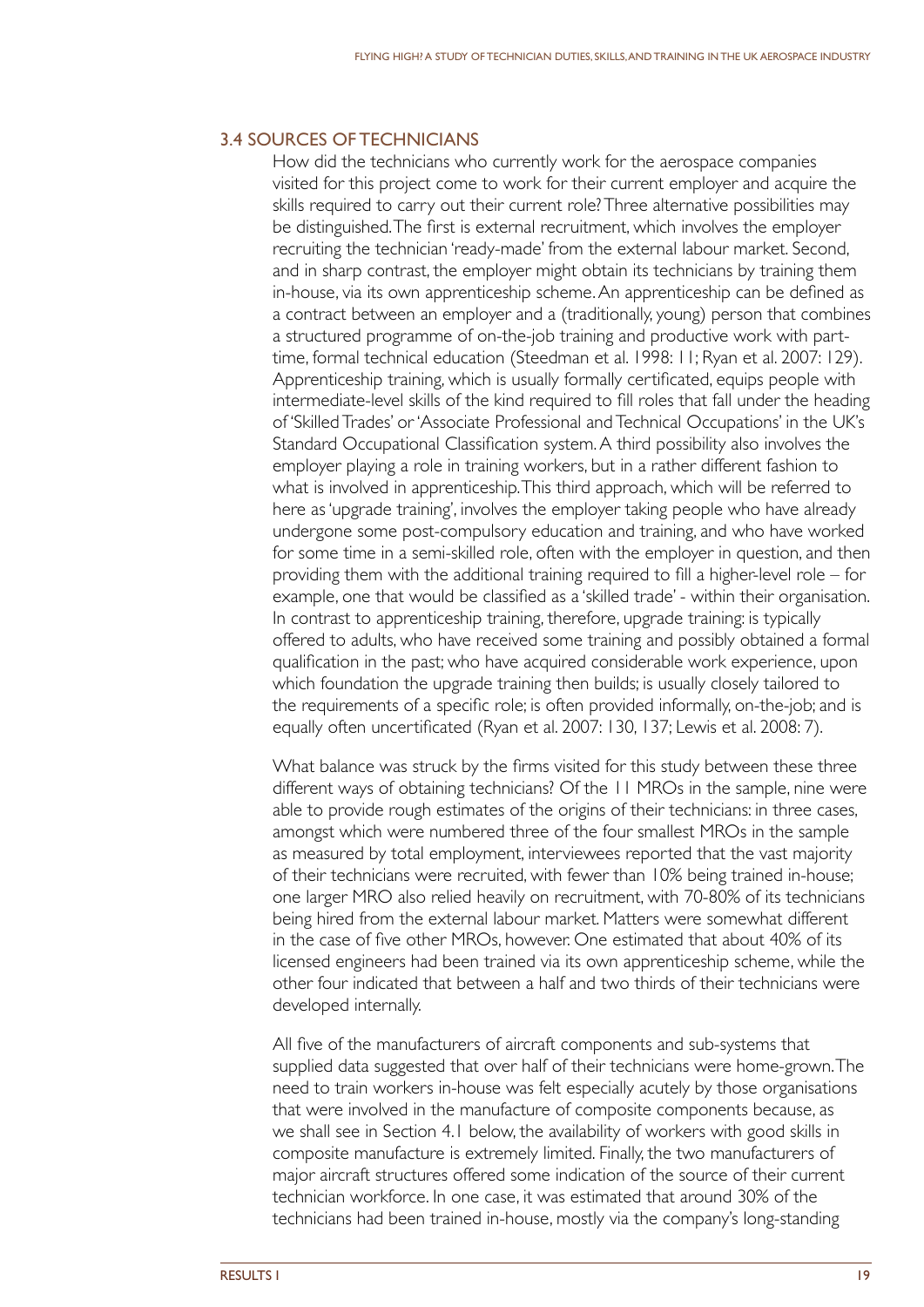## 3.4 SOURCES OF TECHNICIANS

How did the technicians who currently work for the aerospace companies visited for this project come to work for their current employer and acquire the skills required to carry out their current role? Three alternative possibilities may be distinguished. The first is external recruitment, which involves the employer recruiting the technician 'ready-made' from the external labour market. Second, and in sharp contrast, the employer might obtain its technicians by training them in-house, via its own apprenticeship scheme. An apprenticeship can be defined as a contract between an employer and a (traditionally, young) person that combines a structured programme of on-the-job training and productive work with part-time, formal technical education (Steedman et al. 1998: 11; Ryan et al. 2007: 129). Apprenticeship training, which is usually formally certificated, equips people with intermediate-level skills of the kind required to fill roles that fall under the heading of 'Skilled Trades' or 'Associate Professional and Technical Occupations' in the UK's Standard Occupational Classification system. A third possibility also involves the employer playing a role in training workers, but in a rather different fashion to what is involved in apprenticeship. This third approach, which will be referred to here as 'upgrade training', involves the employer taking people who have already undergone some post-compulsory education and training, and who have worked for some time in a semi-skilled role, often with the employer in question, and then providing them with the additional training required to fill a higher-level role – for example, one that would be classified as a 'skilled trade' - within their organisation. In contrast to apprenticeship training, therefore, upgrade training: is typically offered to adults, who have received some training and possibly obtained a formal qualification in the past; who have acquired considerable work experience, upon which foundation the upgrade training then builds; is usually closely tailored to the requirements of a specific role; is often provided informally, on-the-job; and is equally often uncertificated (Ryan et al. 2007: 130, 137; Lewis et al. 2008: 7).

What balance was struck by the firms visited for this study between these three different ways of obtaining technicians? Of the 11 MROs in the sample, nine were able to provide rough estimates of the origins of their technicians: in three cases, amongst which were numbered three of the four smallest MROs in the sample as measured by total employment, interviewees reported that the vast majority of their technicians were recruited, with fewer than 10% being trained in-house; one larger MRO also relied heavily on recruitment, with 70-80% of its technicians being hired from the external labour market. Matters were somewhat different in the case of five other MROs, however. One estimated that about 40% of its licensed engineers had been trained via its own apprenticeship scheme, while the other four indicated that between a half and two thirds of their technicians were developed internally.

All five of the manufacturers of aircraft components and sub-systems that supplied data suggested that over half of their technicians were home-grown. The need to train workers in-house was felt especially acutely by those organisations that were involved in the manufacture of composite components because, as we shall see in Section 4.1 below, the availability of workers with good skills in composite manufacture is extremely limited. Finally, the two manufacturers of major aircraft structures offered some indication of the source of their current technician workforce. In one case, it was estimated that around 30% of the technicians had been trained in-house, mostly via the company's long-standing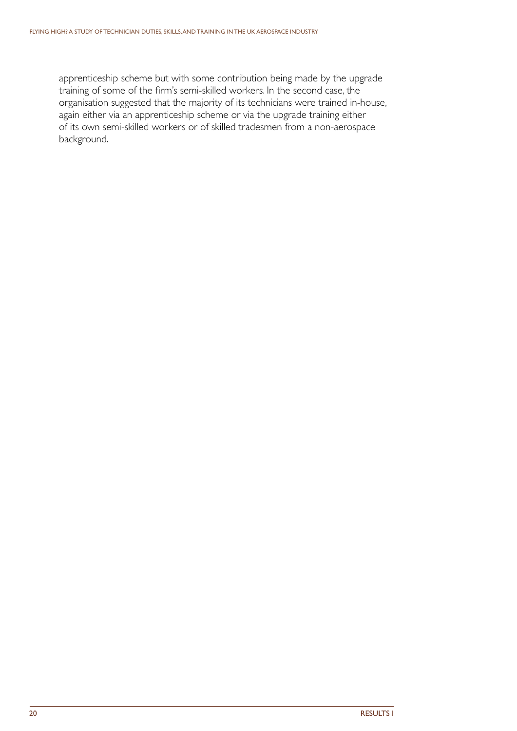apprenticeship scheme but with some contribution being made by the upgrade training of some of the firm's semi-skilled workers. In the second case, the organisation suggested that the majority of its technicians were trained in-house, again either via an apprenticeship scheme or via the upgrade training either of its own semi-skilled workers or of skilled tradesmen from a non-aerospace background.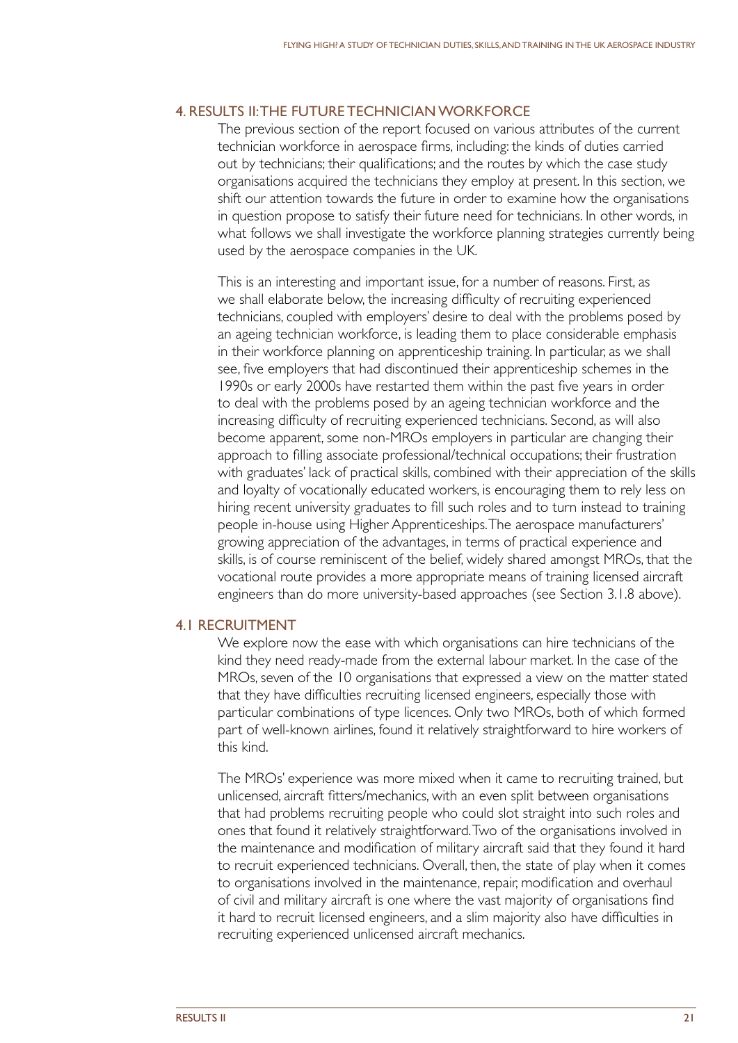## 4. RESULTS II: THE FUTURE TECHNICIAN WORKFORCE

The previous section of the report focused on various attributes of the current technician workforce in aerospace firms, including: the kinds of duties carried out by technicians; their qualifications; and the routes by which the case study organisations acquired the technicians they employ at present. In this section, we shift our attention towards the future in order to examine how the organisations in question propose to satisfy their future need for technicians. In other words, in what follows we shall investigate the workforce planning strategies currently being used by the aerospace companies in the UK.

This is an interesting and important issue, for a number of reasons. First, as we shall elaborate below, the increasing difficulty of recruiting experienced technicians, coupled with employers' desire to deal with the problems posed by an ageing technician workforce, is leading them to place considerable emphasis in their workforce planning on apprenticeship training. In particular, as we shall see, five employers that had discontinued their apprenticeship schemes in the 1990s or early 2000s have restarted them within the past five years in order to deal with the problems posed by an ageing technician workforce and the increasing difficulty of recruiting experienced technicians. Second, as will also become apparent, some non-MROs employers in particular are changing their approach to filling associate professional/technical occupations; their frustration with graduates' lack of practical skills, combined with their appreciation of the skills and loyalty of vocationally educated workers, is encouraging them to rely less on hiring recent university graduates to fill such roles and to turn instead to training people in-house using Higher Apprenticeships. The aerospace manufacturers' growing appreciation of the advantages, in terms of practical experience and skills, is of course reminiscent of the belief, widely shared amongst MROs, that the vocational route provides a more appropriate means of training licensed aircraft engineers than do more university-based approaches (see Section 3.1.8 above).

### 4.1 RECRUITMENT

We explore now the ease with which organisations can hire technicians of the kind they need ready-made from the external labour market. In the case of the MROs, seven of the 10 organisations that expressed a view on the matter stated that they have difficulties recruiting licensed engineers, especially those with particular combinations of type licences. Only two MROs, both of which formed part of well-known airlines, found it relatively straightforward to hire workers of this kind.

The MROs' experience was more mixed when it came to recruiting trained, but unlicensed, aircraft fitters/mechanics, with an even split between organisations that had problems recruiting people who could slot straight into such roles and ones that found it relatively straightforward. Two of the organisations involved in the maintenance and modification of military aircraft said that they found it hard to recruit experienced technicians. Overall, then, the state of play when it comes to organisations involved in the maintenance, repair, modification and overhaul of civil and military aircraft is one where the vast majority of organisations find it hard to recruit licensed engineers, and a slim majority also have difficulties in recruiting experienced unlicensed aircraft mechanics.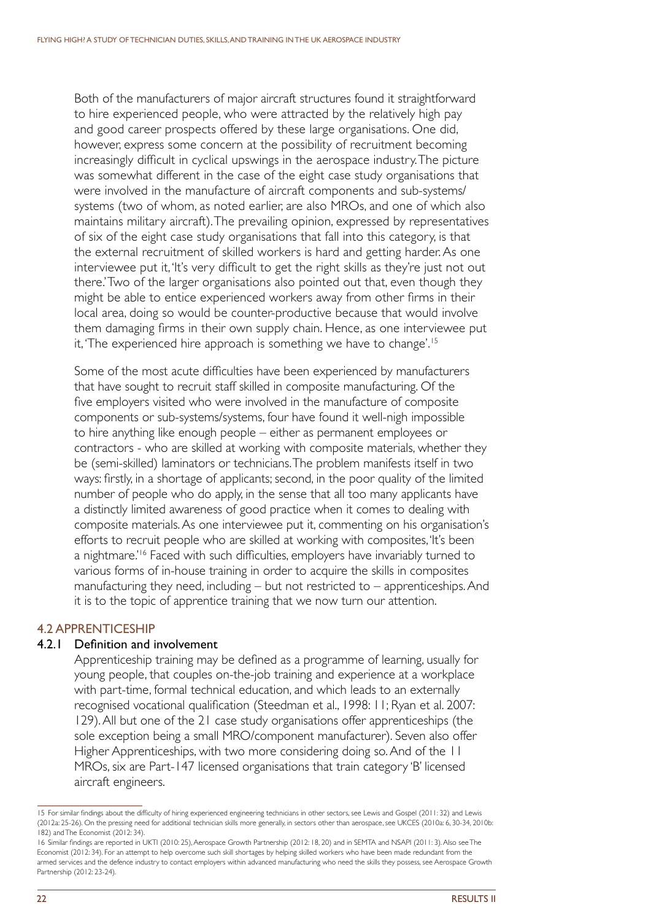Both of the manufacturers of major aircraft structures found it straightforward to hire experienced people, who were attracted by the relatively high pay and good career prospects offered by these large organisations. One did, however, express some concern at the possibility of recruitment becoming increasingly difficult in cyclical upswings in the aerospace industry. The picture was somewhat different in the case of the eight case study organisations that were involved in the manufacture of aircraft components and sub-systems/ systems (two of whom, as noted earlier, are also MROs, and one of which also maintains military aircraft). The prevailing opinion, expressed by representatives of six of the eight case study organisations that fall into this category, is that the external recruitment of skilled workers is hard and getting harder. As one interviewee put it, 'It's very difficult to get the right skills as they're just not out there.' Two of the larger organisations also pointed out that, even though they might be able to entice experienced workers away from other firms in their local area, doing so would be counter-productive because that would involve them damaging firms in their own supply chain. Hence, as one interviewee put it, 'The experienced hire approach is something we have to change'.[15]

Some of the most acute difficulties have been experienced by manufacturers that have sought to recruit staff skilled in composite manufacturing. Of the five employers visited who were involved in the manufacture of composite components or sub-systems/systems, four have found it well-nigh impossible to hire anything like enough people – either as permanent employees or contractors - who are skilled at working with composite materials, whether they be (semi-skilled) laminators or technicians. The problem manifests itself in two ways: firstly, in a shortage of applicants; second, in the poor quality of the limited number of people who do apply, in the sense that all too many applicants have a distinctly limited awareness of good practice when it comes to dealing with composite materials. As one interviewee put it, commenting on his organisation's efforts to recruit people who are skilled at working with composites, 'It's been a nightmare.'[16] Faced with such difficulties, employers have invariably turned to various forms of in-house training in order to acquire the skills in composites manufacturing they need, including – but not restricted to – apprenticeships. And it is to the topic of apprentice training that we now turn our attention.

## 4.2 APPRENTICESHIP

### 4.2.1 Definition and involvement

Apprenticeship training may be defined as a programme of learning, usually for young people, that couples on-the-job training and experience at a workplace with part-time, formal technical education, and which leads to an externally recognised vocational qualification (Steedman et al., 1998: 11; Ryan et al. 2007: 129). All but one of the 21 case study organisations offer apprenticeships (the sole exception being a small MRO/component manufacturer). Seven also offer Higher Apprenticeships, with two more considering doing so. And of the 11 MROs, six are Part-147 licensed organisations that train category 'B' licensed aircraft engineers.

---

15 For similar findings about the difficulty of hiring experienced engineering technicians in other sectors, see Lewis and Gospel (2011: 32) and Lewis (2012a: 25-26). On the pressing need for additional technician skills more generally, in sectors other than aerospace, see UKCES (2010a: 6, 30-34, 2010b: 182) and The Economist (2012: 34).

16 Similar findings are reported in UKTI (2010: 25), Aerospace Growth Partnership (2012: 18, 20) and in SEMTA and NSAPI (2011: 3). Also see The Economist (2012: 34). For an attempt to help overcome such skill shortages by helping skilled workers who have been made redundant from the armed services and the defence industry to contact employers within advanced manufacturing who need the skills they possess, see Aerospace Growth Partnership (2012: 23-24).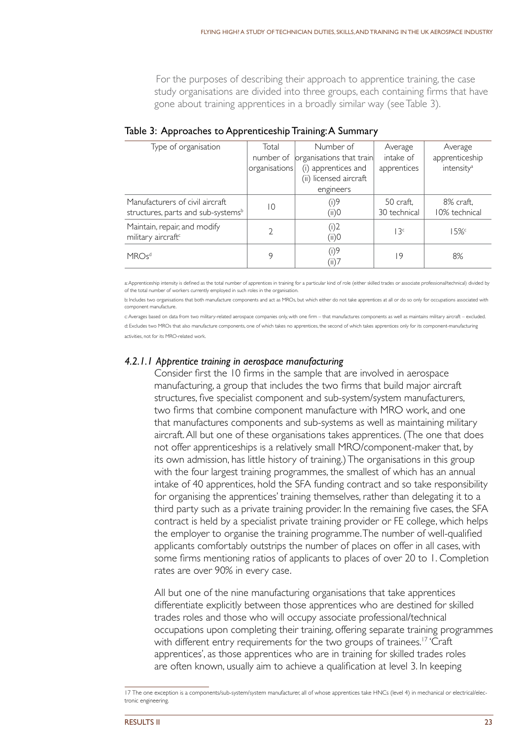For the purposes of describing their approach to apprentice training, the case study organisations are divided into three groups, each containing firms that have gone about training apprentices in a broadly similar way (see Table 3).

Table 3: Approaches to Apprenticeship Training: A Summary

| Type of organisation | Total number of organisations | Number of organisations that train (i) apprentices and (ii) licensed aircraft engineers | Average intake of apprentices | Average apprenticeship intensity[a] |
|---|---|---|---|---|
| Manufacturers of civil aircraft structures, parts and sub-systems[b] | 10 | (i)9 (ii)0 | 50 craft, 30 technical | 8% craft, 10% technical |
| Maintain, repair, and modify military aircraft[c] | 2 | (i)2 (ii)0 | 13[c] | 15%[c] |
| MROs[d] | 9 | (i)9 (ii)7 | 19 | 8% |

a: Apprenticeship intensity is defined as the total number of apprentices in training for a particular kind of role (either skilled trades or associate professional/technical) divided by of the total number of workers currently employed in such roles in the organisation.

b: Includes two organisations that both manufacture components and act as MROs, but which either do not take apprentices at all or do so only for occupations associated with component manufacture.

c: Averages based on data from two military-related aerospace companies only, with one firm – that manufactures components as well as maintains military aircraft – excluded.

d: Excludes two MROs that also manufacture components, one of which takes no apprentices, the second of which takes apprentices only for its component-manufacturing activities, not for its MRO-related work.

#### *4.2.1.1 Apprentice training in aerospace manufacturing*

Consider first the 10 firms in the sample that are involved in aerospace manufacturing, a group that includes the two firms that build major aircraft structures, five specialist component and sub-system/system manufacturers, two firms that combine component manufacture with MRO work, and one that manufactures components and sub-systems as well as maintaining military aircraft. All but one of these organisations takes apprentices. (The one that does not offer apprenticeships is a relatively small MRO/component-maker that, by its own admission, has little history of training.) The organisations in this group with the four largest training programmes, the smallest of which has an annual intake of 40 apprentices, hold the SFA funding contract and so take responsibility for organising the apprentices' training themselves, rather than delegating it to a third party such as a private training provider. In the remaining five cases, the SFA contract is held by a specialist private training provider or FE college, which helps the employer to organise the training programme. The number of well-qualified applicants comfortably outstrips the number of places on offer in all cases, with some firms mentioning ratios of applicants to places of over 20 to 1. Completion rates are over 90% in every case.

All but one of the nine manufacturing organisations that take apprentices differentiate explicitly between those apprentices who are destined for skilled trades roles and those who will occupy associate professional/technical occupations upon completing their training, offering separate training programmes with different entry requirements for the two groups of trainees.[17] 'Craft apprentices', as those apprentices who are in training for skilled trades roles are often known, usually aim to achieve a qualification at level 3. In keeping

17 The one exception is a components/sub-system/system manufacturer, all of whose apprentices take HNCs (level 4) in mechanical or electrical/electronic engineering.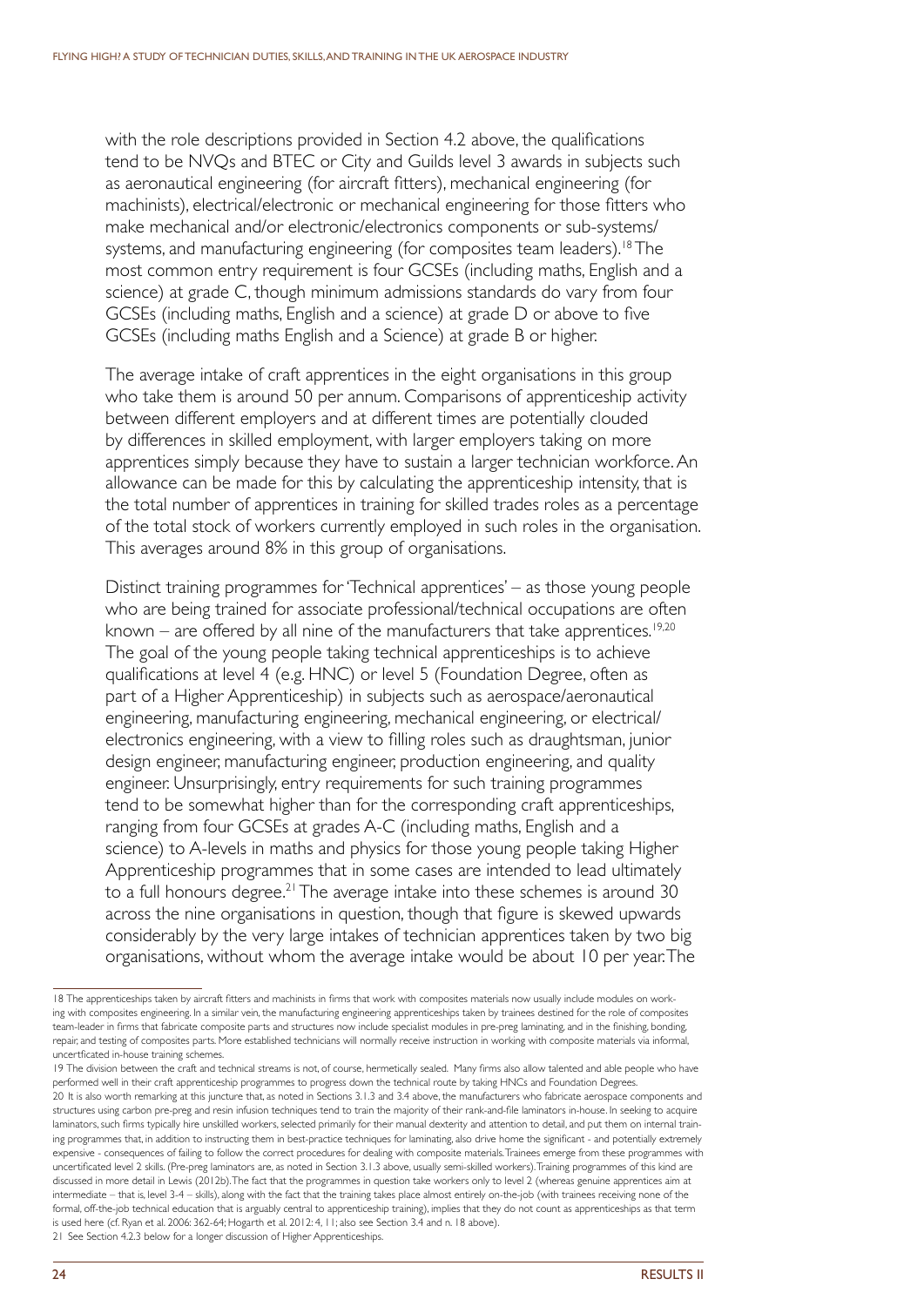with the role descriptions provided in Section 4.2 above, the qualifications tend to be NVQs and BTEC or City and Guilds level 3 awards in subjects such as aeronautical engineering (for aircraft fitters), mechanical engineering (for machinists), electrical/electronic or mechanical engineering for those fitters who make mechanical and/or electronic/electronics components or sub-systems/ systems, and manufacturing engineering (for composites team leaders).[18] The most common entry requirement is four GCSEs (including maths, English and a science) at grade C, though minimum admissions standards do vary from four GCSEs (including maths, English and a science) at grade D or above to five GCSEs (including maths English and a Science) at grade B or higher.

The average intake of craft apprentices in the eight organisations in this group who take them is around 50 per annum. Comparisons of apprenticeship activity between different employers and at different times are potentially clouded by differences in skilled employment, with larger employers taking on more apprentices simply because they have to sustain a larger technician workforce. An allowance can be made for this by calculating the apprenticeship intensity, that is the total number of apprentices in training for skilled trades roles as a percentage of the total stock of workers currently employed in such roles in the organisation. This averages around 8% in this group of organisations.

Distinct training programmes for 'Technical apprentices' – as those young people who are being trained for associate professional/technical occupations are often known – are offered by all nine of the manufacturers that take apprentices.[19,20] The goal of the young people taking technical apprenticeships is to achieve qualifications at level 4 (e.g. HNC) or level 5 (Foundation Degree, often as part of a Higher Apprenticeship) in subjects such as aerospace/aeronautical engineering, manufacturing engineering, mechanical engineering, or electrical/ electronics engineering, with a view to filling roles such as draughtsman, junior design engineer, manufacturing engineer, production engineering, and quality engineer. Unsurprisingly, entry requirements for such training programmes tend to be somewhat higher than for the corresponding craft apprenticeships, ranging from four GCSEs at grades A-C (including maths, English and a science) to A-levels in maths and physics for those young people taking Higher Apprenticeship programmes that in some cases are intended to lead ultimately to a full honours degree.[21] The average intake into these schemes is around 30 across the nine organisations in question, though that figure is skewed upwards considerably by the very large intakes of technician apprentices taken by two big organisations, without whom the average intake would be about 10 per year. The

---

18 The apprenticeships taken by aircraft fitters and machinists in firms that work with composites materials now usually include modules on working with composites engineering. In a similar vein, the manufacturing engineering apprenticeships taken by trainees destined for the role of composites team-leader in firms that fabricate composite parts and structures now include specialist modules in pre-preg laminating, and in the finishing, bonding, repair, and testing of composites parts. More established technicians will normally receive instruction in working with composite materials via informal, uncertficated in-house training schemes.

19 The division between the craft and technical streams is not, of course, hermetically sealed. Many firms also allow talented and able people who have performed well in their craft apprenticeship programmes to progress down the technical route by taking HNCs and Foundation Degrees.

20 It is also worth remarking at this juncture that, as noted in Sections 3.1.3 and 3.4 above, the manufacturers who fabricate aerospace components and structures using carbon pre-preg and resin infusion techniques tend to train the majority of their rank-and-file laminators in-house. In seeking to acquire laminators, such firms typically hire unskilled workers, selected primarily for their manual dexterity and attention to detail, and put them on internal training programmes that, in addition to instructing them in best-practice techniques for laminating, also drive home the significant - and potentially extremely expensive - consequences of failing to follow the correct procedures for dealing with composite materials. Trainees emerge from these programmes with uncertificated level 2 skills. (Pre-preg laminators are, as noted in Section 3.1.3 above, usually semi-skilled workers). Training programmes of this kind are discussed in more detail in Lewis (2012b). The fact that the programmes in question take workers only to level 2 (whereas genuine apprentices aim at intermediate – that is, level 3-4 – skills), along with the fact that the training takes place almost entirely on-the-job (with trainees receiving none of the formal, off-the-job technical education that is arguably central to apprenticeship training), implies that they do not count as apprenticeships as that term is used here (cf. Ryan et al. 2006: 362-64; Hogarth et al. 2012: 4, 11; also see Section 3.4 and n. 18 above).

21 See Section 4.2.3 below for a longer discussion of Higher Apprenticeships.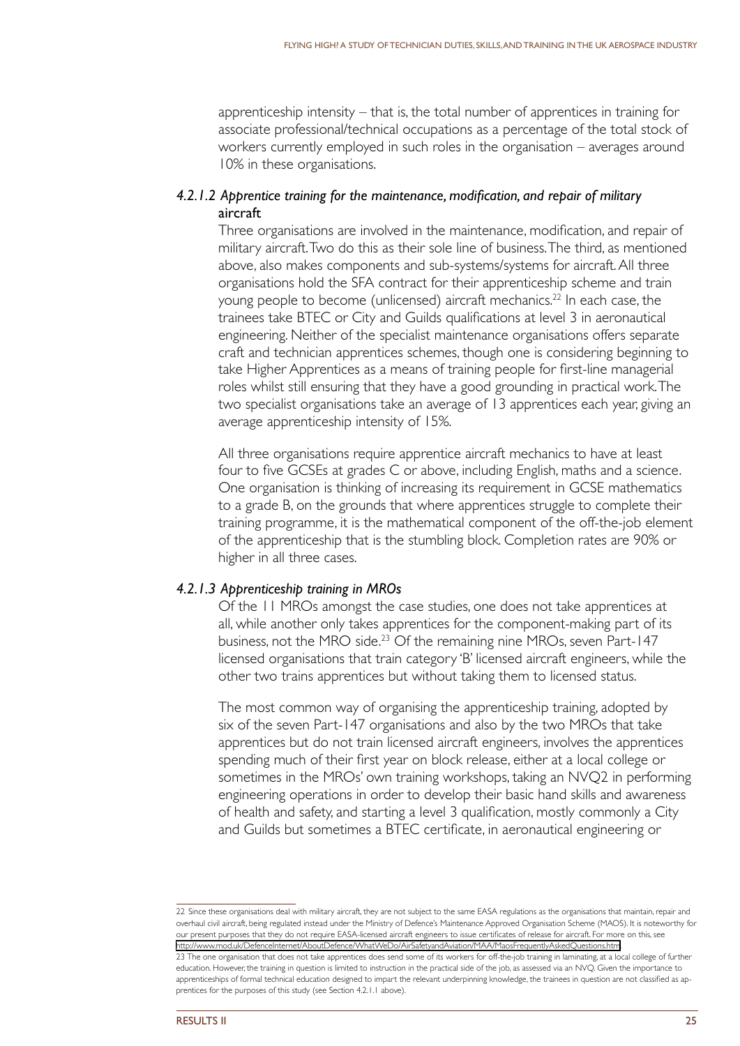apprenticeship intensity – that is, the total number of apprentices in training for associate professional/technical occupations as a percentage of the total stock of workers currently employed in such roles in the organisation – averages around 10% in these organisations.

#### *4.2.1.2 Apprentice training for the maintenance, modification, and repair of military aircraft*

Three organisations are involved in the maintenance, modification, and repair of military aircraft. Two do this as their sole line of business. The third, as mentioned above, also makes components and sub-systems/systems for aircraft. All three organisations hold the SFA contract for their apprenticeship scheme and train young people to become (unlicensed) aircraft mechanics.[22] In each case, the trainees take BTEC or City and Guilds qualifications at level 3 in aeronautical engineering. Neither of the specialist maintenance organisations offers separate craft and technician apprentices schemes, though one is considering beginning to take Higher Apprentices as a means of training people for first-line managerial roles whilst still ensuring that they have a good grounding in practical work. The two specialist organisations take an average of 13 apprentices each year, giving an average apprenticeship intensity of 15%.

All three organisations require apprentice aircraft mechanics to have at least four to five GCSEs at grades C or above, including English, maths and a science. One organisation is thinking of increasing its requirement in GCSE mathematics to a grade B, on the grounds that where apprentices struggle to complete their training programme, it is the mathematical component of the off-the-job element of the apprenticeship that is the stumbling block. Completion rates are 90% or higher in all three cases.

#### *4.2.1.3 Apprenticeship training in MROs*

Of the 11 MROs amongst the case studies, one does not take apprentices at all, while another only takes apprentices for the component-making part of its business, not the MRO side.[23] Of the remaining nine MROs, seven Part-147 licensed organisations that train category 'B' licensed aircraft engineers, while the other two trains apprentices but without taking them to licensed status.

The most common way of organising the apprenticeship training, adopted by six of the seven Part-147 organisations and also by the two MROs that take apprentices but do not train licensed aircraft engineers, involves the apprentices spending much of their first year on block release, either at a local college or sometimes in the MROs' own training workshops, taking an NVQ2 in performing engineering operations in order to develop their basic hand skills and awareness of health and safety, and starting a level 3 qualification, mostly commonly a City and Guilds but sometimes a BTEC certificate, in aeronautical engineering or

---

22 Since these organisations deal with military aircraft, they are not subject to the same EASA regulations as the organisations that maintain, repair and overhaul civil aircraft, being regulated instead under the Ministry of Defence's Maintenance Approved Organisation Scheme (MAOS). It is noteworthy for our present purposes that they do not require EASA-licensed aircraft engineers to issue certificates of release for aircraft. For more on this, see http://www.mod.uk/DefenceInternet/AboutDefence/WhatWeDo/AirSafetyandAviation/MAA/MaosFrequentlyAskedQuestions.htm

23 The one organisation that does not take apprentices does send some of its workers for off-the-job training in laminating, at a local college of further education. However, the training in question is limited to instruction in the practical side of the job, as assessed via an NVQ. Given the importance to apprenticeships of formal technical education designed to impart the relevant underpinning knowledge, the trainees in question are not classified as apprentices for the purposes of this study (see Section 4.2.1.1 above).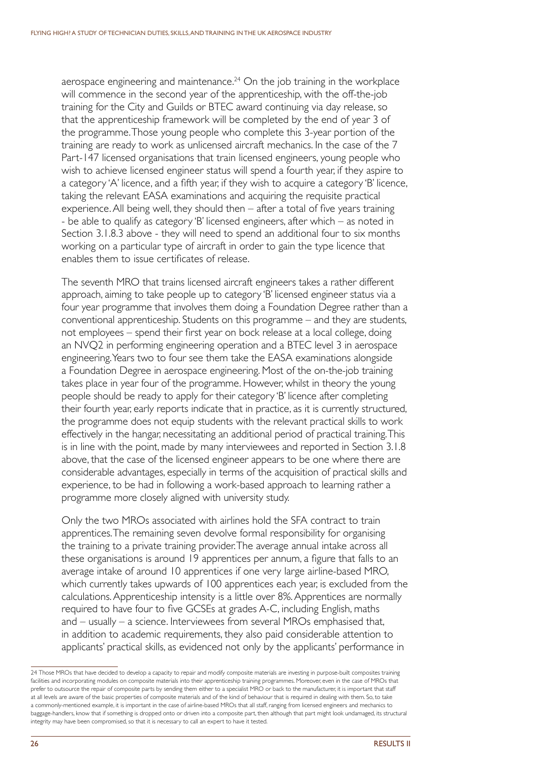aerospace engineering and maintenance.[24] On the job training in the workplace will commence in the second year of the apprenticeship, with the off-the-job training for the City and Guilds or BTEC award continuing via day release, so that the apprenticeship framework will be completed by the end of year 3 of the programme. Those young people who complete this 3-year portion of the training are ready to work as unlicensed aircraft mechanics. In the case of the 7 Part-147 licensed organisations that train licensed engineers, young people who wish to achieve licensed engineer status will spend a fourth year, if they aspire to a category 'A' licence, and a fifth year, if they wish to acquire a category 'B' licence, taking the relevant EASA examinations and acquiring the requisite practical experience. All being well, they should then – after a total of five years training - be able to qualify as category 'B' licensed engineers, after which – as noted in Section 3.1.8.3 above - they will need to spend an additional four to six months working on a particular type of aircraft in order to gain the type licence that enables them to issue certificates of release.

The seventh MRO that trains licensed aircraft engineers takes a rather different approach, aiming to take people up to category 'B' licensed engineer status via a four year programme that involves them doing a Foundation Degree rather than a conventional apprenticeship. Students on this programme – and they are students, not employees – spend their first year on bock release at a local college, doing an NVQ2 in performing engineering operation and a BTEC level 3 in aerospace engineering. Years two to four see them take the EASA examinations alongside a Foundation Degree in aerospace engineering. Most of the on-the-job training takes place in year four of the programme. However, whilst in theory the young people should be ready to apply for their category 'B' licence after completing their fourth year, early reports indicate that in practice, as it is currently structured, the programme does not equip students with the relevant practical skills to work effectively in the hangar, necessitating an additional period of practical training. This is in line with the point, made by many interviewees and reported in Section 3.1.8 above, that the case of the licensed engineer appears to be one where there are considerable advantages, especially in terms of the acquisition of practical skills and experience, to be had in following a work-based approach to learning rather a programme more closely aligned with university study.

Only the two MROs associated with airlines hold the SFA contract to train apprentices. The remaining seven devolve formal responsibility for organising the training to a private training provider. The average annual intake across all these organisations is around 19 apprentices per annum, a figure that falls to an average intake of around 10 apprentices if one very large airline-based MRO, which currently takes upwards of 100 apprentices each year, is excluded from the calculations. Apprenticeship intensity is a little over 8%. Apprentices are normally required to have four to five GCSEs at grades A-C, including English, maths and – usually – a science. Interviewees from several MROs emphasised that, in addition to academic requirements, they also paid considerable attention to applicants' practical skills, as evidenced not only by the applicants' performance in

---

24 Those MROs that have decided to develop a capacity to repair and modify composite materials are investing in purpose-built composites training facilities and incorporating modules on composite materials into their apprenticeship training programmes. Moreover, even in the case of MROs that prefer to outsource the repair of composite parts by sending them either to a specialist MRO or back to the manufacturer, it is important that staff at all levels are aware of the basic properties of composite materials and of the kind of behaviour that is required in dealing with them. So, to take a commonly-mentioned example, it is important in the case of airline-based MROs that all staff, ranging from licensed engineers and mechanics to baggage-handlers, know that if something is dropped onto or driven into a composite part, then although that part might look undamaged, its structural integrity may have been compromised, so that it is necessary to call an expert to have it tested.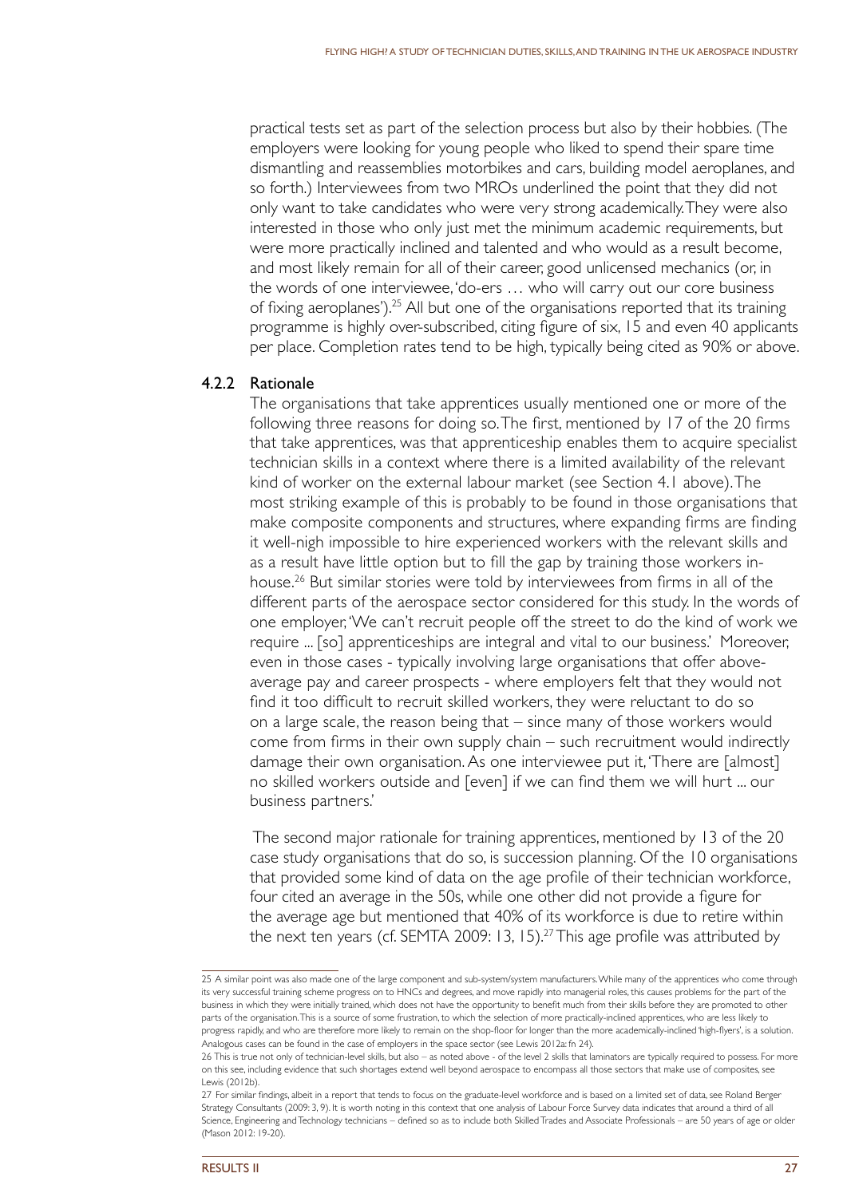practical tests set as part of the selection process but also by their hobbies. (The employers were looking for young people who liked to spend their spare time dismantling and reassemblies motorbikes and cars, building model aeroplanes, and so forth.) Interviewees from two MROs underlined the point that they did not only want to take candidates who were very strong academically. They were also interested in those who only just met the minimum academic requirements, but were more practically inclined and talented and who would as a result become, and most likely remain for all of their career, good unlicensed mechanics (or, in the words of one interviewee, 'do-ers … who will carry out our core business of fixing aeroplanes').[25] All but one of the organisations reported that its training programme is highly over-subscribed, citing figure of six, 15 and even 40 applicants per place. Completion rates tend to be high, typically being cited as 90% or above.

### 4.2.2 Rationale

The organisations that take apprentices usually mentioned one or more of the following three reasons for doing so. The first, mentioned by 17 of the 20 firms that take apprentices, was that apprenticeship enables them to acquire specialist technician skills in a context where there is a limited availability of the relevant kind of worker on the external labour market (see Section 4.1 above). The most striking example of this is probably to be found in those organisations that make composite components and structures, where expanding firms are finding it well-nigh impossible to hire experienced workers with the relevant skills and as a result have little option but to fill the gap by training those workers in-house.[26] But similar stories were told by interviewees from firms in all of the different parts of the aerospace sector considered for this study. In the words of one employer, 'We can't recruit people off the street to do the kind of work we require ... [so] apprenticeships are integral and vital to our business.' Moreover, even in those cases - typically involving large organisations that offer above-average pay and career prospects - where employers felt that they would not find it too difficult to recruit skilled workers, they were reluctant to do so on a large scale, the reason being that – since many of those workers would come from firms in their own supply chain – such recruitment would indirectly damage their own organisation. As one interviewee put it, 'There are [almost] no skilled workers outside and [even] if we can find them we will hurt ... our business partners.'

The second major rationale for training apprentices, mentioned by 13 of the 20 case study organisations that do so, is succession planning. Of the 10 organisations that provided some kind of data on the age profile of their technician workforce, four cited an average in the 50s, while one other did not provide a figure for the average age but mentioned that 40% of its workforce is due to retire within the next ten years (cf. SEMTA 2009: 13, 15).[27] This age profile was attributed by

---

25 A similar point was also made one of the large component and sub-system/system manufacturers. While many of the apprentices who come through its very successful training scheme progress on to HNCs and degrees, and move rapidly into managerial roles, this causes problems for the part of the business in which they were initially trained, which does not have the opportunity to benefit much from their skills before they are promoted to other parts of the organisation. This is a source of some frustration, to which the selection of more practically-inclined apprentices, who are less likely to progress rapidly, and who are therefore more likely to remain on the shop-floor for longer than the more academically-inclined 'high-flyers', is a solution. Analogous cases can be found in the case of employers in the space sector (see Lewis 2012a: fn 24).

26 This is true not only of technician-level skills, but also – as noted above - of the level 2 skills that laminators are typically required to possess. For more on this see, including evidence that such shortages extend well beyond aerospace to encompass all those sectors that make use of composites, see Lewis (2012b).

27 For similar findings, albeit in a report that tends to focus on the graduate-level workforce and is based on a limited set of data, see Roland Berger Strategy Consultants (2009: 3, 9). It is worth noting in this context that one analysis of Labour Force Survey data indicates that around a third of all Science, Engineering and Technology technicians – defined so as to include both Skilled Trades and Associate Professionals – are 50 years of age or older (Mason 2012: 19-20).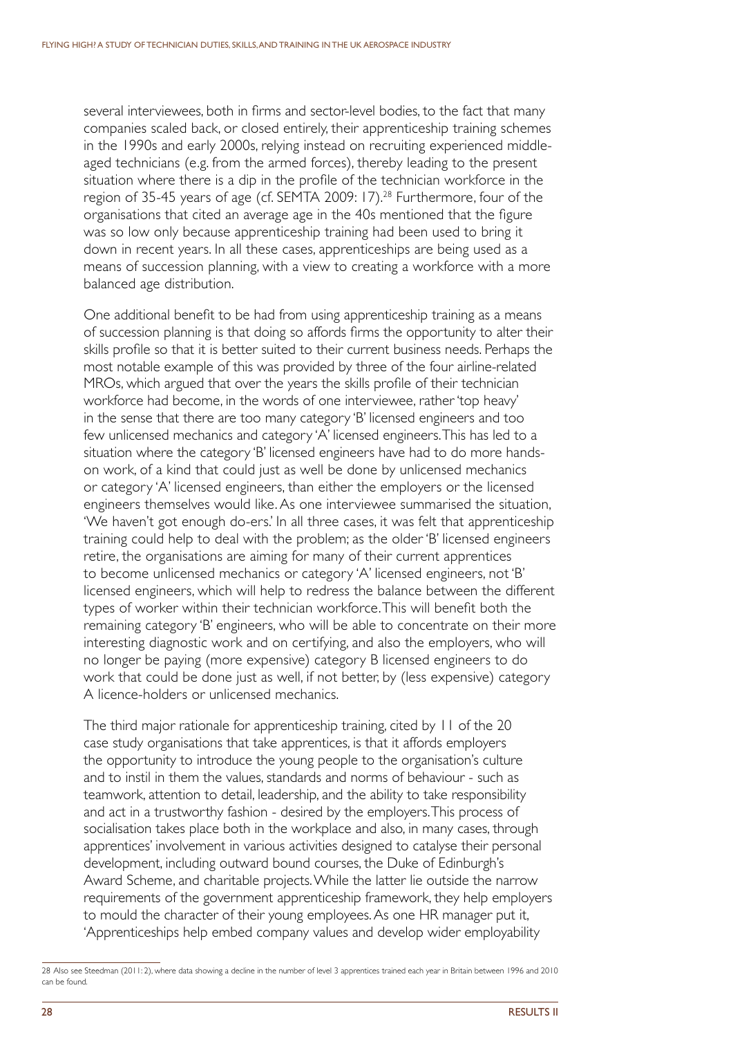several interviewees, both in firms and sector-level bodies, to the fact that many companies scaled back, or closed entirely, their apprenticeship training schemes in the 1990s and early 2000s, relying instead on recruiting experienced middle-aged technicians (e.g. from the armed forces), thereby leading to the present situation where there is a dip in the profile of the technician workforce in the region of 35-45 years of age (cf. SEMTA 2009: 17).[28] Furthermore, four of the organisations that cited an average age in the 40s mentioned that the figure was so low only because apprenticeship training had been used to bring it down in recent years. In all these cases, apprenticeships are being used as a means of succession planning, with a view to creating a workforce with a more balanced age distribution.

One additional benefit to be had from using apprenticeship training as a means of succession planning is that doing so affords firms the opportunity to alter their skills profile so that it is better suited to their current business needs. Perhaps the most notable example of this was provided by three of the four airline-related MROs, which argued that over the years the skills profile of their technician workforce had become, in the words of one interviewee, rather 'top heavy' in the sense that there are too many category 'B' licensed engineers and too few unlicensed mechanics and category 'A' licensed engineers. This has led to a situation where the category 'B' licensed engineers have had to do more hands-on work, of a kind that could just as well be done by unlicensed mechanics or category 'A' licensed engineers, than either the employers or the licensed engineers themselves would like. As one interviewee summarised the situation, 'We haven't got enough do-ers.' In all three cases, it was felt that apprenticeship training could help to deal with the problem; as the older 'B' licensed engineers retire, the organisations are aiming for many of their current apprentices to become unlicensed mechanics or category 'A' licensed engineers, not 'B' licensed engineers, which will help to redress the balance between the different types of worker within their technician workforce. This will benefit both the remaining category 'B' engineers, who will be able to concentrate on their more interesting diagnostic work and on certifying, and also the employers, who will no longer be paying (more expensive) category B licensed engineers to do work that could be done just as well, if not better, by (less expensive) category A licence-holders or unlicensed mechanics.

The third major rationale for apprenticeship training, cited by 11 of the 20 case study organisations that take apprentices, is that it affords employers the opportunity to introduce the young people to the organisation's culture and to instil in them the values, standards and norms of behaviour - such as teamwork, attention to detail, leadership, and the ability to take responsibility and act in a trustworthy fashion - desired by the employers. This process of socialisation takes place both in the workplace and also, in many cases, through apprentices' involvement in various activities designed to catalyse their personal development, including outward bound courses, the Duke of Edinburgh's Award Scheme, and charitable projects. While the latter lie outside the narrow requirements of the government apprenticeship framework, they help employers to mould the character of their young employees. As one HR manager put it, 'Apprenticeships help embed company values and develop wider employability

[28] Also see Steedman (2011: 2), where data showing a decline in the number of level 3 apprentices trained each year in Britain between 1996 and 2010 can be found.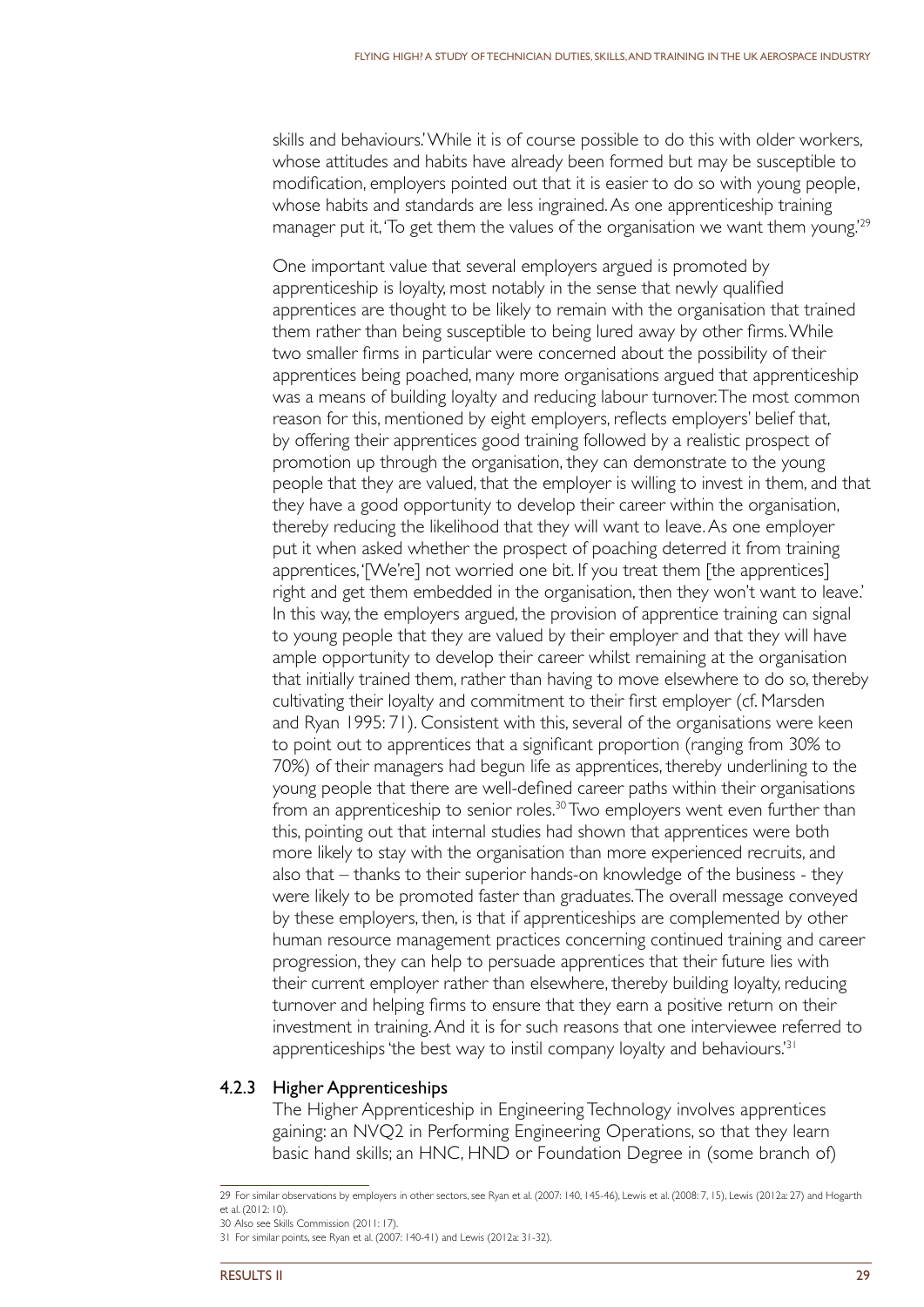skills and behaviours.' While it is of course possible to do this with older workers, whose attitudes and habits have already been formed but may be susceptible to modification, employers pointed out that it is easier to do so with young people, whose habits and standards are less ingrained. As one apprenticeship training manager put it, 'To get them the values of the organisation we want them young.'[29]

One important value that several employers argued is promoted by apprenticeship is loyalty, most notably in the sense that newly qualified apprentices are thought to be likely to remain with the organisation that trained them rather than being susceptible to being lured away by other firms. While two smaller firms in particular were concerned about the possibility of their apprentices being poached, many more organisations argued that apprenticeship was a means of building loyalty and reducing labour turnover. The most common reason for this, mentioned by eight employers, reflects employers' belief that, by offering their apprentices good training followed by a realistic prospect of promotion up through the organisation, they can demonstrate to the young people that they are valued, that the employer is willing to invest in them, and that they have a good opportunity to develop their career within the organisation, thereby reducing the likelihood that they will want to leave. As one employer put it when asked whether the prospect of poaching deterred it from training apprentices, '[We're] not worried one bit. If you treat them [the apprentices] right and get them embedded in the organisation, then they won't want to leave.' In this way, the employers argued, the provision of apprentice training can signal to young people that they are valued by their employer and that they will have ample opportunity to develop their career whilst remaining at the organisation that initially trained them, rather than having to move elsewhere to do so, thereby cultivating their loyalty and commitment to their first employer (cf. Marsden and Ryan 1995: 71). Consistent with this, several of the organisations were keen to point out to apprentices that a significant proportion (ranging from 30% to 70%) of their managers had begun life as apprentices, thereby underlining to the young people that there are well-defined career paths within their organisations from an apprenticeship to senior roles.[30] Two employers went even further than this, pointing out that internal studies had shown that apprentices were both more likely to stay with the organisation than more experienced recruits, and also that – thanks to their superior hands-on knowledge of the business - they were likely to be promoted faster than graduates. The overall message conveyed by these employers, then, is that if apprenticeships are complemented by other human resource management practices concerning continued training and career progression, they can help to persuade apprentices that their future lies with their current employer rather than elsewhere, thereby building loyalty, reducing turnover and helping firms to ensure that they earn a positive return on their investment in training. And it is for such reasons that one interviewee referred to apprenticeships 'the best way to instil company loyalty and behaviours.'[31]

### 4.2.3 Higher Apprenticeships

The Higher Apprenticeship in Engineering Technology involves apprentices gaining: an NVQ2 in Performing Engineering Operations, so that they learn basic hand skills; an HNC, HND or Foundation Degree in (some branch of)

---

29 For similar observations by employers in other sectors, see Ryan et al. (2007: 140, 145-46), Lewis et al. (2008: 7, 15), Lewis (2012a: 27) and Hogarth et al. (2012: 10).

30 Also see Skills Commission (2011: 17).

31 For similar points, see Ryan et al. (2007: 140-41) and Lewis (2012a: 31-32).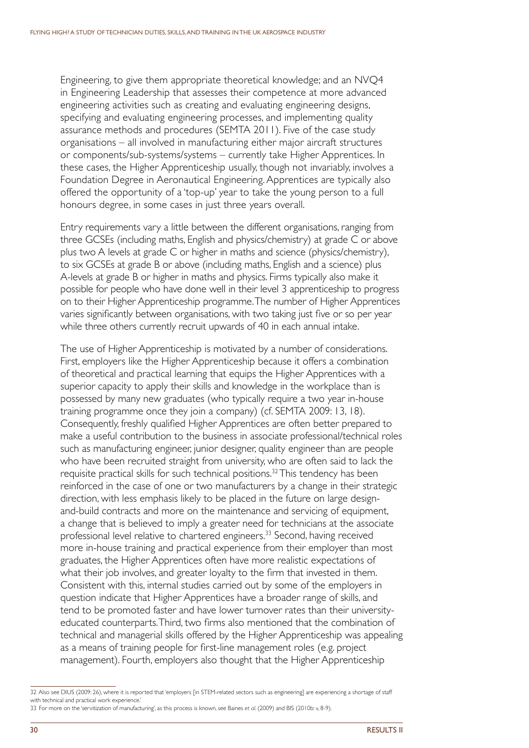Engineering, to give them appropriate theoretical knowledge; and an NVQ4 in Engineering Leadership that assesses their competence at more advanced engineering activities such as creating and evaluating engineering designs, specifying and evaluating engineering processes, and implementing quality assurance methods and procedures (SEMTA 2011). Five of the case study organisations – all involved in manufacturing either major aircraft structures or components/sub-systems/systems – currently take Higher Apprentices. In these cases, the Higher Apprenticeship usually, though not invariably, involves a Foundation Degree in Aeronautical Engineering. Apprentices are typically also offered the opportunity of a 'top-up' year to take the young person to a full honours degree, in some cases in just three years overall.

Entry requirements vary a little between the different organisations, ranging from three GCSEs (including maths, English and physics/chemistry) at grade C or above plus two A levels at grade C or higher in maths and science (physics/chemistry), to six GCSEs at grade B or above (including maths, English and a science) plus A-levels at grade B or higher in maths and physics. Firms typically also make it possible for people who have done well in their level 3 apprenticeship to progress on to their Higher Apprenticeship programme. The number of Higher Apprentices varies significantly between organisations, with two taking just five or so per year while three others currently recruit upwards of 40 in each annual intake.

The use of Higher Apprenticeship is motivated by a number of considerations. First, employers like the Higher Apprenticeship because it offers a combination of theoretical and practical learning that equips the Higher Apprentices with a superior capacity to apply their skills and knowledge in the workplace than is possessed by many new graduates (who typically require a two year in-house training programme once they join a company) (cf. SEMTA 2009: 13, 18). Consequently, freshly qualified Higher Apprentices are often better prepared to make a useful contribution to the business in associate professional/technical roles such as manufacturing engineer, junior designer, quality engineer than are people who have been recruited straight from university, who are often said to lack the requisite practical skills for such technical positions.[32] This tendency has been reinforced in the case of one or two manufacturers by a change in their strategic direction, with less emphasis likely to be placed in the future on large design-and-build contracts and more on the maintenance and servicing of equipment, a change that is believed to imply a greater need for technicians at the associate professional level relative to chartered engineers.[33] Second, having received more in-house training and practical experience from their employer than most graduates, the Higher Apprentices often have more realistic expectations of what their job involves, and greater loyalty to the firm that invested in them. Consistent with this, internal studies carried out by some of the employers in question indicate that Higher Apprentices have a broader range of skills, and tend to be promoted faster and have lower turnover rates than their university-educated counterparts. Third, two firms also mentioned that the combination of technical and managerial skills offered by the Higher Apprenticeship was appealing as a means of training people for first-line management roles (e.g. project management). Fourth, employers also thought that the Higher Apprenticeship

---

32 Also see DIUS (2009: 26), where it is reported that 'employers [in STEM-related sectors such as engineering] are experiencing a shortage of staff with technical and practical work experience.'

33 For more on the 'servitization of manufacturing', as this process is known, see Baines *et al.* (2009) and BIS (2010b: v, 8-9).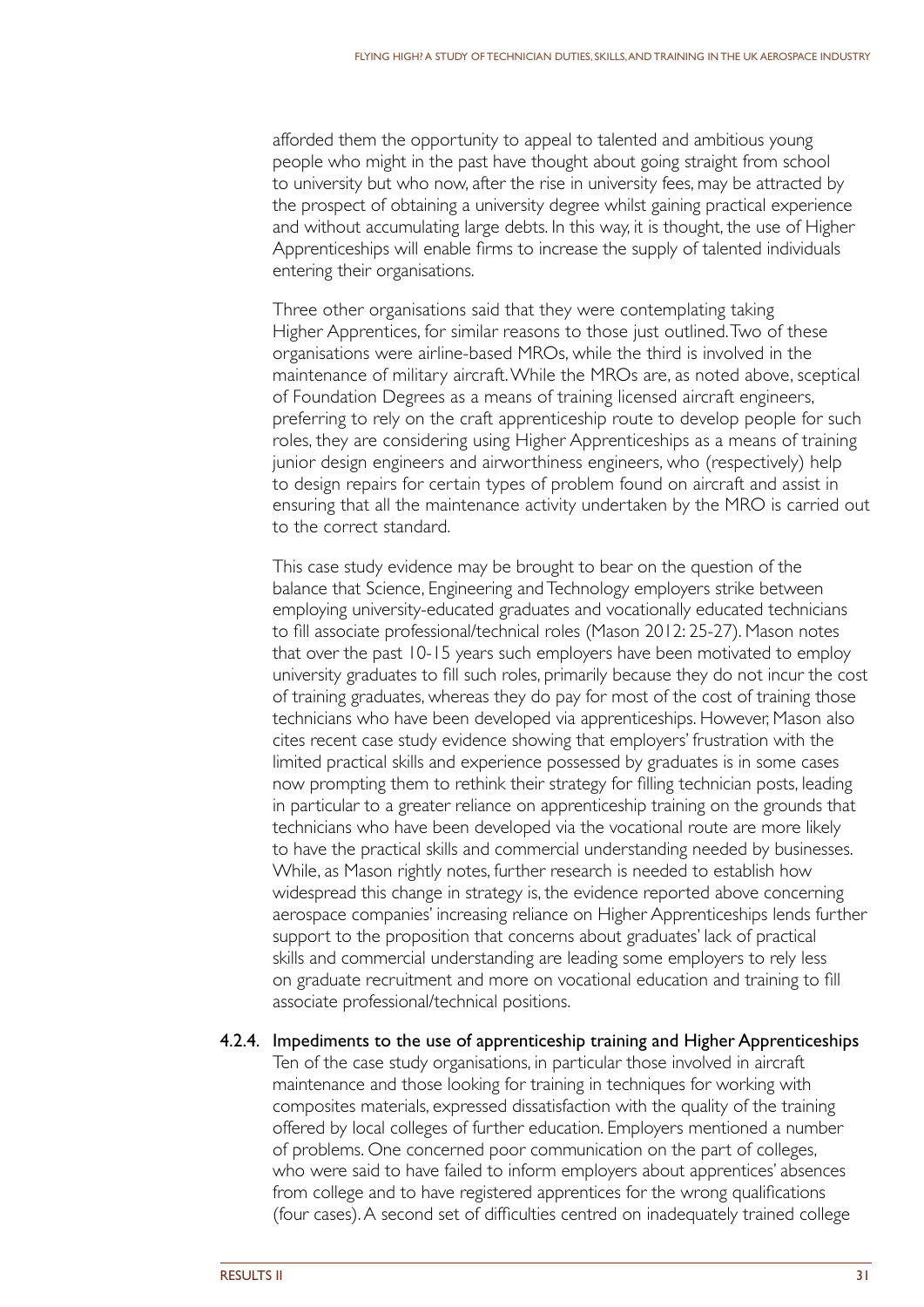afforded them the opportunity to appeal to talented and ambitious young people who might in the past have thought about going straight from school to university but who now, after the rise in university fees, may be attracted by the prospect of obtaining a university degree whilst gaining practical experience and without accumulating large debts. In this way, it is thought, the use of Higher Apprenticeships will enable firms to increase the supply of talented individuals entering their organisations.

Three other organisations said that they were contemplating taking Higher Apprentices, for similar reasons to those just outlined. Two of these organisations were airline-based MROs, while the third is involved in the maintenance of military aircraft. While the MROs are, as noted above, sceptical of Foundation Degrees as a means of training licensed aircraft engineers, preferring to rely on the craft apprenticeship route to develop people for such roles, they are considering using Higher Apprenticeships as a means of training junior design engineers and airworthiness engineers, who (respectively) help to design repairs for certain types of problem found on aircraft and assist in ensuring that all the maintenance activity undertaken by the MRO is carried out to the correct standard.

This case study evidence may be brought to bear on the question of the balance that Science, Engineering and Technology employers strike between employing university-educated graduates and vocationally educated technicians to fill associate professional/technical roles (Mason 2012: 25-27). Mason notes that over the past 10-15 years such employers have been motivated to employ university graduates to fill such roles, primarily because they do not incur the cost of training graduates, whereas they do pay for most of the cost of training those technicians who have been developed via apprenticeships. However, Mason also cites recent case study evidence showing that employers' frustration with the limited practical skills and experience possessed by graduates is in some cases now prompting them to rethink their strategy for filling technician posts, leading in particular to a greater reliance on apprenticeship training on the grounds that technicians who have been developed via the vocational route are more likely to have the practical skills and commercial understanding needed by businesses. While, as Mason rightly notes, further research is needed to establish how widespread this change in strategy is, the evidence reported above concerning aerospace companies' increasing reliance on Higher Apprenticeships lends further support to the proposition that concerns about graduates' lack of practical skills and commercial understanding are leading some employers to rely less on graduate recruitment and more on vocational education and training to fill associate professional/technical positions.

#### 4.2.4. Impediments to the use of apprenticeship training and Higher Apprenticeships

Ten of the case study organisations, in particular those involved in aircraft maintenance and those looking for training in techniques for working with composites materials, expressed dissatisfaction with the quality of the training offered by local colleges of further education. Employers mentioned a number of problems. One concerned poor communication on the part of colleges, who were said to have failed to inform employers about apprentices' absences from college and to have registered apprentices for the wrong qualifications (four cases). A second set of difficulties centred on inadequately trained college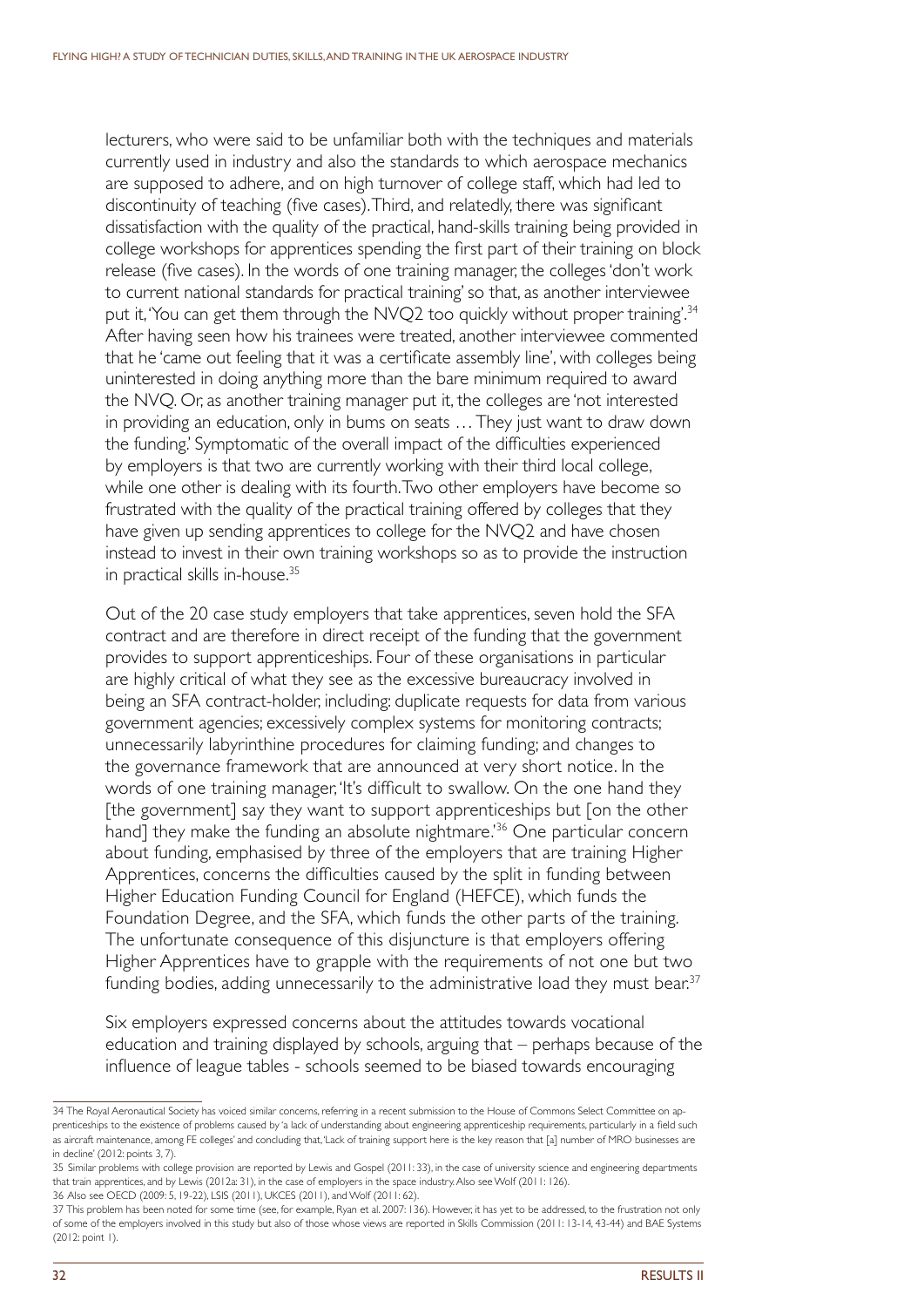lecturers, who were said to be unfamiliar both with the techniques and materials currently used in industry and also the standards to which aerospace mechanics are supposed to adhere, and on high turnover of college staff, which had led to discontinuity of teaching (five cases). Third, and relatedly, there was significant dissatisfaction with the quality of the practical, hand-skills training being provided in college workshops for apprentices spending the first part of their training on block release (five cases). In the words of one training manager, the colleges 'don't work to current national standards for practical training' so that, as another interviewee put it, 'You can get them through the NVQ2 too quickly without proper training'.[34] After having seen how his trainees were treated, another interviewee commented that he 'came out feeling that it was a certificate assembly line', with colleges being uninterested in doing anything more than the bare minimum required to award the NVQ. Or, as another training manager put it, the colleges are 'not interested in providing an education, only in bums on seats … They just want to draw down the funding.' Symptomatic of the overall impact of the difficulties experienced by employers is that two are currently working with their third local college, while one other is dealing with its fourth. Two other employers have become so frustrated with the quality of the practical training offered by colleges that they have given up sending apprentices to college for the NVQ2 and have chosen instead to invest in their own training workshops so as to provide the instruction in practical skills in-house.[35]

Out of the 20 case study employers that take apprentices, seven hold the SFA contract and are therefore in direct receipt of the funding that the government provides to support apprenticeships. Four of these organisations in particular are highly critical of what they see as the excessive bureaucracy involved in being an SFA contract-holder, including: duplicate requests for data from various government agencies; excessively complex systems for monitoring contracts; unnecessarily labyrinthine procedures for claiming funding; and changes to the governance framework that are announced at very short notice. In the words of one training manager, 'It's difficult to swallow. On the one hand they [the government] say they want to support apprenticeships but [on the other hand] they make the funding an absolute nightmare.'[36] One particular concern about funding, emphasised by three of the employers that are training Higher Apprentices, concerns the difficulties caused by the split in funding between Higher Education Funding Council for England (HEFCE), which funds the Foundation Degree, and the SFA, which funds the other parts of the training. The unfortunate consequence of this disjuncture is that employers offering Higher Apprentices have to grapple with the requirements of not one but two funding bodies, adding unnecessarily to the administrative load they must bear.[37]

Six employers expressed concerns about the attitudes towards vocational education and training displayed by schools, arguing that – perhaps because of the influence of league tables - schools seemed to be biased towards encouraging

---

34 The Royal Aeronautical Society has voiced similar concerns, referring in a recent submission to the House of Commons Select Committee on apprenticeships to the existence of problems caused by 'a lack of understanding about engineering apprenticeship requirements, particularly in a field such as aircraft maintenance, among FE colleges' and concluding that, 'Lack of training support here is the key reason that [a] number of MRO businesses are in decline' (2012: points 3, 7).

35 Similar problems with college provision are reported by Lewis and Gospel (2011: 33), in the case of university science and engineering departments that train apprentices, and by Lewis (2012a: 31), in the case of employers in the space industry. Also see Wolf (2011: 126).

36 Also see OECD (2009: 5, 19-22), LSIS (2011), UKCES (2011), and Wolf (2011: 62).

37 This problem has been noted for some time (see, for example, Ryan et al. 2007: 136). However, it has yet to be addressed, to the frustration not only of some of the employers involved in this study but also of those whose views are reported in Skills Commission (2011: 13-14, 43-44) and BAE Systems (2012: point 1).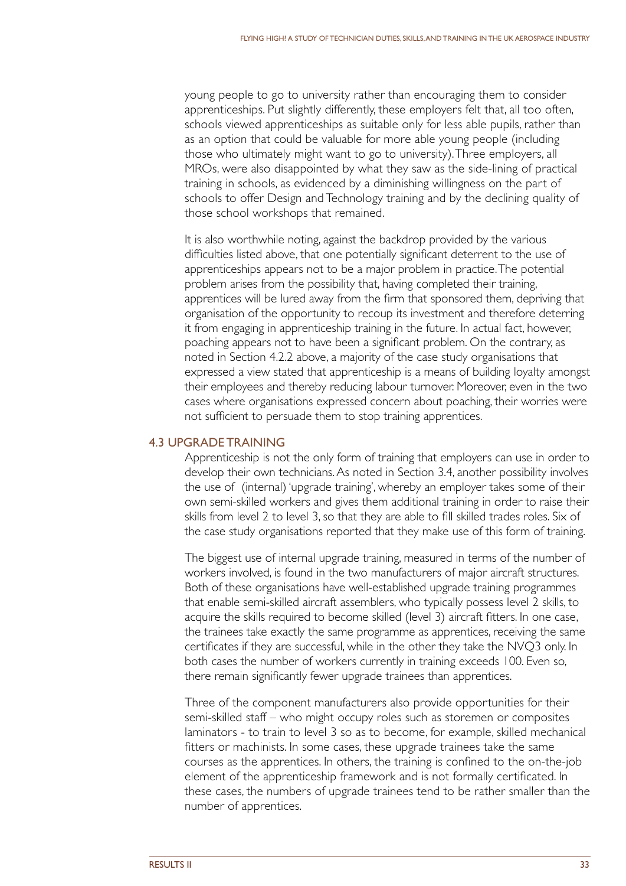young people to go to university rather than encouraging them to consider apprenticeships. Put slightly differently, these employers felt that, all too often, schools viewed apprenticeships as suitable only for less able pupils, rather than as an option that could be valuable for more able young people (including those who ultimately might want to go to university). Three employers, all MROs, were also disappointed by what they saw as the side-lining of practical training in schools, as evidenced by a diminishing willingness on the part of schools to offer Design and Technology training and by the declining quality of those school workshops that remained.

It is also worthwhile noting, against the backdrop provided by the various difficulties listed above, that one potentially significant deterrent to the use of apprenticeships appears not to be a major problem in practice. The potential problem arises from the possibility that, having completed their training, apprentices will be lured away from the firm that sponsored them, depriving that organisation of the opportunity to recoup its investment and therefore deterring it from engaging in apprenticeship training in the future. In actual fact, however, poaching appears not to have been a significant problem. On the contrary, as noted in Section 4.2.2 above, a majority of the case study organisations that expressed a view stated that apprenticeship is a means of building loyalty amongst their employees and thereby reducing labour turnover. Moreover, even in the two cases where organisations expressed concern about poaching, their worries were not sufficient to persuade them to stop training apprentices.

## 4.3 UPGRADE TRAINING

Apprenticeship is not the only form of training that employers can use in order to develop their own technicians. As noted in Section 3.4, another possibility involves the use of (internal) 'upgrade training', whereby an employer takes some of their own semi-skilled workers and gives them additional training in order to raise their skills from level 2 to level 3, so that they are able to fill skilled trades roles. Six of the case study organisations reported that they make use of this form of training.

The biggest use of internal upgrade training, measured in terms of the number of workers involved, is found in the two manufacturers of major aircraft structures. Both of these organisations have well-established upgrade training programmes that enable semi-skilled aircraft assemblers, who typically possess level 2 skills, to acquire the skills required to become skilled (level 3) aircraft fitters. In one case, the trainees take exactly the same programme as apprentices, receiving the same certificates if they are successful, while in the other they take the NVQ3 only. In both cases the number of workers currently in training exceeds 100. Even so, there remain significantly fewer upgrade trainees than apprentices.

Three of the component manufacturers also provide opportunities for their semi-skilled staff – who might occupy roles such as storemen or composites laminators - to train to level 3 so as to become, for example, skilled mechanical fitters or machinists. In some cases, these upgrade trainees take the same courses as the apprentices. In others, the training is confined to the on-the-job element of the apprenticeship framework and is not formally certificated. In these cases, the numbers of upgrade trainees tend to be rather smaller than the number of apprentices.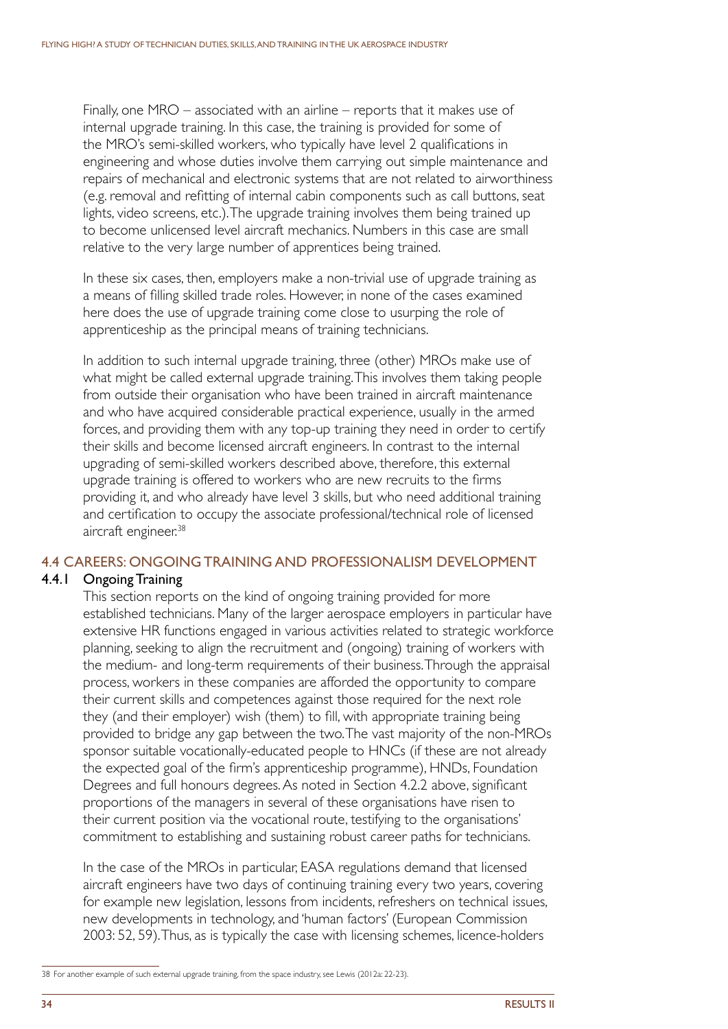Finally, one MRO – associated with an airline – reports that it makes use of internal upgrade training. In this case, the training is provided for some of the MRO's semi-skilled workers, who typically have level 2 qualifications in engineering and whose duties involve them carrying out simple maintenance and repairs of mechanical and electronic systems that are not related to airworthiness (e.g. removal and refitting of internal cabin components such as call buttons, seat lights, video screens, etc.). The upgrade training involves them being trained up to become unlicensed level aircraft mechanics. Numbers in this case are small relative to the very large number of apprentices being trained.

In these six cases, then, employers make a non-trivial use of upgrade training as a means of filling skilled trade roles. However, in none of the cases examined here does the use of upgrade training come close to usurping the role of apprenticeship as the principal means of training technicians.

In addition to such internal upgrade training, three (other) MROs make use of what might be called external upgrade training. This involves them taking people from outside their organisation who have been trained in aircraft maintenance and who have acquired considerable practical experience, usually in the armed forces, and providing them with any top-up training they need in order to certify their skills and become licensed aircraft engineers. In contrast to the internal upgrading of semi-skilled workers described above, therefore, this external upgrade training is offered to workers who are new recruits to the firms providing it, and who already have level 3 skills, but who need additional training and certification to occupy the associate professional/technical role of licensed aircraft engineer.[38]

## 4.4 CAREERS: ONGOING TRAINING AND PROFESSIONALISM DEVELOPMENT

### 4.4.1 Ongoing Training

This section reports on the kind of ongoing training provided for more established technicians. Many of the larger aerospace employers in particular have extensive HR functions engaged in various activities related to strategic workforce planning, seeking to align the recruitment and (ongoing) training of workers with the medium- and long-term requirements of their business. Through the appraisal process, workers in these companies are afforded the opportunity to compare their current skills and competences against those required for the next role they (and their employer) wish (them) to fill, with appropriate training being provided to bridge any gap between the two. The vast majority of the non-MROs sponsor suitable vocationally-educated people to HNCs (if these are not already the expected goal of the firm's apprenticeship programme), HNDs, Foundation Degrees and full honours degrees. As noted in Section 4.2.2 above, significant proportions of the managers in several of these organisations have risen to their current position via the vocational route, testifying to the organisations' commitment to establishing and sustaining robust career paths for technicians.

In the case of the MROs in particular, EASA regulations demand that licensed aircraft engineers have two days of continuing training every two years, covering for example new legislation, lessons from incidents, refreshers on technical issues, new developments in technology, and 'human factors' (European Commission 2003: 52, 59). Thus, as is typically the case with licensing schemes, licence-holders

[38] For another example of such external upgrade training, from the space industry, see Lewis (2012a: 22-23).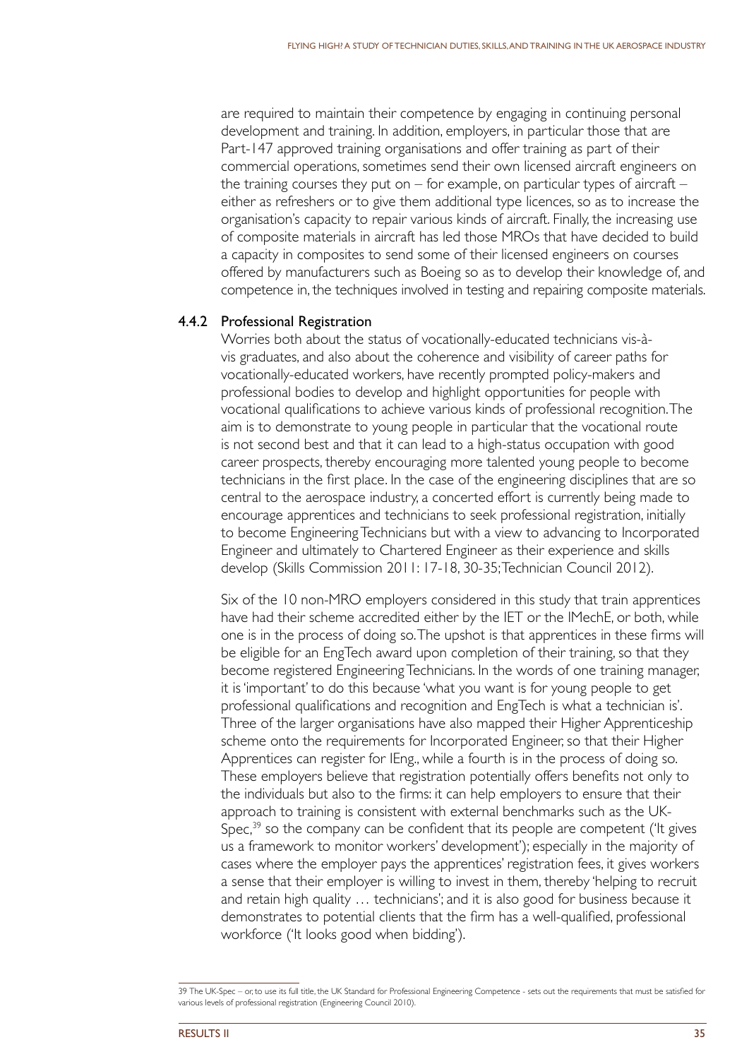are required to maintain their competence by engaging in continuing personal development and training. In addition, employers, in particular those that are Part-147 approved training organisations and offer training as part of their commercial operations, sometimes send their own licensed aircraft engineers on the training courses they put on – for example, on particular types of aircraft – either as refreshers or to give them additional type licences, so as to increase the organisation's capacity to repair various kinds of aircraft. Finally, the increasing use of composite materials in aircraft has led those MROs that have decided to build a capacity in composites to send some of their licensed engineers on courses offered by manufacturers such as Boeing so as to develop their knowledge of, and competence in, the techniques involved in testing and repairing composite materials.

### 4.4.2 Professional Registration

Worries both about the status of vocationally-educated technicians vis-à-vis graduates, and also about the coherence and visibility of career paths for vocationally-educated workers, have recently prompted policy-makers and professional bodies to develop and highlight opportunities for people with vocational qualifications to achieve various kinds of professional recognition. The aim is to demonstrate to young people in particular that the vocational route is not second best and that it can lead to a high-status occupation with good career prospects, thereby encouraging more talented young people to become technicians in the first place. In the case of the engineering disciplines that are so central to the aerospace industry, a concerted effort is currently being made to encourage apprentices and technicians to seek professional registration, initially to become Engineering Technicians but with a view to advancing to Incorporated Engineer and ultimately to Chartered Engineer as their experience and skills develop (Skills Commission 2011: 17-18, 30-35; Technician Council 2012).

Six of the 10 non-MRO employers considered in this study that train apprentices have had their scheme accredited either by the IET or the IMechE, or both, while one is in the process of doing so. The upshot is that apprentices in these firms will be eligible for an EngTech award upon completion of their training, so that they become registered Engineering Technicians. In the words of one training manager, it is 'important' to do this because 'what you want is for young people to get professional qualifications and recognition and EngTech is what a technician is'. Three of the larger organisations have also mapped their Higher Apprenticeship scheme onto the requirements for Incorporated Engineer, so that their Higher Apprentices can register for IEng., while a fourth is in the process of doing so. These employers believe that registration potentially offers benefits not only to the individuals but also to the firms: it can help employers to ensure that their approach to training is consistent with external benchmarks such as the UK-Spec,[39] so the company can be confident that its people are competent ('It gives us a framework to monitor workers' development'); especially in the majority of cases where the employer pays the apprentices' registration fees, it gives workers a sense that their employer is willing to invest in them, thereby 'helping to recruit and retain high quality … technicians'; and it is also good for business because it demonstrates to potential clients that the firm has a well-qualified, professional workforce ('It looks good when bidding').

---

39 The UK-Spec – or, to use its full title, the UK Standard for Professional Engineering Competence - sets out the requirements that must be satisfied for various levels of professional registration (Engineering Council 2010).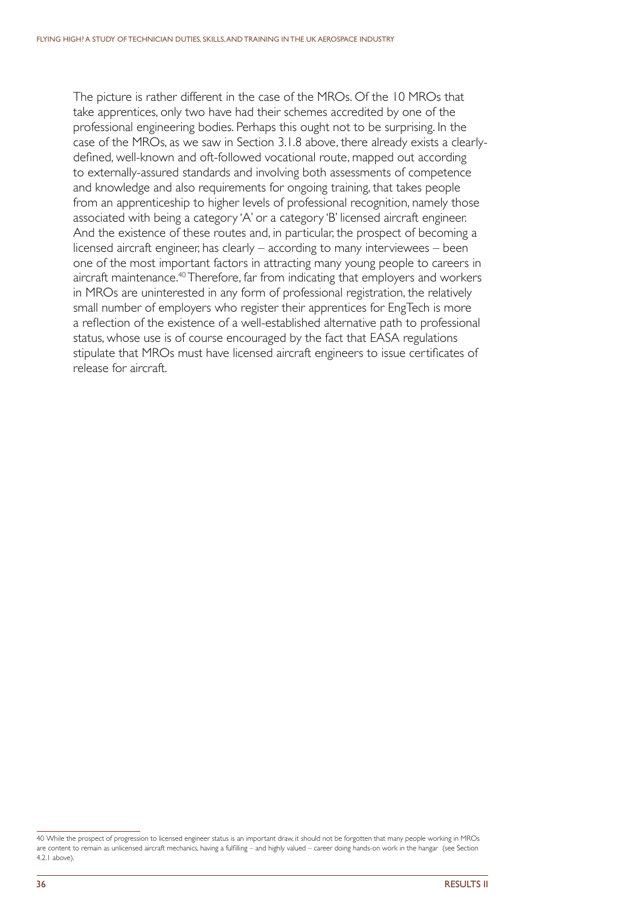The picture is rather different in the case of the MROs. Of the 10 MROs that take apprentices, only two have had their schemes accredited by one of the professional engineering bodies. Perhaps this ought not to be surprising. In the case of the MROs, as we saw in Section 3.1.8 above, there already exists a clearly-defined, well-known and oft-followed vocational route, mapped out according to externally-assured standards and involving both assessments of competence and knowledge and also requirements for ongoing training, that takes people from an apprenticeship to higher levels of professional recognition, namely those associated with being a category 'A' or a category 'B' licensed aircraft engineer. And the existence of these routes and, in particular, the prospect of becoming a licensed aircraft engineer, has clearly – according to many interviewees – been one of the most important factors in attracting many young people to careers in aircraft maintenance.[40] Therefore, far from indicating that employers and workers in MROs are uninterested in any form of professional registration, the relatively small number of employers who register their apprentices for EngTech is more a reflection of the existence of a well-established alternative path to professional status, whose use is of course encouraged by the fact that EASA regulations stipulate that MROs must have licensed aircraft engineers to issue certificates of release for aircraft.

---

40 While the prospect of progression to licensed engineer status is an important draw, it should not be forgotten that many people working in MROs are content to remain as unlicensed aircraft mechanics, having a fulfilling – and highly valued – career doing hands-on work in the hangar (see Section 4.2.1 above).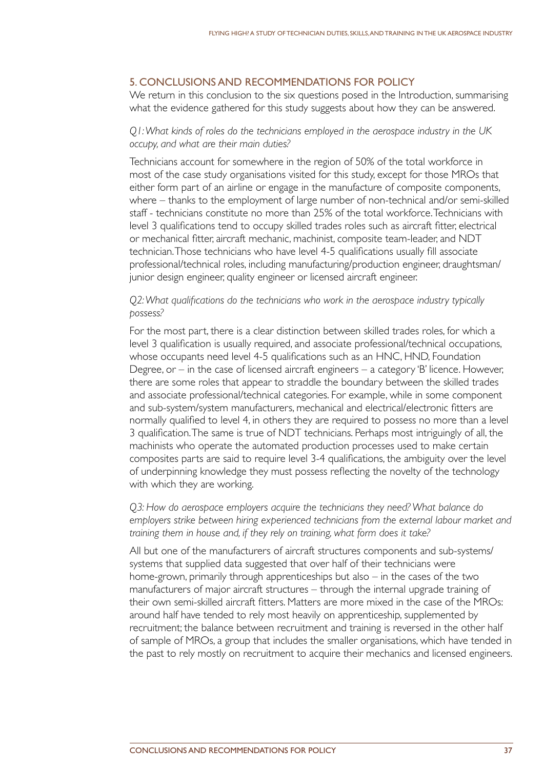## 5. CONCLUSIONS AND RECOMMENDATIONS FOR POLICY

We return in this conclusion to the six questions posed in the Introduction, summarising what the evidence gathered for this study suggests about how they can be answered.

*Q1: What kinds of roles do the technicians employed in the aerospace industry in the UK occupy, and what are their main duties?*

Technicians account for somewhere in the region of 50% of the total workforce in most of the case study organisations visited for this study, except for those MROs that either form part of an airline or engage in the manufacture of composite components, where – thanks to the employment of large number of non-technical and/or semi-skilled staff - technicians constitute no more than 25% of the total workforce. Technicians with level 3 qualifications tend to occupy skilled trades roles such as aircraft fitter, electrical or mechanical fitter, aircraft mechanic, machinist, composite team-leader, and NDT technician. Those technicians who have level 4-5 qualifications usually fill associate professional/technical roles, including manufacturing/production engineer, draughtsman/junior design engineer, quality engineer or licensed aircraft engineer.

*Q2: What qualifications do the technicians who work in the aerospace industry typically possess?*

For the most part, there is a clear distinction between skilled trades roles, for which a level 3 qualification is usually required, and associate professional/technical occupations, whose occupants need level 4-5 qualifications such as an HNC, HND, Foundation Degree, or – in the case of licensed aircraft engineers – a category 'B' licence. However, there are some roles that appear to straddle the boundary between the skilled trades and associate professional/technical categories. For example, while in some component and sub-system/system manufacturers, mechanical and electrical/electronic fitters are normally qualified to level 4, in others they are required to possess no more than a level 3 qualification. The same is true of NDT technicians. Perhaps most intriguingly of all, the machinists who operate the automated production processes used to make certain composites parts are said to require level 3-4 qualifications, the ambiguity over the level of underpinning knowledge they must possess reflecting the novelty of the technology with which they are working.

*Q3: How do aerospace employers acquire the technicians they need? What balance do employers strike between hiring experienced technicians from the external labour market and training them in house and, if they rely on training, what form does it take?*

All but one of the manufacturers of aircraft structures components and sub-systems/systems that supplied data suggested that over half of their technicians were home-grown, primarily through apprenticeships but also – in the cases of the two manufacturers of major aircraft structures – through the internal upgrade training of their own semi-skilled aircraft fitters. Matters are more mixed in the case of the MROs: around half have tended to rely most heavily on apprenticeship, supplemented by recruitment; the balance between recruitment and training is reversed in the other half of sample of MROs, a group that includes the smaller organisations, which have tended in the past to rely mostly on recruitment to acquire their mechanics and licensed engineers.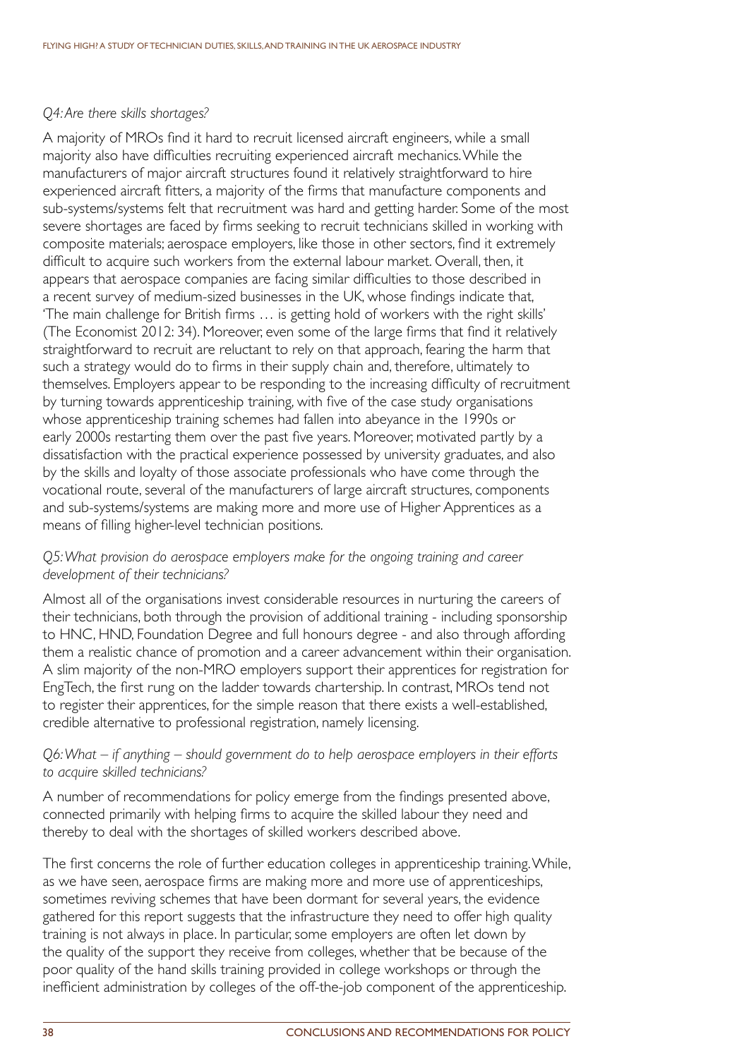*Q4: Are there skills shortages?*

A majority of MROs find it hard to recruit licensed aircraft engineers, while a small majority also have difficulties recruiting experienced aircraft mechanics. While the manufacturers of major aircraft structures found it relatively straightforward to hire experienced aircraft fitters, a majority of the firms that manufacture components and sub-systems/systems felt that recruitment was hard and getting harder. Some of the most severe shortages are faced by firms seeking to recruit technicians skilled in working with composite materials; aerospace employers, like those in other sectors, find it extremely difficult to acquire such workers from the external labour market. Overall, then, it appears that aerospace companies are facing similar difficulties to those described in a recent survey of medium-sized businesses in the UK, whose findings indicate that, 'The main challenge for British firms … is getting hold of workers with the right skills' (The Economist 2012: 34). Moreover, even some of the large firms that find it relatively straightforward to recruit are reluctant to rely on that approach, fearing the harm that such a strategy would do to firms in their supply chain and, therefore, ultimately to themselves. Employers appear to be responding to the increasing difficulty of recruitment by turning towards apprenticeship training, with five of the case study organisations whose apprenticeship training schemes had fallen into abeyance in the 1990s or early 2000s restarting them over the past five years. Moreover, motivated partly by a dissatisfaction with the practical experience possessed by university graduates, and also by the skills and loyalty of those associate professionals who have come through the vocational route, several of the manufacturers of large aircraft structures, components and sub-systems/systems are making more and more use of Higher Apprentices as a means of filling higher-level technician positions.

*Q5: What provision do aerospace employers make for the ongoing training and career development of their technicians?*

Almost all of the organisations invest considerable resources in nurturing the careers of their technicians, both through the provision of additional training - including sponsorship to HNC, HND, Foundation Degree and full honours degree - and also through affording them a realistic chance of promotion and a career advancement within their organisation. A slim majority of the non-MRO employers support their apprentices for registration for EngTech, the first rung on the ladder towards chartership. In contrast, MROs tend not to register their apprentices, for the simple reason that there exists a well-established, credible alternative to professional registration, namely licensing.

*Q6: What – if anything – should government do to help aerospace employers in their efforts to acquire skilled technicians?*

A number of recommendations for policy emerge from the findings presented above, connected primarily with helping firms to acquire the skilled labour they need and thereby to deal with the shortages of skilled workers described above.

The first concerns the role of further education colleges in apprenticeship training. While, as we have seen, aerospace firms are making more and more use of apprenticeships, sometimes reviving schemes that have been dormant for several years, the evidence gathered for this report suggests that the infrastructure they need to offer high quality training is not always in place. In particular, some employers are often let down by the quality of the support they receive from colleges, whether that be because of the poor quality of the hand skills training provided in college workshops or through the inefficient administration by colleges of the off-the-job component of the apprenticeship.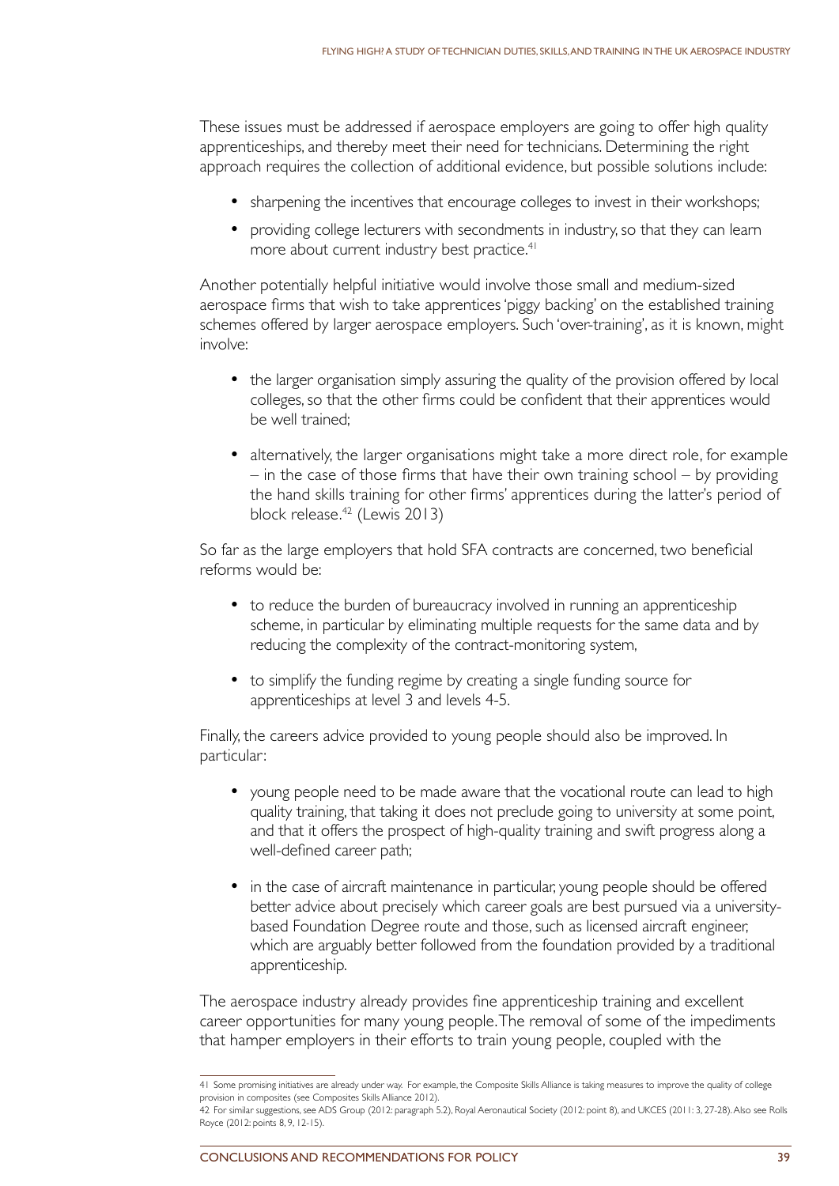These issues must be addressed if aerospace employers are going to offer high quality apprenticeships, and thereby meet their need for technicians. Determining the right approach requires the collection of additional evidence, but possible solutions include:

- sharpening the incentives that encourage colleges to invest in their workshops;
- providing college lecturers with secondments in industry, so that they can learn more about current industry best practice.[41]

Another potentially helpful initiative would involve those small and medium-sized aerospace firms that wish to take apprentices 'piggy backing' on the established training schemes offered by larger aerospace employers. Such 'over-training', as it is known, might involve:

- the larger organisation simply assuring the quality of the provision offered by local colleges, so that the other firms could be confident that their apprentices would be well trained;
- alternatively, the larger organisations might take a more direct role, for example – in the case of those firms that have their own training school – by providing the hand skills training for other firms' apprentices during the latter's period of block release.[42] (Lewis 2013)

So far as the large employers that hold SFA contracts are concerned, two beneficial reforms would be:

- to reduce the burden of bureaucracy involved in running an apprenticeship scheme, in particular by eliminating multiple requests for the same data and by reducing the complexity of the contract-monitoring system,
- to simplify the funding regime by creating a single funding source for apprenticeships at level 3 and levels 4-5.

Finally, the careers advice provided to young people should also be improved. In particular:

- young people need to be made aware that the vocational route can lead to high quality training, that taking it does not preclude going to university at some point, and that it offers the prospect of high-quality training and swift progress along a well-defined career path;
- in the case of aircraft maintenance in particular, young people should be offered better advice about precisely which career goals are best pursued via a university-based Foundation Degree route and those, such as licensed aircraft engineer, which are arguably better followed from the foundation provided by a traditional apprenticeship.

The aerospace industry already provides fine apprenticeship training and excellent career opportunities for many young people. The removal of some of the impediments that hamper employers in their efforts to train young people, coupled with the

---

41 Some promising initiatives are already under way. For example, the Composite Skills Alliance is taking measures to improve the quality of college provision in composites (see Composites Skills Alliance 2012).

42 For similar suggestions, see ADS Group (2012: paragraph 5.2), Royal Aeronautical Society (2012: point 8), and UKCES (2011: 3, 27-28). Also see Rolls Royce (2012: points 8, 9, 12-15).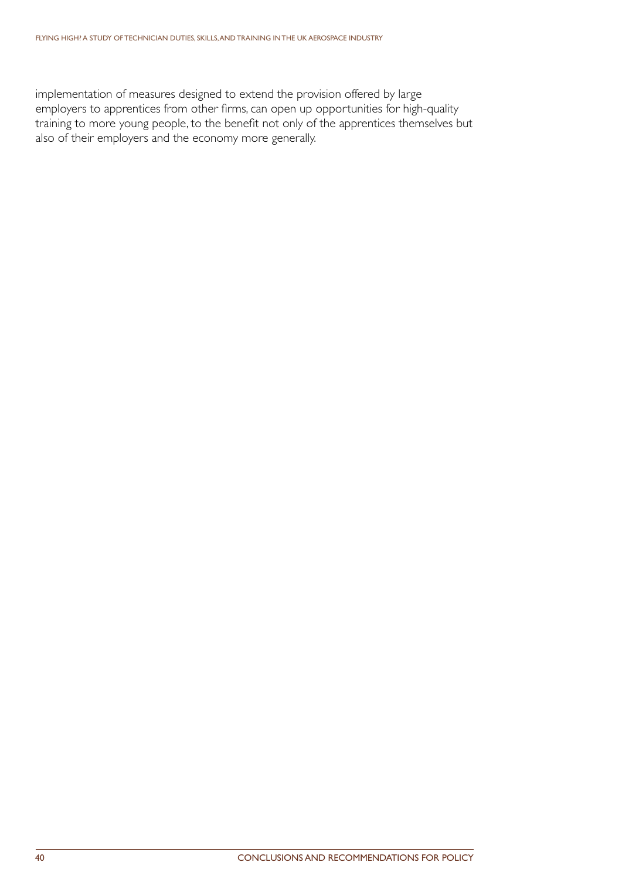implementation of measures designed to extend the provision offered by large employers to apprentices from other firms, can open up opportunities for high-quality training to more young people, to the benefit not only of the apprentices themselves but also of their employers and the economy more generally.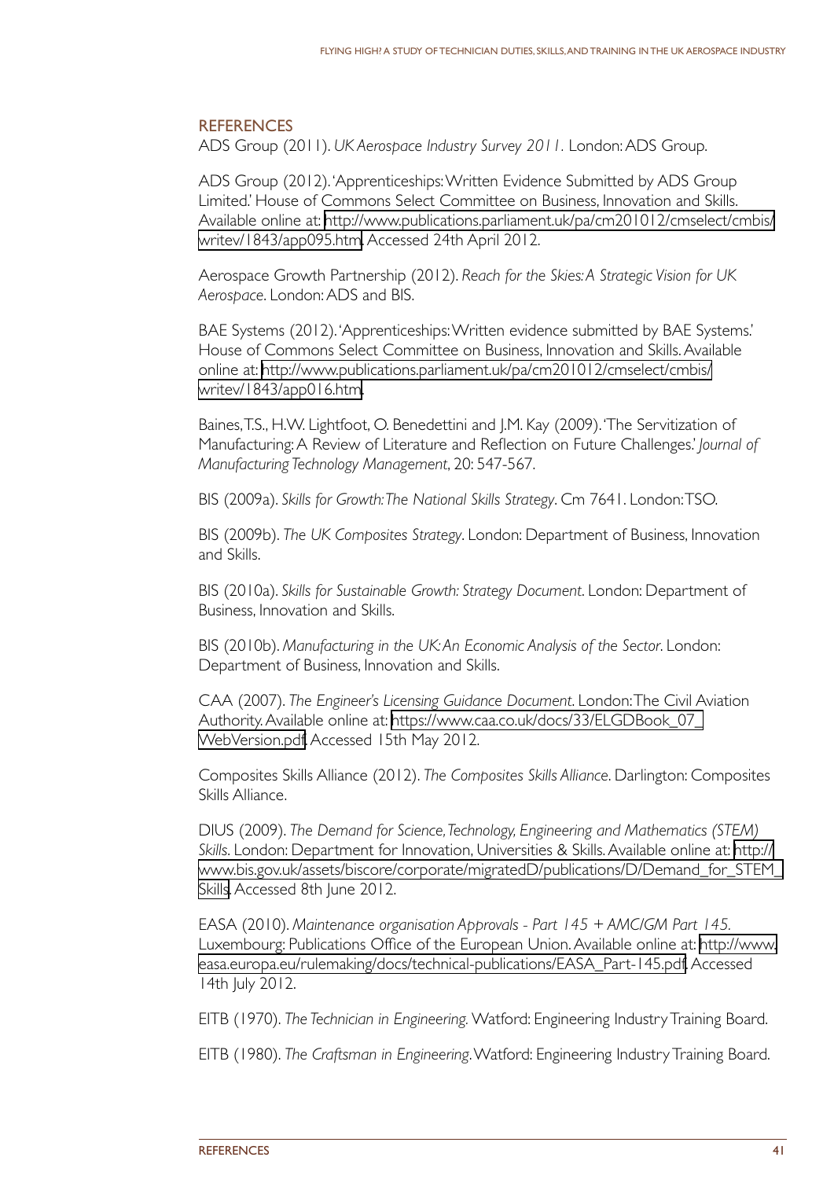## REFERENCES

ADS Group (2011). *UK Aerospace Industry Survey 2011.* London: ADS Group.

ADS Group (2012). 'Apprenticeships: Written Evidence Submitted by ADS Group Limited.' House of Commons Select Committee on Business, Innovation and Skills. Available online at: http://www.publications.parliament.uk/pa/cm201012/cmselect/cmbis/writev/1843/app095.htm. Accessed 24th April 2012.

Aerospace Growth Partnership (2012). *Reach for the Skies: A Strategic Vision for UK Aerospace*. London: ADS and BIS.

BAE Systems (2012). 'Apprenticeships: Written evidence submitted by BAE Systems.' House of Commons Select Committee on Business, Innovation and Skills. Available online at: http://www.publications.parliament.uk/pa/cm201012/cmselect/cmbis/writev/1843/app016.htm.

Baines, T.S., H.W. Lightfoot, O. Benedettini and J.M. Kay (2009). 'The Servitization of Manufacturing: A Review of Literature and Reflection on Future Challenges.' *Journal of Manufacturing Technology Management*, 20: 547-567.

BIS (2009a). *Skills for Growth: The National Skills Strategy*. Cm 7641. London: TSO.

BIS (2009b). *The UK Composites Strategy*. London: Department of Business, Innovation and Skills.

BIS (2010a). *Skills for Sustainable Growth: Strategy Document*. London: Department of Business, Innovation and Skills.

BIS (2010b). *Manufacturing in the UK: An Economic Analysis of the Sector*. London: Department of Business, Innovation and Skills.

CAA (2007). *The Engineer's Licensing Guidance Document*. London: The Civil Aviation Authority. Available online at: https://www.caa.co.uk/docs/33/ELGDBook_07_WebVersion.pdf. Accessed 15th May 2012.

Composites Skills Alliance (2012). *The Composites Skills Alliance*. Darlington: Composites Skills Alliance.

DIUS (2009). *The Demand for Science, Technology, Engineering and Mathematics (STEM) Skills*. London: Department for Innovation, Universities & Skills. Available online at: http://www.bis.gov.uk/assets/biscore/corporate/migratedD/publications/D/Demand_for_STEM_Skills. Accessed 8th June 2012.

EASA (2010). *Maintenance organisation Approvals - Part 145 + AMC/GM Part 145.* Luxembourg: Publications Office of the European Union. Available online at: http://www.easa.europa.eu/rulemaking/docs/technical-publications/EASA_Part-145.pdf. Accessed 14th July 2012.

EITB (1970). *The Technician in Engineering.* Watford: Engineering Industry Training Board.

EITB (1980). *The Craftsman in Engineering*. Watford: Engineering Industry Training Board.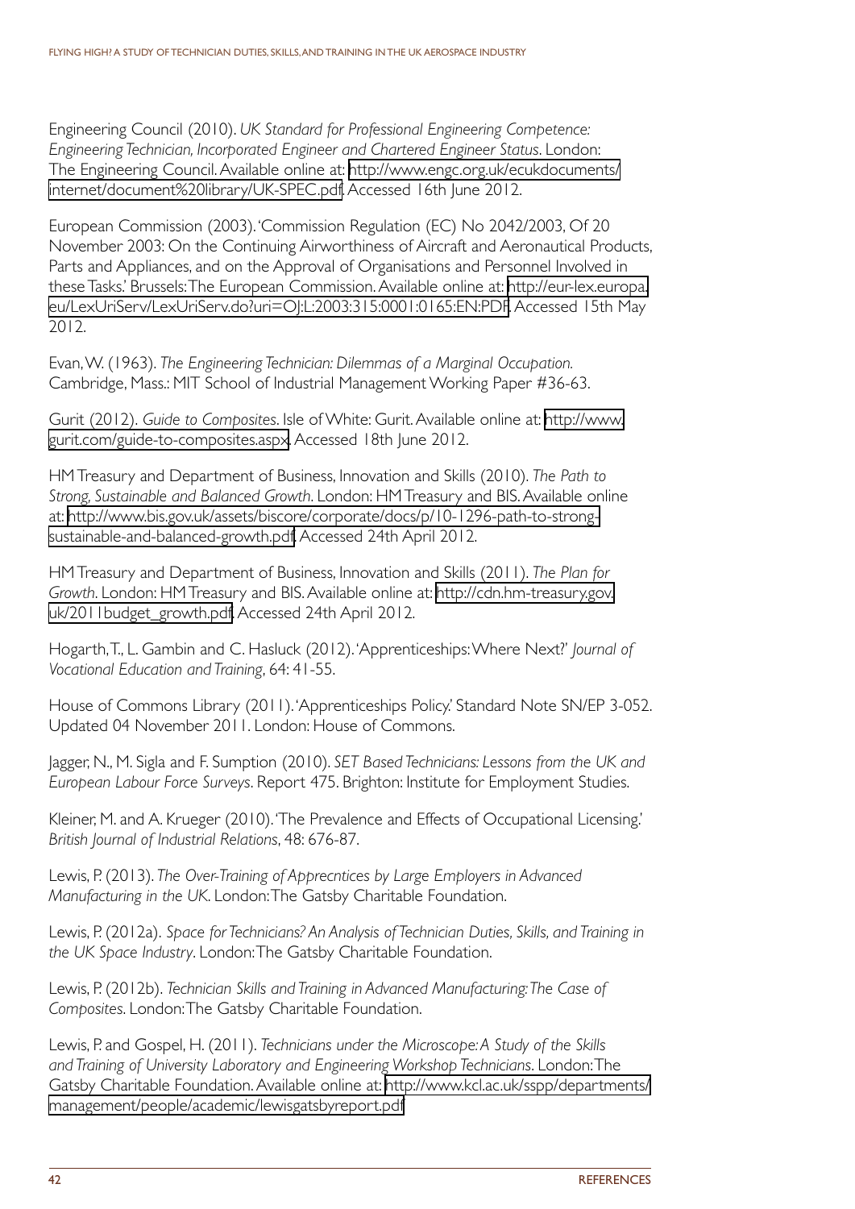Engineering Council (2010). *UK Standard for Professional Engineering Competence: Engineering Technician, Incorporated Engineer and Chartered Engineer Status*. London: The Engineering Council. Available online at: http://www.engc.org.uk/ecukdocuments/internet/document%20library/UK-SPEC.pdf. Accessed 16th June 2012.

European Commission (2003). 'Commission Regulation (EC) No 2042/2003, Of 20 November 2003: On the Continuing Airworthiness of Aircraft and Aeronautical Products, Parts and Appliances, and on the Approval of Organisations and Personnel Involved in these Tasks.' Brussels: The European Commission. Available online at: http://eur-lex.europa.eu/LexUriServ/LexUriServ.do?uri=OJ:L:2003:315:0001:0165:EN:PDF. Accessed 15th May 2012.

Evan, W. (1963). *The Engineering Technician: Dilemmas of a Marginal Occupation.* Cambridge, Mass.: MIT School of Industrial Management Working Paper #36-63.

Gurit (2012). *Guide to Composites*. Isle of White: Gurit. Available online at: http://www.gurit.com/guide-to-composites.aspx. Accessed 18th June 2012.

HM Treasury and Department of Business, Innovation and Skills (2010). *The Path to Strong, Sustainable and Balanced Growth*. London: HM Treasury and BIS. Available online at: http://www.bis.gov.uk/assets/biscore/corporate/docs/p/10-1296-path-to-strong-sustainable-and-balanced-growth.pdf. Accessed 24th April 2012.

HM Treasury and Department of Business, Innovation and Skills (2011). *The Plan for Growth*. London: HM Treasury and BIS. Available online at: http://cdn.hm-treasury.gov.uk/2011budget_growth.pdf. Accessed 24th April 2012.

Hogarth, T., L. Gambin and C. Hasluck (2012). 'Apprenticeships: Where Next?' *Journal of Vocational Education and Training*, 64: 41-55.

House of Commons Library (2011). 'Apprenticeships Policy.' Standard Note SN/EP 3-052. Updated 04 November 2011. London: House of Commons.

Jagger, N., M. Sigla and F. Sumption (2010). *SET Based Technicians: Lessons from the UK and European Labour Force Surveys*. Report 475. Brighton: Institute for Employment Studies.

Kleiner, M. and A. Krueger (2010). 'The Prevalence and Effects of Occupational Licensing.' *British Journal of Industrial Relations*, 48: 676-87.

Lewis, P. (2013). *The Over-Training of Apprecntices by Large Employers in Advanced Manufacturing in the UK*. London: The Gatsby Charitable Foundation.

Lewis, P. (2012a). *Space for Technicians? An Analysis of Technician Duties, Skills, and Training in the UK Space Industry*. London: The Gatsby Charitable Foundation.

Lewis, P. (2012b). *Technician Skills and Training in Advanced Manufacturing: The Case of Composites*. London: The Gatsby Charitable Foundation.

Lewis, P. and Gospel, H. (2011). *Technicians under the Microscope: A Study of the Skills and Training of University Laboratory and Engineering Workshop Technicians*. London: The Gatsby Charitable Foundation. Available online at: http://www.kcl.ac.uk/sspp/departments/management/people/academic/lewisgatsbyreport.pdf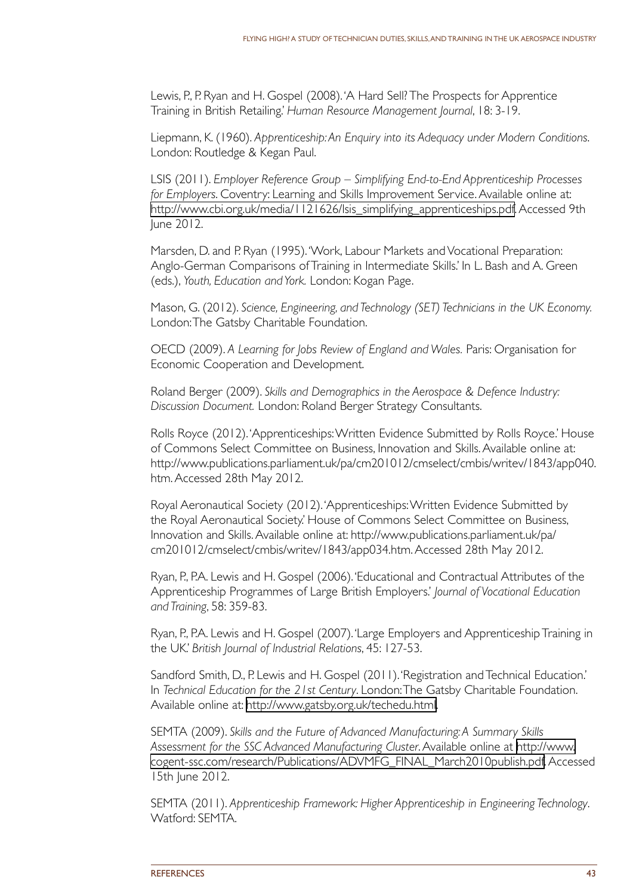Lewis, P., P. Ryan and H. Gospel (2008). 'A Hard Sell? The Prospects for Apprentice Training in British Retailing.' *Human Resource Management Journal*, 18: 3-19.

Liepmann, K. (1960). *Apprenticeship: An Enquiry into its Adequacy under Modern Conditions*. London: Routledge & Kegan Paul.

LSIS (2011). *Employer Reference Group – Simplifying End-to-End Apprenticeship Processes for Employers*. Coventry: Learning and Skills Improvement Service. Available online at: http://www.cbi.org.uk/media/1121626/lsis_simplifying_apprenticeships.pdf. Accessed 9th June 2012.

Marsden, D. and P. Ryan (1995). 'Work, Labour Markets and Vocational Preparation: Anglo-German Comparisons of Training in Intermediate Skills.' In L. Bash and A. Green (eds.), *Youth, Education and York.* London: Kogan Page.

Mason, G. (2012). *Science, Engineering, and Technology (SET) Technicians in the UK Economy.* London: The Gatsby Charitable Foundation.

OECD (2009). *A Learning for Jobs Review of England and Wales.* Paris: Organisation for Economic Cooperation and Development.

Roland Berger (2009). *Skills and Demographics in the Aerospace & Defence Industry: Discussion Document.* London: Roland Berger Strategy Consultants.

Rolls Royce (2012). 'Apprenticeships: Written Evidence Submitted by Rolls Royce.' House of Commons Select Committee on Business, Innovation and Skills. Available online at: http://www.publications.parliament.uk/pa/cm201012/cmselect/cmbis/writev/1843/app040.htm. Accessed 28th May 2012.

Royal Aeronautical Society (2012). 'Apprenticeships: Written Evidence Submitted by the Royal Aeronautical Society.' House of Commons Select Committee on Business, Innovation and Skills. Available online at: http://www.publications.parliament.uk/pa/cm201012/cmselect/cmbis/writev/1843/app034.htm. Accessed 28th May 2012.

Ryan, P., P.A. Lewis and H. Gospel (2006). 'Educational and Contractual Attributes of the Apprenticeship Programmes of Large British Employers.' *Journal of Vocational Education and Training*, 58: 359-83.

Ryan, P., P.A. Lewis and H. Gospel (2007). 'Large Employers and Apprenticeship Training in the UK.' *British Journal of Industrial Relations*, 45: 127-53.

Sandford Smith, D., P. Lewis and H. Gospel (2011). 'Registration and Technical Education.' In *Technical Education for the 21st Century*. London: The Gatsby Charitable Foundation. Available online at: http://www.gatsby.org.uk/techedu.html.

SEMTA (2009). *Skills and the Future of Advanced Manufacturing: A Summary Skills Assessment for the SSC Advanced Manufacturing Cluster*. Available online at http://www.cogent-ssc.com/research/Publications/ADVMFG_FINAL_March2010publish.pdf. Accessed 15th June 2012.

SEMTA (2011). *Apprenticeship Framework: Higher Apprenticeship in Engineering Technology*. Watford: SEMTA.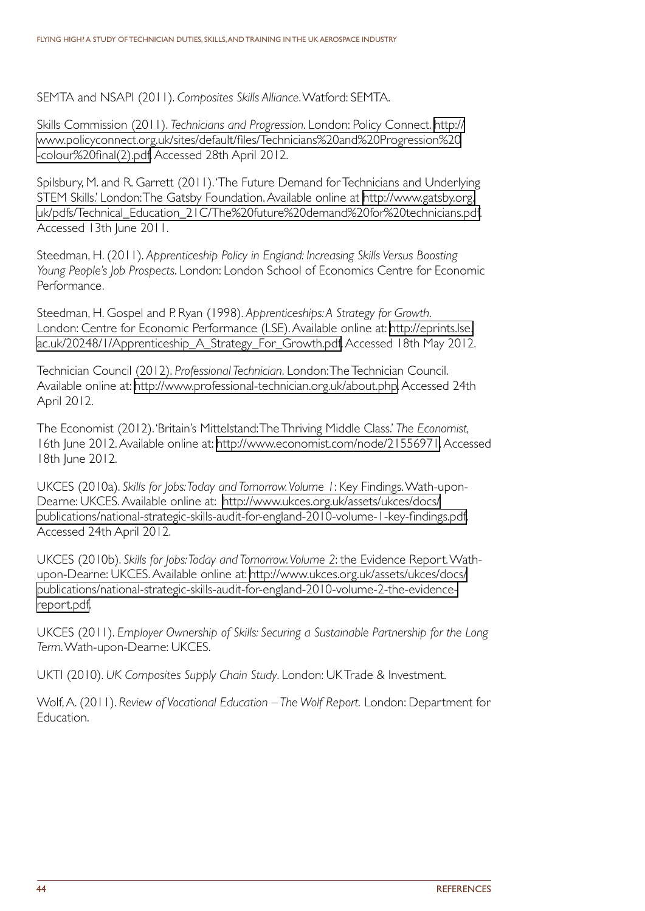SEMTA and NSAPI (2011). *Composites Skills Alliance*. Watford: SEMTA.

Skills Commission (2011). *Technicians and Progression*. London: Policy Connect. http://www.policyconnect.org.uk/sites/default/files/Technicians%20and%20Progression%20-colour%20final(2).pdf. Accessed 28th April 2012.

Spilsbury, M. and R. Garrett (2011). 'The Future Demand for Technicians and Underlying STEM Skills.' London: The Gatsby Foundation. Available online at http://www.gatsby.org.uk/pdfs/Technical_Education_21C/The%20future%20demand%20for%20technicians.pdf. Accessed 13th June 2011.

Steedman, H. (2011). *Apprenticeship Policy in England: Increasing Skills Versus Boosting Young People's Job Prospects*. London: London School of Economics Centre for Economic Performance.

Steedman, H. Gospel and P. Ryan (1998). *Apprenticeships: A Strategy for Growth*. London: Centre for Economic Performance (LSE). Available online at: http://eprints.lse.ac.uk/20248/1/Apprenticeship_A_Strategy_For_Growth.pdf. Accessed 18th May 2012.

Technician Council (2012). *Professional Technician*. London: The Technician Council. Available online at: http://www.professional-technician.org.uk/about.php. Accessed 24th April 2012.

The Economist (2012). 'Britain's Mittelstand: The Thriving Middle Class.' *The Economist,* 16th June 2012. Available online at: http://www.economist.com/node/21556971. Accessed 18th June 2012.

UKCES (2010a). *Skills for Jobs: Today and Tomorrow. Volume 1*: Key Findings. Wath-upon-Dearne: UKCES. Available online at: http://www.ukces.org.uk/assets/ukces/docs/publications/national-strategic-skills-audit-for-england-2010-volume-1-key-findings.pdf. Accessed 24th April 2012.

UKCES (2010b). *Skills for Jobs: Today and Tomorrow. Volume 2*: the Evidence Report. Wath-upon-Dearne: UKCES. Available online at: http://www.ukces.org.uk/assets/ukces/docs/publications/national-strategic-skills-audit-for-england-2010-volume-2-the-evidence-report.pdf.

UKCES (2011). *Employer Ownership of Skills: Securing a Sustainable Partnership for the Long Term*. Wath-upon-Dearne: UKCES.

UKTI (2010). *UK Composites Supply Chain Study*. London: UK Trade & Investment.

Wolf, A. (2011). *Review of Vocational Education – The Wolf Report.* London: Department for Education.